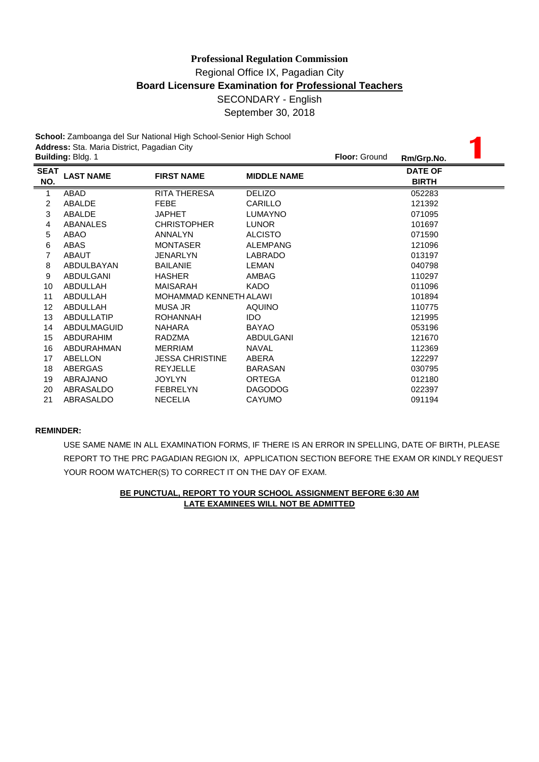**Professional Regulation Commission**

Regional Office IX, Pagadian City

**Board Licensure Examination for Professional Teachers**

SECONDARY - English

September 30, 2018

**School:** Zamboanga del Sur National High School-Senior High School

**Address:** Sta. Maria District, Pagadian City

**Building:** Bldg. 1 **Floor:** Ground **Rm/Grp.No.** 1

| SEAT NO. | LAST NAME | FIRST NAME | MIDDLE NAME | DATE OF BIRTH |
|---|---|---|---|---|
| 1 | ABAD | RITA THERESA | DELIZO | 052283 |
| 2 | ABALDE | FEBE | CARILLO | 121392 |
| 3 | ABALDE | JAPHET | LUMAYNO | 071095 |
| 4 | ABANALES | CHRISTOPHER | LUNOR | 101697 |
| 5 | ABAO | ANNALYN | ALCISTO | 071590 |
| 6 | ABAS | MONTASER | ALEMPANG | 121096 |
| 7 | ABAUT | JENARLYN | LABRADO | 013197 |
| 8 | ABDULBAYAN | BAILANIE | LEMAN | 040798 |
| 9 | ABDULGANI | HASHER | AMBAG | 110297 |
| 10 | ABDULLAH | MAISARAH | KADO | 011096 |
| 11 | ABDULLAH | MOHAMMAD KENNETH | ALAWI | 101894 |
| 12 | ABDULLAH | MUSA JR | AQUINO | 110775 |
| 13 | ABDULLATIP | ROHANNAH | IDO | 121995 |
| 14 | ABDULMAGUID | NAHARA | BAYAO | 053196 |
| 15 | ABDURAHIM | RADZMA | ABDULGANI | 121670 |
| 16 | ABDURAHMAN | MERRIAM | NAVAL | 112369 |
| 17 | ABELLON | JESSA CHRISTINE | ABERA | 122297 |
| 18 | ABERGAS | REYJELLE | BARASAN | 030795 |
| 19 | ABRAJANO | JOYLYN | ORTEGA | 012180 |
| 20 | ABRASALDO | FEBRELYN | DAGODOG | 022397 |
| 21 | ABRASALDO | NECELIA | CAYUMO | 091194 |

**REMINDER:**

USE SAME NAME IN ALL EXAMINATION FORMS, IF THERE IS AN ERROR IN SPELLING, DATE OF BIRTH, PLEASE REPORT TO THE PRC PAGADIAN REGION IX, APPLICATION SECTION BEFORE THE EXAM OR KINDLY REQUEST YOUR ROOM WATCHER(S) TO CORRECT IT ON THE DAY OF EXAM.

**BE PUNCTUAL, REPORT TO YOUR SCHOOL ASSIGNMENT BEFORE 6:30 AM**

**LATE EXAMINEES WILL NOT BE ADMITTED**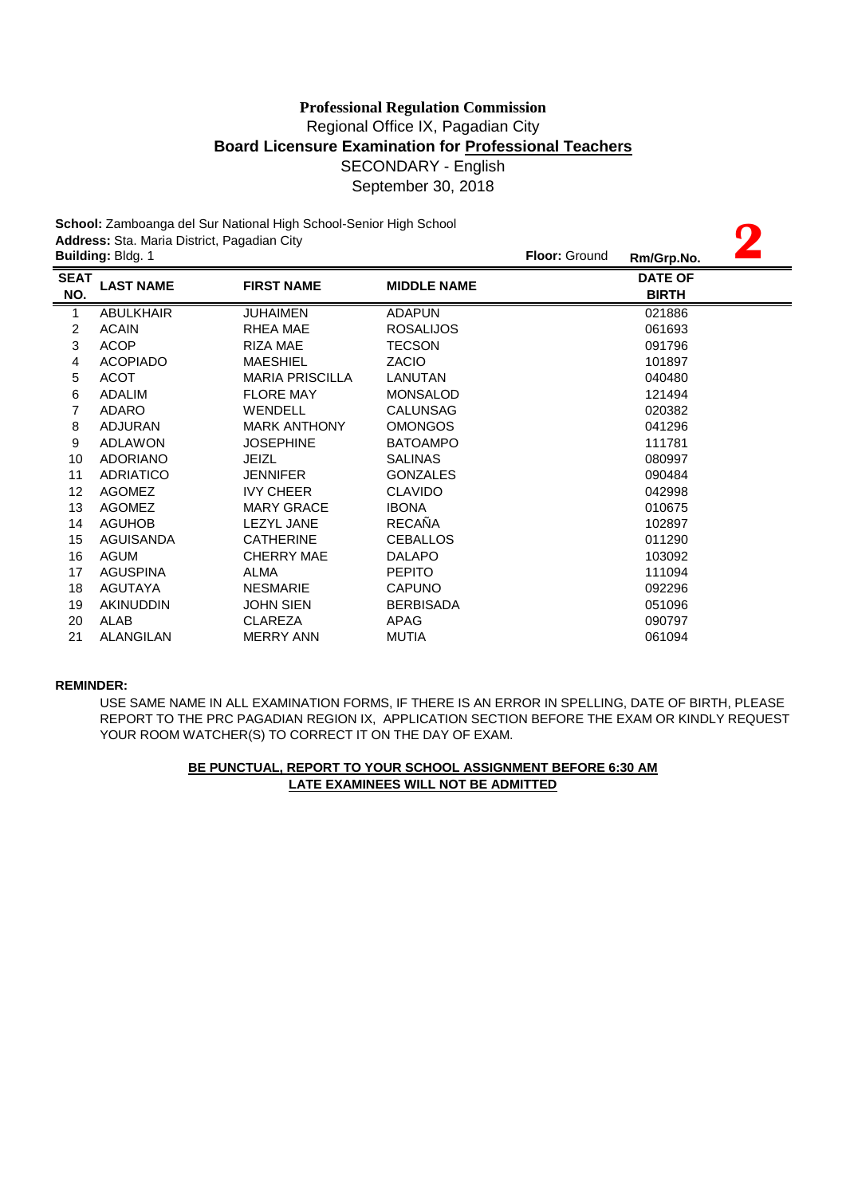**Professional Regulation Commission**
Regional Office IX, Pagadian City
**Board Licensure Examination for Professional Teachers**
SECONDARY - English
September 30, 2018

**School:** Zamboanga del Sur National High School-Senior High School
**Address:** Sta. Maria District, Pagadian City
**Building:** Bldg. 1 **Floor:** Ground **Rm/Grp.No.** **2**

| SEAT NO. | LAST NAME | FIRST NAME | MIDDLE NAME | DATE OF BIRTH |
|---|---|---|---|---|
| 1 | ABULKHAIR | JUHAIMEN | ADAPUN | 021886 |
| 2 | ACAIN | RHEA MAE | ROSALIJOS | 061693 |
| 3 | ACOP | RIZA MAE | TECSON | 091796 |
| 4 | ACOPIADO | MAESHIEL | ZACIO | 101897 |
| 5 | ACOT | MARIA PRISCILLA | LANUTAN | 040480 |
| 6 | ADALIM | FLORE MAY | MONSALOD | 121494 |
| 7 | ADARO | WENDELL | CALUNSAG | 020382 |
| 8 | ADJURAN | MARK ANTHONY | OMONGOS | 041296 |
| 9 | ADLAWON | JOSEPHINE | BATOAMPO | 111781 |
| 10 | ADORIANO | JEIZL | SALINAS | 080997 |
| 11 | ADRIATICO | JENNIFER | GONZALES | 090484 |
| 12 | AGOMEZ | IVY CHEER | CLAVIDO | 042998 |
| 13 | AGOMEZ | MARY GRACE | IBONA | 010675 |
| 14 | AGUHOB | LEZYL JANE | RECAÑA | 102897 |
| 15 | AGUISANDA | CATHERINE | CEBALLOS | 011290 |
| 16 | AGUM | CHERRY MAE | DALAPO | 103092 |
| 17 | AGUSPINA | ALMA | PEPITO | 111094 |
| 18 | AGUTAYA | NESMARIE | CAPUNO | 092296 |
| 19 | AKINUDDIN | JOHN SIEN | BERBISADA | 051096 |
| 20 | ALAB | CLAREZA | APAG | 090797 |
| 21 | ALANGILAN | MERRY ANN | MUTIA | 061094 |

**REMINDER:**

USE SAME NAME IN ALL EXAMINATION FORMS, IF THERE IS AN ERROR IN SPELLING, DATE OF BIRTH, PLEASE REPORT TO THE PRC PAGADIAN REGION IX, APPLICATION SECTION BEFORE THE EXAM OR KINDLY REQUEST YOUR ROOM WATCHER(S) TO CORRECT IT ON THE DAY OF EXAM.

**BE PUNCTUAL, REPORT TO YOUR SCHOOL ASSIGNMENT BEFORE 6:30 AM**
**LATE EXAMINEES WILL NOT BE ADMITTED**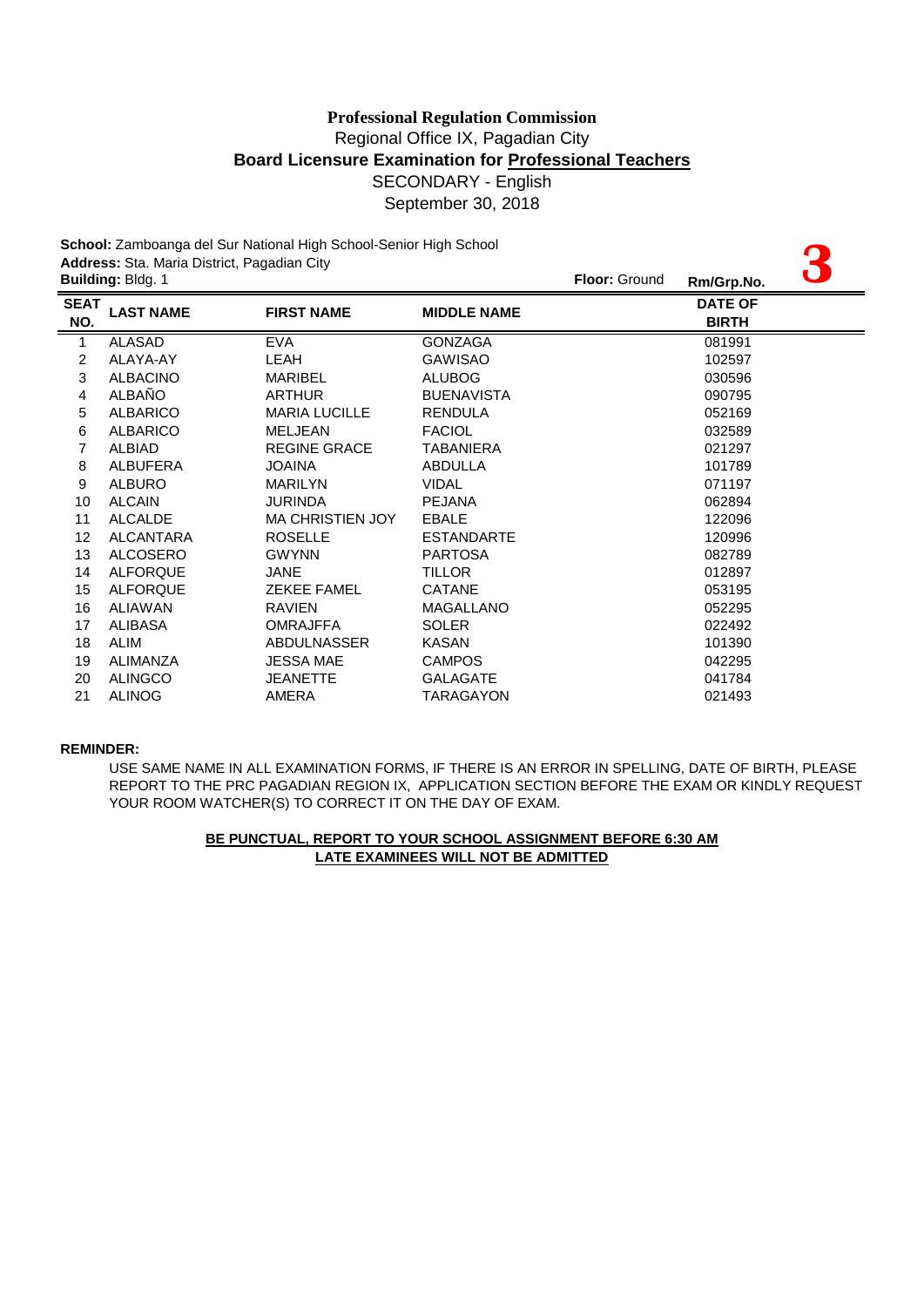**Professional Regulation Commission**
Regional Office IX, Pagadian City
**Board Licensure Examination for Professional Teachers**
SECONDARY - English
September 30, 2018

**School:** Zamboanga del Sur National High School-Senior High School
**Address:** Sta. Maria District, Pagadian City
**Building:** Bldg. 1 **Floor:** Ground **Rm/Grp.No.** **3**

| SEAT NO. | LAST NAME | FIRST NAME | MIDDLE NAME | DATE OF BIRTH |
|---|---|---|---|---|
| 1 | ALASAD | EVA | GONZAGA | 081991 |
| 2 | ALAYA-AY | LEAH | GAWISAO | 102597 |
| 3 | ALBACINO | MARIBEL | ALUBOG | 030596 |
| 4 | ALBAÑO | ARTHUR | BUENAVISTA | 090795 |
| 5 | ALBARICO | MARIA LUCILLE | RENDULA | 052169 |
| 6 | ALBARICO | MELJEAN | FACIOL | 032589 |
| 7 | ALBIAD | REGINE GRACE | TABANIERA | 021297 |
| 8 | ALBUFERA | JOAINA | ABDULLA | 101789 |
| 9 | ALBURO | MARILYN | VIDAL | 071197 |
| 10 | ALCAIN | JURINDA | PEJANA | 062894 |
| 11 | ALCALDE | MA CHRISTIEN JOY | EBALE | 122096 |
| 12 | ALCANTARA | ROSELLE | ESTANDARTE | 120996 |
| 13 | ALCOSERO | GWYNN | PARTOSA | 082789 |
| 14 | ALFORQUE | JANE | TILLOR | 012897 |
| 15 | ALFORQUE | ZEKEE FAMEL | CATANE | 053195 |
| 16 | ALIAWAN | RAVIEN | MAGALLANO | 052295 |
| 17 | ALIBASA | OMRAJFFA | SOLER | 022492 |
| 18 | ALIM | ABDULNASSER | KASAN | 101390 |
| 19 | ALIMANZA | JESSA MAE | CAMPOS | 042295 |
| 20 | ALINGCO | JEANETTE | GALAGATE | 041784 |
| 21 | ALINOG | AMERA | TARAGAYON | 021493 |

**REMINDER:**

USE SAME NAME IN ALL EXAMINATION FORMS, IF THERE IS AN ERROR IN SPELLING, DATE OF BIRTH, PLEASE REPORT TO THE PRC PAGADIAN REGION IX, APPLICATION SECTION BEFORE THE EXAM OR KINDLY REQUEST YOUR ROOM WATCHER(S) TO CORRECT IT ON THE DAY OF EXAM.

**BE PUNCTUAL, REPORT TO YOUR SCHOOL ASSIGNMENT BEFORE 6:30 AM**
**LATE EXAMINEES WILL NOT BE ADMITTED**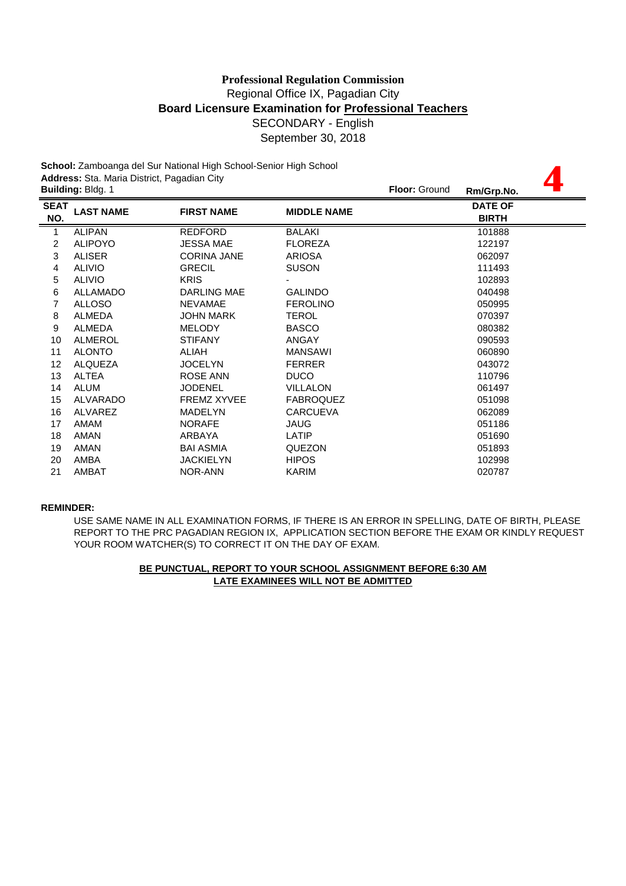**Professional Regulation Commission**

Regional Office IX, Pagadian City

**Board Licensure Examination for Professional Teachers**

SECONDARY - English

September 30, 2018

**School:** Zamboanga del Sur National High School-Senior High School

**Address:** Sta. Maria District, Pagadian City

**Building:** Bldg. 1 **Floor:** Ground **Rm/Grp.No.** **4**

| SEAT NO. | LAST NAME | FIRST NAME | MIDDLE NAME | DATE OF BIRTH |
|---|---|---|---|---|
| 1 | ALIPAN | REDFORD | BALAKI | 101888 |
| 2 | ALIPOYO | JESSA MAE | FLOREZA | 122197 |
| 3 | ALISER | CORINA JANE | ARIOSA | 062097 |
| 4 | ALIVIO | GRECIL | SUSON | 111493 |
| 5 | ALIVIO | KRIS | - | 102893 |
| 6 | ALLAMADO | DARLING MAE | GALINDO | 040498 |
| 7 | ALLOSO | NEVAMAE | FEROLINO | 050995 |
| 8 | ALMEDA | JOHN MARK | TEROL | 070397 |
| 9 | ALMEDA | MELODY | BASCO | 080382 |
| 10 | ALMEROL | STIFANY | ANGAY | 090593 |
| 11 | ALONTO | ALIAH | MANSAWI | 060890 |
| 12 | ALQUEZA | JOCELYN | FERRER | 043072 |
| 13 | ALTEA | ROSE ANN | DUCO | 110796 |
| 14 | ALUM | JODENEL | VILLALON | 061497 |
| 15 | ALVARADO | FREMZ XYVEE | FABROQUEZ | 051098 |
| 16 | ALVAREZ | MADELYN | CARCUEVA | 062089 |
| 17 | AMAM | NORAFE | JAUG | 051186 |
| 18 | AMAN | ARBAYA | LATIP | 051690 |
| 19 | AMAN | BAI ASMIA | QUEZON | 051893 |
| 20 | AMBA | JACKIELYN | HIPOS | 102998 |
| 21 | AMBAT | NOR-ANN | KARIM | 020787 |

**REMINDER:**

USE SAME NAME IN ALL EXAMINATION FORMS, IF THERE IS AN ERROR IN SPELLING, DATE OF BIRTH, PLEASE REPORT TO THE PRC PAGADIAN REGION IX, APPLICATION SECTION BEFORE THE EXAM OR KINDLY REQUEST YOUR ROOM WATCHER(S) TO CORRECT IT ON THE DAY OF EXAM.

**BE PUNCTUAL, REPORT TO YOUR SCHOOL ASSIGNMENT BEFORE 6:30 AM**

**LATE EXAMINEES WILL NOT BE ADMITTED**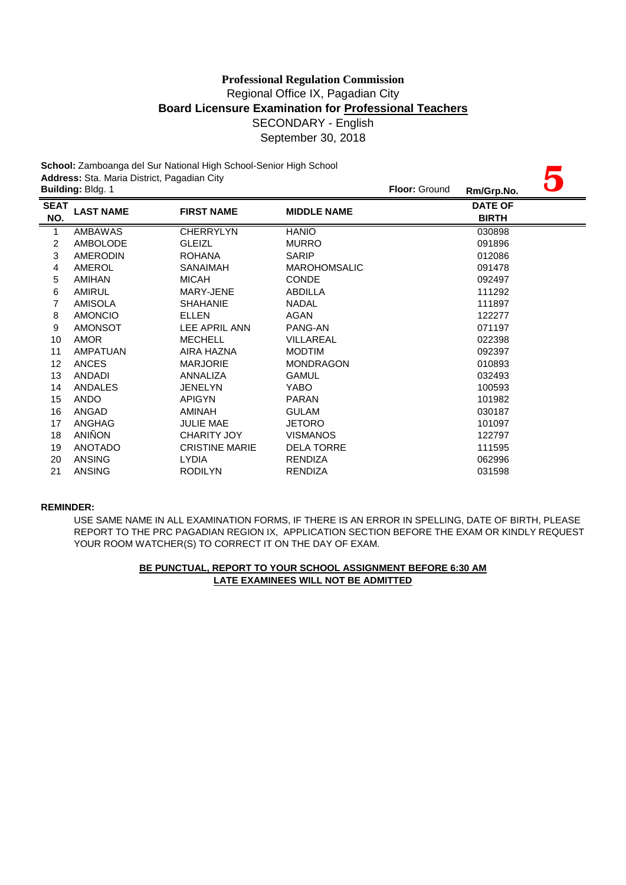**Professional Regulation Commission**

Regional Office IX, Pagadian City

**Board Licensure Examination for Professional Teachers**

SECONDARY - English

September 30, 2018

**School:** Zamboanga del Sur National High School-Senior High School

**Address:** Sta. Maria District, Pagadian City

**Building:** Bldg. 1 **Floor:** Ground **Rm/Grp.No.** **5**

| SEAT NO. | LAST NAME | FIRST NAME | MIDDLE NAME | DATE OF BIRTH |
|---|---|---|---|---|
| 1 | AMBAWAS | CHERRYLYN | HANIO | 030898 |
| 2 | AMBOLODE | GLEIZL | MURRO | 091896 |
| 3 | AMERODIN | ROHANA | SARIP | 012086 |
| 4 | AMEROL | SANAIMAH | MAROHOMSALIC | 091478 |
| 5 | AMIHAN | MICAH | CONDE | 092497 |
| 6 | AMIRUL | MARY-JENE | ABDILLA | 111292 |
| 7 | AMISOLA | SHAHANIE | NADAL | 111897 |
| 8 | AMONCIO | ELLEN | AGAN | 122277 |
| 9 | AMONSOT | LEE APRIL ANN | PANG-AN | 071197 |
| 10 | AMOR | MECHELL | VILLAREAL | 022398 |
| 11 | AMPATUAN | AIRA HAZNA | MODTIM | 092397 |
| 12 | ANCES | MARJORIE | MONDRAGON | 010893 |
| 13 | ANDADI | ANNALIZA | GAMUL | 032493 |
| 14 | ANDALES | JENELYN | YABO | 100593 |
| 15 | ANDO | APIGYN | PARAN | 101982 |
| 16 | ANGAD | AMINAH | GULAM | 030187 |
| 17 | ANGHAG | JULIE MAE | JETORO | 101097 |
| 18 | ANIÑON | CHARITY JOY | VISMANOS | 122797 |
| 19 | ANOTADO | CRISTINE MARIE | DELA TORRE | 111595 |
| 20 | ANSING | LYDIA | RENDIZA | 062996 |
| 21 | ANSING | RODILYN | RENDIZA | 031598 |

**REMINDER:**

USE SAME NAME IN ALL EXAMINATION FORMS, IF THERE IS AN ERROR IN SPELLING, DATE OF BIRTH, PLEASE REPORT TO THE PRC PAGADIAN REGION IX, APPLICATION SECTION BEFORE THE EXAM OR KINDLY REQUEST YOUR ROOM WATCHER(S) TO CORRECT IT ON THE DAY OF EXAM.

**BE PUNCTUAL, REPORT TO YOUR SCHOOL ASSIGNMENT BEFORE 6:30 AM**

**LATE EXAMINEES WILL NOT BE ADMITTED**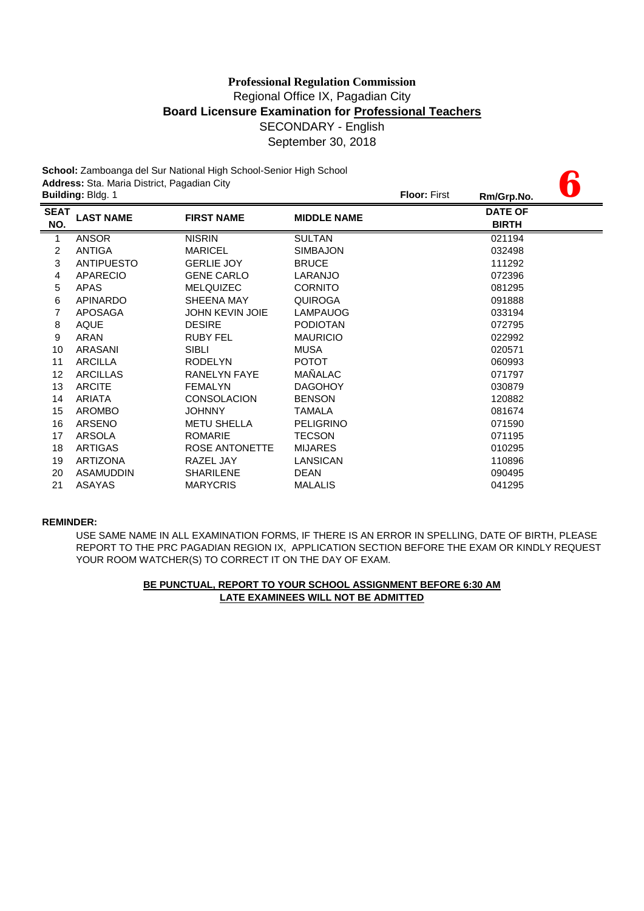**Professional Regulation Commission**
Regional Office IX, Pagadian City
**Board Licensure Examination for Professional Teachers**
SECONDARY - English
September 30, 2018

**School:** Zamboanga del Sur National High School-Senior High School
**Address:** Sta. Maria District, Pagadian City
**Building:** Bldg. 1 **Floor:** First **Rm/Grp.No.** **6**

| SEAT NO. | LAST NAME | FIRST NAME | MIDDLE NAME | DATE OF BIRTH |
|---|---|---|---|---|
| 1 | ANSOR | NISRIN | SULTAN | 021194 |
| 2 | ANTIGA | MARICEL | SIMBAJON | 032498 |
| 3 | ANTIPUESTO | GERLIE JOY | BRUCE | 111292 |
| 4 | APARECIO | GENE CARLO | LARANJO | 072396 |
| 5 | APAS | MELQUIZEC | CORNITO | 081295 |
| 6 | APINARDO | SHEENA MAY | QUIROGA | 091888 |
| 7 | APOSAGA | JOHN KEVIN JOIE | LAMPAUOG | 033194 |
| 8 | AQUE | DESIRE | PODIOTAN | 072795 |
| 9 | ARAN | RUBY FEL | MAURICIO | 022992 |
| 10 | ARASANI | SIBLI | MUSA | 020571 |
| 11 | ARCILLA | RODELYN | POTOT | 060993 |
| 12 | ARCILLAS | RANELYN FAYE | MAÑALAC | 071797 |
| 13 | ARCITE | FEMALYN | DAGOHOY | 030879 |
| 14 | ARIATA | CONSOLACION | BENSON | 120882 |
| 15 | AROMBO | JOHNNY | TAMALA | 081674 |
| 16 | ARSENO | METU SHELLA | PELIGRINO | 071590 |
| 17 | ARSOLA | ROMARIE | TECSON | 071195 |
| 18 | ARTIGAS | ROSE ANTONETTE | MIJARES | 010295 |
| 19 | ARTIZONA | RAZEL JAY | LANSICAN | 110896 |
| 20 | ASAMUDDIN | SHARILENE | DEAN | 090495 |
| 21 | ASAYAS | MARYCRIS | MALALIS | 041295 |

**REMINDER:**

USE SAME NAME IN ALL EXAMINATION FORMS, IF THERE IS AN ERROR IN SPELLING, DATE OF BIRTH, PLEASE REPORT TO THE PRC PAGADIAN REGION IX, APPLICATION SECTION BEFORE THE EXAM OR KINDLY REQUEST YOUR ROOM WATCHER(S) TO CORRECT IT ON THE DAY OF EXAM.

**BE PUNCTUAL, REPORT TO YOUR SCHOOL ASSIGNMENT BEFORE 6:30 AM**
**LATE EXAMINEES WILL NOT BE ADMITTED**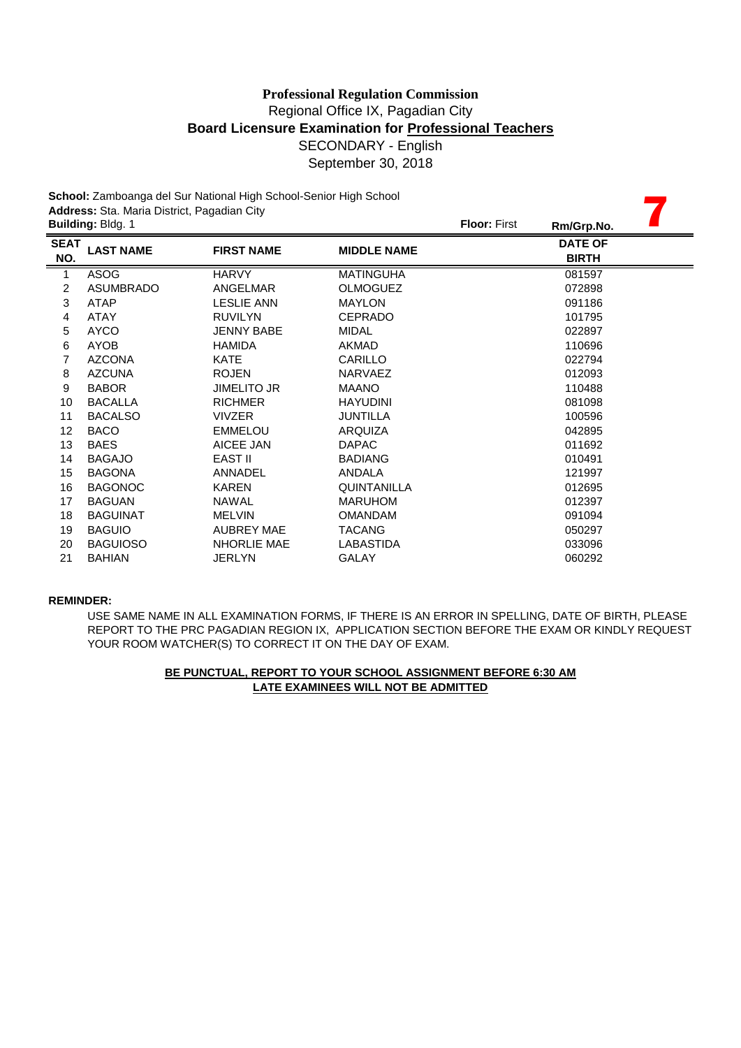**Professional Regulation Commission**
Regional Office IX, Pagadian City
**Board Licensure Examination for Professional Teachers**
SECONDARY - English
September 30, 2018

**School:** Zamboanga del Sur National High School-Senior High School
**Address:** Sta. Maria District, Pagadian City
**Building:** Bldg. 1 **Floor:** First **Rm/Grp.No.** 7

| SEAT NO. | LAST NAME | FIRST NAME | MIDDLE NAME | DATE OF BIRTH |
|---|---|---|---|---|
| 1 | ASOG | HARVY | MATINGUHA | 081597 |
| 2 | ASUMBRADO | ANGELMAR | OLMOGUEZ | 072898 |
| 3 | ATAP | LESLIE ANN | MAYLON | 091186 |
| 4 | ATAY | RUVILYN | CEPRADO | 101795 |
| 5 | AYCO | JENNY BABE | MIDAL | 022897 |
| 6 | AYOB | HAMIDA | AKMAD | 110696 |
| 7 | AZCONA | KATE | CARILLO | 022794 |
| 8 | AZCUNA | ROJEN | NARVAEZ | 012093 |
| 9 | BABOR | JIMELITO JR | MAANO | 110488 |
| 10 | BACALLA | RICHMER | HAYUDINI | 081098 |
| 11 | BACALSO | VIVZER | JUNTILLA | 100596 |
| 12 | BACO | EMMELOU | ARQUIZA | 042895 |
| 13 | BAES | AICEE JAN | DAPAC | 011692 |
| 14 | BAGAJO | EAST II | BADIANG | 010491 |
| 15 | BAGONA | ANNADEL | ANDALA | 121997 |
| 16 | BAGONOC | KAREN | QUINTANILLA | 012695 |
| 17 | BAGUAN | NAWAL | MARUHOM | 012397 |
| 18 | BAGUINAT | MELVIN | OMANDAM | 091094 |
| 19 | BAGUIO | AUBREY MAE | TACANG | 050297 |
| 20 | BAGUIOSO | NHORLIE MAE | LABASTIDA | 033096 |
| 21 | BAHIAN | JERLYN | GALAY | 060292 |

**REMINDER:**

USE SAME NAME IN ALL EXAMINATION FORMS, IF THERE IS AN ERROR IN SPELLING, DATE OF BIRTH, PLEASE REPORT TO THE PRC PAGADIAN REGION IX, APPLICATION SECTION BEFORE THE EXAM OR KINDLY REQUEST YOUR ROOM WATCHER(S) TO CORRECT IT ON THE DAY OF EXAM.

**BE PUNCTUAL, REPORT TO YOUR SCHOOL ASSIGNMENT BEFORE 6:30 AM**
**LATE EXAMINEES WILL NOT BE ADMITTED**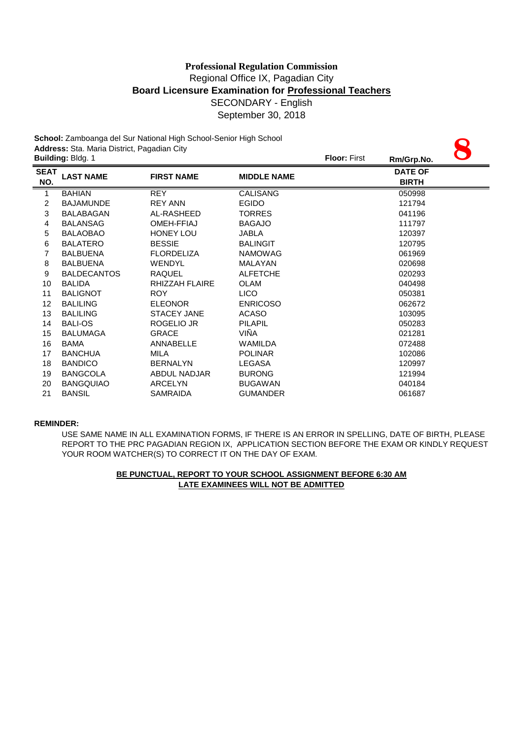**Professional Regulation Commission**
Regional Office IX, Pagadian City
**Board Licensure Examination for Professional Teachers**
SECONDARY - English
September 30, 2018

**School:** Zamboanga del Sur National High School-Senior High School
**Address:** Sta. Maria District, Pagadian City
**Building:** Bldg. 1 **Floor:** First **Rm/Grp.No.** **8**

| SEAT NO. | LAST NAME | FIRST NAME | MIDDLE NAME | DATE OF BIRTH |
|---|---|---|---|---|
| 1 | BAHIAN | REY | CALISANG | 050998 |
| 2 | BAJAMUNDE | REY ANN | EGIDO | 121794 |
| 3 | BALABAGAN | AL-RASHEED | TORRES | 041196 |
| 4 | BALANSAG | OMEH-FFIAJ | BAGAJO | 111797 |
| 5 | BALAOBAO | HONEY LOU | JABLA | 120397 |
| 6 | BALATERO | BESSIE | BALINGIT | 120795 |
| 7 | BALBUENA | FLORDELIZA | NAMOWAG | 061969 |
| 8 | BALBUENA | WENDYL | MALAYAN | 020698 |
| 9 | BALDECANTOS | RAQUEL | ALFETCHE | 020293 |
| 10 | BALIDA | RHIZZAH FLAIRE | OLAM | 040498 |
| 11 | BALIGNOT | ROY | LICO | 050381 |
| 12 | BALILING | ELEONOR | ENRICOSO | 062672 |
| 13 | BALILING | STACEY JANE | ACASO | 103095 |
| 14 | BALI-OS | ROGELIO JR | PILAPIL | 050283 |
| 15 | BALUMAGA | GRACE | VIÑA | 021281 |
| 16 | BAMA | ANNABELLE | WAMILDA | 072488 |
| 17 | BANCHUA | MILA | POLINAR | 102086 |
| 18 | BANDICO | BERNALYN | LEGASA | 120997 |
| 19 | BANGCOLA | ABDUL NADJAR | BURONG | 121994 |
| 20 | BANGQUIAO | ARCELYN | BUGAWAN | 040184 |
| 21 | BANSIL | SAMRAIDA | GUMANDER | 061687 |

**REMINDER:**

USE SAME NAME IN ALL EXAMINATION FORMS, IF THERE IS AN ERROR IN SPELLING, DATE OF BIRTH, PLEASE REPORT TO THE PRC PAGADIAN REGION IX, APPLICATION SECTION BEFORE THE EXAM OR KINDLY REQUEST YOUR ROOM WATCHER(S) TO CORRECT IT ON THE DAY OF EXAM.

**BE PUNCTUAL, REPORT TO YOUR SCHOOL ASSIGNMENT BEFORE 6:30 AM**
**LATE EXAMINEES WILL NOT BE ADMITTED**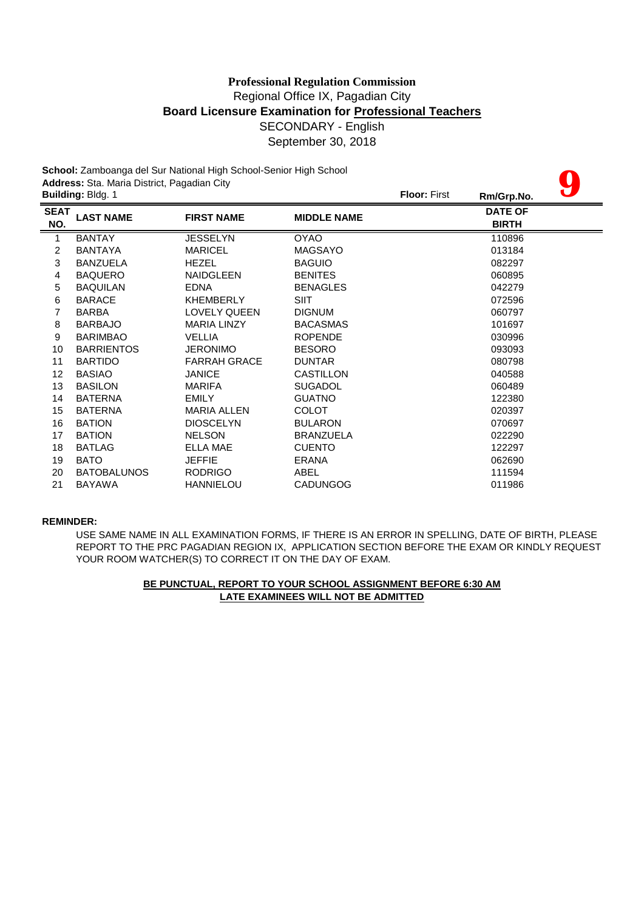**Professional Regulation Commission**
Regional Office IX, Pagadian City
**Board Licensure Examination for Professional Teachers**
SECONDARY - English
September 30, 2018

**School:** Zamboanga del Sur National High School-Senior High School
**Address:** Sta. Maria District, Pagadian City
**Building:** Bldg. 1 **Floor:** First **Rm/Grp.No.** **9**

| SEAT NO. | LAST NAME | FIRST NAME | MIDDLE NAME | DATE OF BIRTH |
|---|---|---|---|---|
| 1 | BANTAY | JESSELYN | OYAO | 110896 |
| 2 | BANTAYA | MARICEL | MAGSAYO | 013184 |
| 3 | BANZUELA | HEZEL | BAGUIO | 082297 |
| 4 | BAQUERO | NAIDGLEEN | BENITES | 060895 |
| 5 | BAQUILAN | EDNA | BENAGLES | 042279 |
| 6 | BARACE | KHEMBERLY | SIIT | 072596 |
| 7 | BARBA | LOVELY QUEEN | DIGNUM | 060797 |
| 8 | BARBAJO | MARIA LINZY | BACASMAS | 101697 |
| 9 | BARIMBAO | VELLIA | ROPENDE | 030996 |
| 10 | BARRIENTOS | JERONIMO | BESORO | 093093 |
| 11 | BARTIDO | FARRAH GRACE | DUNTAR | 080798 |
| 12 | BASIAO | JANICE | CASTILLON | 040588 |
| 13 | BASILON | MARIFA | SUGADOL | 060489 |
| 14 | BATERNA | EMILY | GUATNO | 122380 |
| 15 | BATERNA | MARIA ALLEN | COLOT | 020397 |
| 16 | BATION | DIOSCELYN | BULARON | 070697 |
| 17 | BATION | NELSON | BRANZUELA | 022290 |
| 18 | BATLAG | ELLA MAE | CUENTO | 122297 |
| 19 | BATO | JEFFIE | ERANA | 062690 |
| 20 | BATOBALUNOS | RODRIGO | ABEL | 111594 |
| 21 | BAYAWA | HANNIELOU | CADUNGOG | 011986 |

**REMINDER:**

USE SAME NAME IN ALL EXAMINATION FORMS, IF THERE IS AN ERROR IN SPELLING, DATE OF BIRTH, PLEASE REPORT TO THE PRC PAGADIAN REGION IX, APPLICATION SECTION BEFORE THE EXAM OR KINDLY REQUEST YOUR ROOM WATCHER(S) TO CORRECT IT ON THE DAY OF EXAM.

**BE PUNCTUAL, REPORT TO YOUR SCHOOL ASSIGNMENT BEFORE 6:30 AM**
**LATE EXAMINEES WILL NOT BE ADMITTED**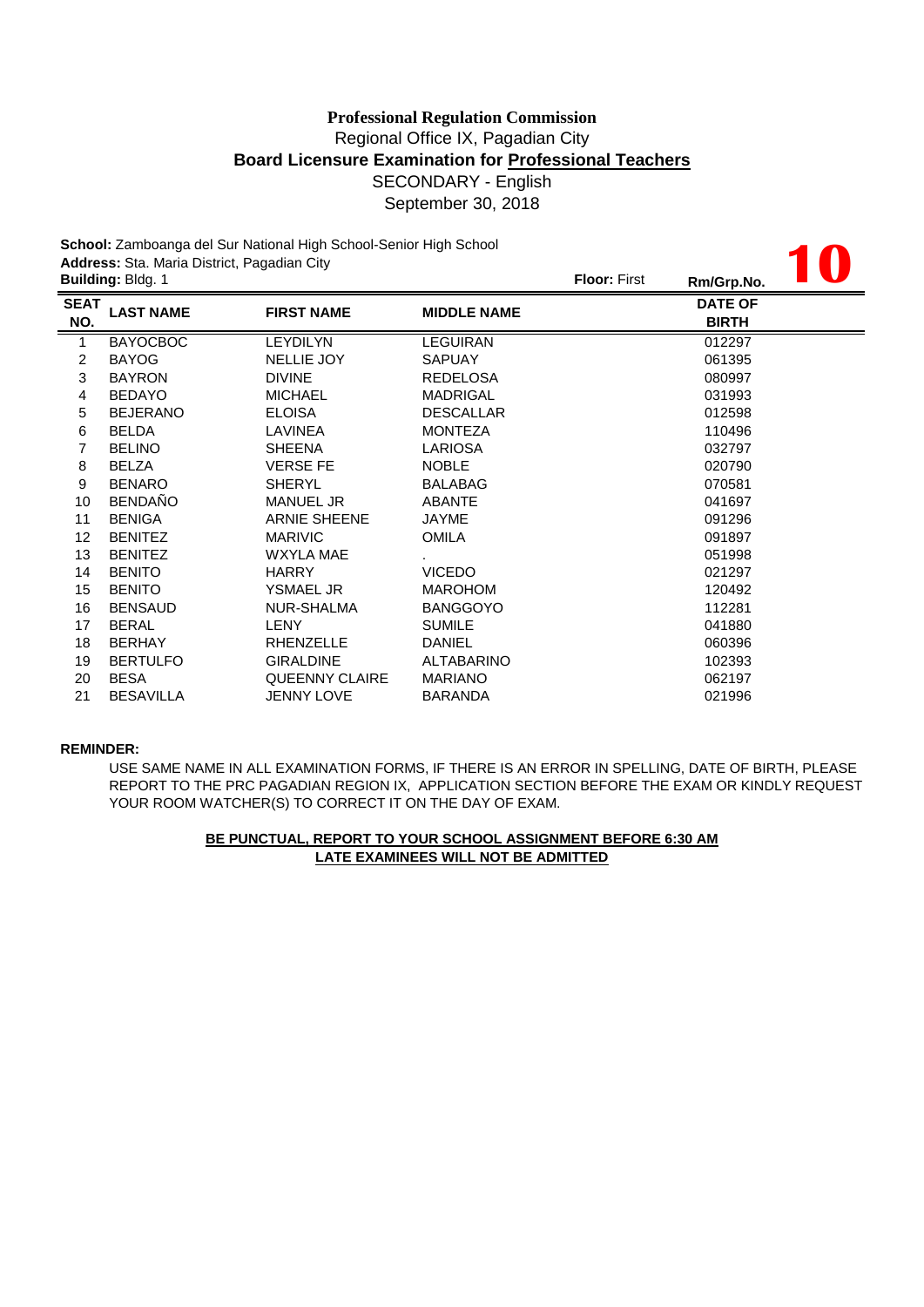**Professional Regulation Commission**
Regional Office IX, Pagadian City
**Board Licensure Examination for Professional Teachers**
SECONDARY - English
September 30, 2018

**School:** Zamboanga del Sur National High School-Senior High School
**Address:** Sta. Maria District, Pagadian City
**Building:** Bldg. 1 **Floor:** First **Rm/Grp.No.** **10**

| SEAT NO. | LAST NAME | FIRST NAME | MIDDLE NAME | DATE OF BIRTH |
|---|---|---|---|---|
| 1 | BAYOCBOC | LEYDILYN | LEGUIRAN | 012297 |
| 2 | BAYOG | NELLIE JOY | SAPUAY | 061395 |
| 3 | BAYRON | DIVINE | REDELOSA | 080997 |
| 4 | BEDAYO | MICHAEL | MADRIGAL | 031993 |
| 5 | BEJERANO | ELOISA | DESCALLAR | 012598 |
| 6 | BELDA | LAVINEA | MONTEZA | 110496 |
| 7 | BELINO | SHEENA | LARIOSA | 032797 |
| 8 | BELZA | VERSE FE | NOBLE | 020790 |
| 9 | BENARO | SHERYL | BALABAG | 070581 |
| 10 | BENDAÑO | MANUEL JR | ABANTE | 041697 |
| 11 | BENIGA | ARNIE SHEENE | JAYME | 091296 |
| 12 | BENITEZ | MARIVIC | OMILA | 091897 |
| 13 | BENITEZ | WXYLA MAE | . | 051998 |
| 14 | BENITO | HARRY | VICEDO | 021297 |
| 15 | BENITO | YSMAEL JR | MAROHOM | 120492 |
| 16 | BENSAUD | NUR-SHALMA | BANGGOYO | 112281 |
| 17 | BERAL | LENY | SUMILE | 041880 |
| 18 | BERHAY | RHENZELLE | DANIEL | 060396 |
| 19 | BERTULFO | GIRALDINE | ALTABARINO | 102393 |
| 20 | BESA | QUEENNY CLAIRE | MARIANO | 062197 |
| 21 | BESAVILLA | JENNY LOVE | BARANDA | 021996 |

**REMINDER:**

USE SAME NAME IN ALL EXAMINATION FORMS, IF THERE IS AN ERROR IN SPELLING, DATE OF BIRTH, PLEASE REPORT TO THE PRC PAGADIAN REGION IX, APPLICATION SECTION BEFORE THE EXAM OR KINDLY REQUEST YOUR ROOM WATCHER(S) TO CORRECT IT ON THE DAY OF EXAM.

**BE PUNCTUAL, REPORT TO YOUR SCHOOL ASSIGNMENT BEFORE 6:30 AM**
**LATE EXAMINEES WILL NOT BE ADMITTED**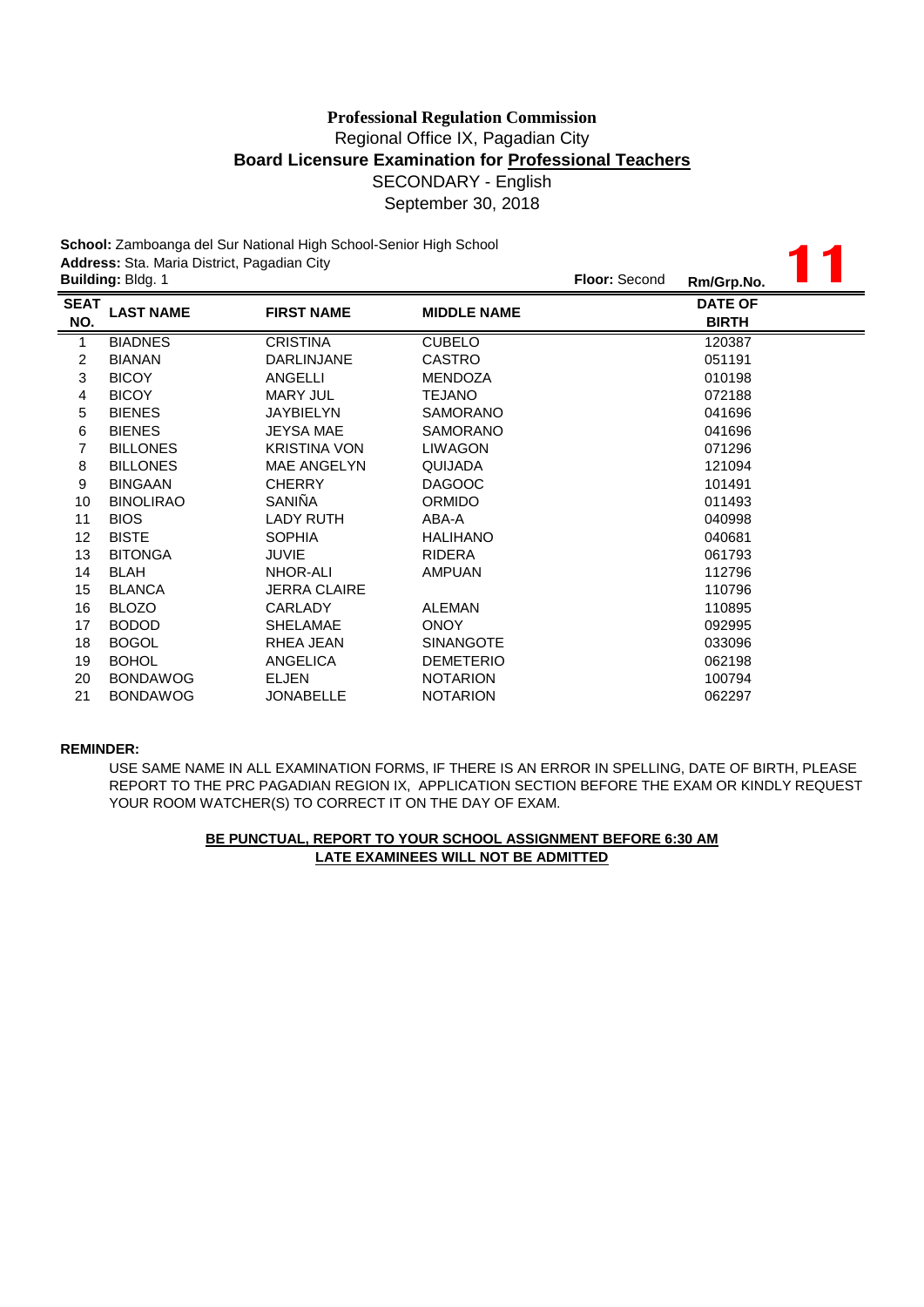**Professional Regulation Commission**
Regional Office IX, Pagadian City
**Board Licensure Examination for Professional Teachers**
SECONDARY - English
September 30, 2018

**School:** Zamboanga del Sur National High School-Senior High School
**Address:** Sta. Maria District, Pagadian City
**Building:** Bldg. 1 **Floor:** Second **Rm/Grp.No.** **11**

| SEAT NO. | LAST NAME | FIRST NAME | MIDDLE NAME | DATE OF BIRTH |
|---|---|---|---|---|
| 1 | BIADNES | CRISTINA | CUBELO | 120387 |
| 2 | BIANAN | DARLINJANE | CASTRO | 051191 |
| 3 | BICOY | ANGELLI | MENDOZA | 010198 |
| 4 | BICOY | MARY JUL | TEJANO | 072188 |
| 5 | BIENES | JAYBIELYN | SAMORANO | 041696 |
| 6 | BIENES | JEYSA MAE | SAMORANO | 041696 |
| 7 | BILLONES | KRISTINA VON | LIWAGON | 071296 |
| 8 | BILLONES | MAE ANGELYN | QUIJADA | 121094 |
| 9 | BINGAAN | CHERRY | DAGOOC | 101491 |
| 10 | BINOLIRAO | SANIÑA | ORMIDO | 011493 |
| 11 | BIOS | LADY RUTH | ABA-A | 040998 |
| 12 | BISTE | SOPHIA | HALIHANO | 040681 |
| 13 | BITONGA | JUVIE | RIDERA | 061793 |
| 14 | BLAH | NHOR-ALI | AMPUAN | 112796 |
| 15 | BLANCA | JERRA CLAIRE | | 110796 |
| 16 | BLOZO | CARLADY | ALEMAN | 110895 |
| 17 | BODOD | SHELAMAE | ONOY | 092995 |
| 18 | BOGOL | RHEA JEAN | SINANGOTE | 033096 |
| 19 | BOHOL | ANGELICA | DEMETERIO | 062198 |
| 20 | BONDAWOG | ELJEN | NOTARION | 100794 |
| 21 | BONDAWOG | JONABELLE | NOTARION | 062297 |

**REMINDER:**

USE SAME NAME IN ALL EXAMINATION FORMS, IF THERE IS AN ERROR IN SPELLING, DATE OF BIRTH, PLEASE REPORT TO THE PRC PAGADIAN REGION IX, APPLICATION SECTION BEFORE THE EXAM OR KINDLY REQUEST YOUR ROOM WATCHER(S) TO CORRECT IT ON THE DAY OF EXAM.

**BE PUNCTUAL, REPORT TO YOUR SCHOOL ASSIGNMENT BEFORE 6:30 AM**
**LATE EXAMINEES WILL NOT BE ADMITTED**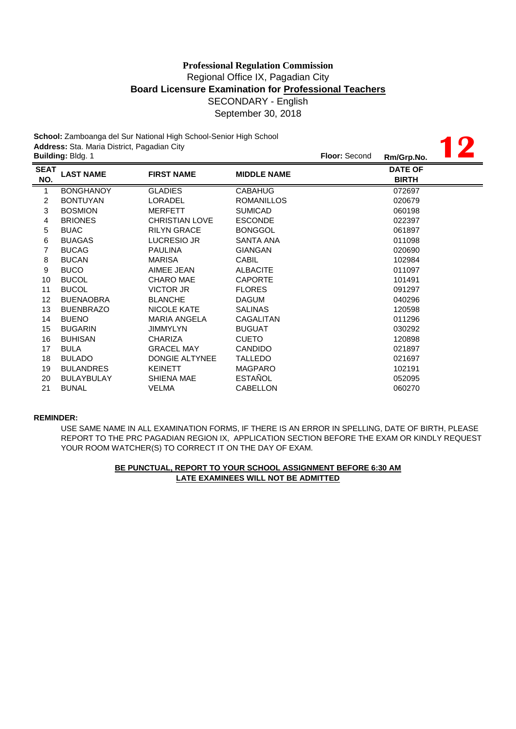**Professional Regulation Commission**

Regional Office IX, Pagadian City

**Board Licensure Examination for Professional Teachers**

SECONDARY - English

September 30, 2018

**School:** Zamboanga del Sur National High School-Senior High School

**Address:** Sta. Maria District, Pagadian City

**Building:** Bldg. 1 **Floor:** Second **Rm/Grp.No.** **12**

| SEAT NO. | LAST NAME | FIRST NAME | MIDDLE NAME | DATE OF BIRTH |
|---|---|---|---|---|
| 1 | BONGHANOY | GLADIES | CABAHUG | 072697 |
| 2 | BONTUYAN | LORADEL | ROMANILLOS | 020679 |
| 3 | BOSMION | MERFETT | SUMICAD | 060198 |
| 4 | BRIONES | CHRISTIAN LOVE | ESCONDE | 022397 |
| 5 | BUAC | RILYN GRACE | BONGGOL | 061897 |
| 6 | BUAGAS | LUCRESIO JR | SANTA ANA | 011098 |
| 7 | BUCAG | PAULINA | GIANGAN | 020690 |
| 8 | BUCAN | MARISA | CABIL | 102984 |
| 9 | BUCO | AIMEE JEAN | ALBACITE | 011097 |
| 10 | BUCOL | CHARO MAE | CAPORTE | 101491 |
| 11 | BUCOL | VICTOR JR | FLORES | 091297 |
| 12 | BUENAOBRA | BLANCHE | DAGUM | 040296 |
| 13 | BUENBRAZO | NICOLE KATE | SALINAS | 120598 |
| 14 | BUENO | MARIA ANGELA | CAGALITAN | 011296 |
| 15 | BUGARIN | JIMMYLYN | BUGUAT | 030292 |
| 16 | BUHISAN | CHARIZA | CUETO | 120898 |
| 17 | BULA | GRACEL MAY | CANDIDO | 021897 |
| 18 | BULADO | DONGIE ALTYNEE | TALLEDO | 021697 |
| 19 | BULANDRES | KEINETT | MAGPARO | 102191 |
| 20 | BULAYBULAY | SHIENA MAE | ESTAÑOL | 052095 |
| 21 | BUNAL | VELMA | CABELLON | 060270 |

**REMINDER:**

USE SAME NAME IN ALL EXAMINATION FORMS, IF THERE IS AN ERROR IN SPELLING, DATE OF BIRTH, PLEASE REPORT TO THE PRC PAGADIAN REGION IX, APPLICATION SECTION BEFORE THE EXAM OR KINDLY REQUEST YOUR ROOM WATCHER(S) TO CORRECT IT ON THE DAY OF EXAM.

**BE PUNCTUAL, REPORT TO YOUR SCHOOL ASSIGNMENT BEFORE 6:30 AM**

**LATE EXAMINEES WILL NOT BE ADMITTED**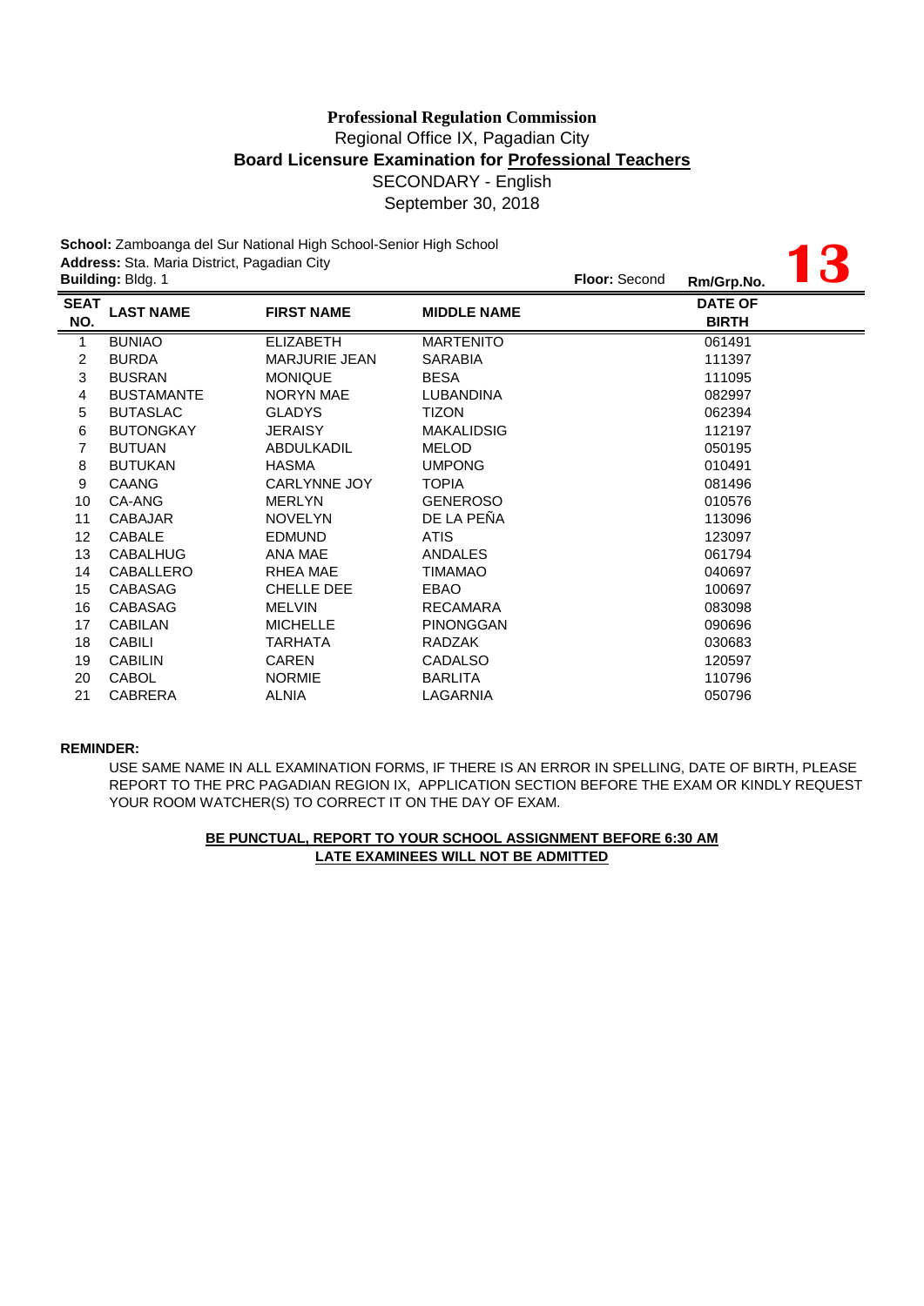**Professional Regulation Commission**

Regional Office IX, Pagadian City

**Board Licensure Examination for Professional Teachers**

SECONDARY - English

September 30, 2018

**School:** Zamboanga del Sur National High School-Senior High School

**Address:** Sta. Maria District, Pagadian City

**Building:** Bldg. 1 **Floor:** Second **Rm/Grp.No.** **13**

| SEAT NO. | LAST NAME | FIRST NAME | MIDDLE NAME | DATE OF BIRTH |
|---|---|---|---|---|
| 1 | BUNIAO | ELIZABETH | MARTENITO | 061491 |
| 2 | BURDA | MARJURIE JEAN | SARABIA | 111397 |
| 3 | BUSRAN | MONIQUE | BESA | 111095 |
| 4 | BUSTAMANTE | NORYN MAE | LUBANDINA | 082997 |
| 5 | BUTASLAC | GLADYS | TIZON | 062394 |
| 6 | BUTONGKAY | JERAISY | MAKALIDSIG | 112197 |
| 7 | BUTUAN | ABDULKADIL | MELOD | 050195 |
| 8 | BUTUKAN | HASMA | UMPONG | 010491 |
| 9 | CAANG | CARLYNNE JOY | TOPIA | 081496 |
| 10 | CA-ANG | MERLYN | GENEROSO | 010576 |
| 11 | CABAJAR | NOVELYN | DE LA PEÑA | 113096 |
| 12 | CABALE | EDMUND | ATIS | 123097 |
| 13 | CABALHUG | ANA MAE | ANDALES | 061794 |
| 14 | CABALLERO | RHEA MAE | TIMAMAO | 040697 |
| 15 | CABASAG | CHELLE DEE | EBAO | 100697 |
| 16 | CABASAG | MELVIN | RECAMARA | 083098 |
| 17 | CABILAN | MICHELLE | PINONGGAN | 090696 |
| 18 | CABILI | TARHATA | RADZAK | 030683 |
| 19 | CABILIN | CAREN | CADALSO | 120597 |
| 20 | CABOL | NORMIE | BARLITA | 110796 |
| 21 | CABRERA | ALNIA | LAGARNIA | 050796 |

**REMINDER:**

USE SAME NAME IN ALL EXAMINATION FORMS, IF THERE IS AN ERROR IN SPELLING, DATE OF BIRTH, PLEASE REPORT TO THE PRC PAGADIAN REGION IX, APPLICATION SECTION BEFORE THE EXAM OR KINDLY REQUEST YOUR ROOM WATCHER(S) TO CORRECT IT ON THE DAY OF EXAM.

**BE PUNCTUAL, REPORT TO YOUR SCHOOL ASSIGNMENT BEFORE 6:30 AM**

**LATE EXAMINEES WILL NOT BE ADMITTED**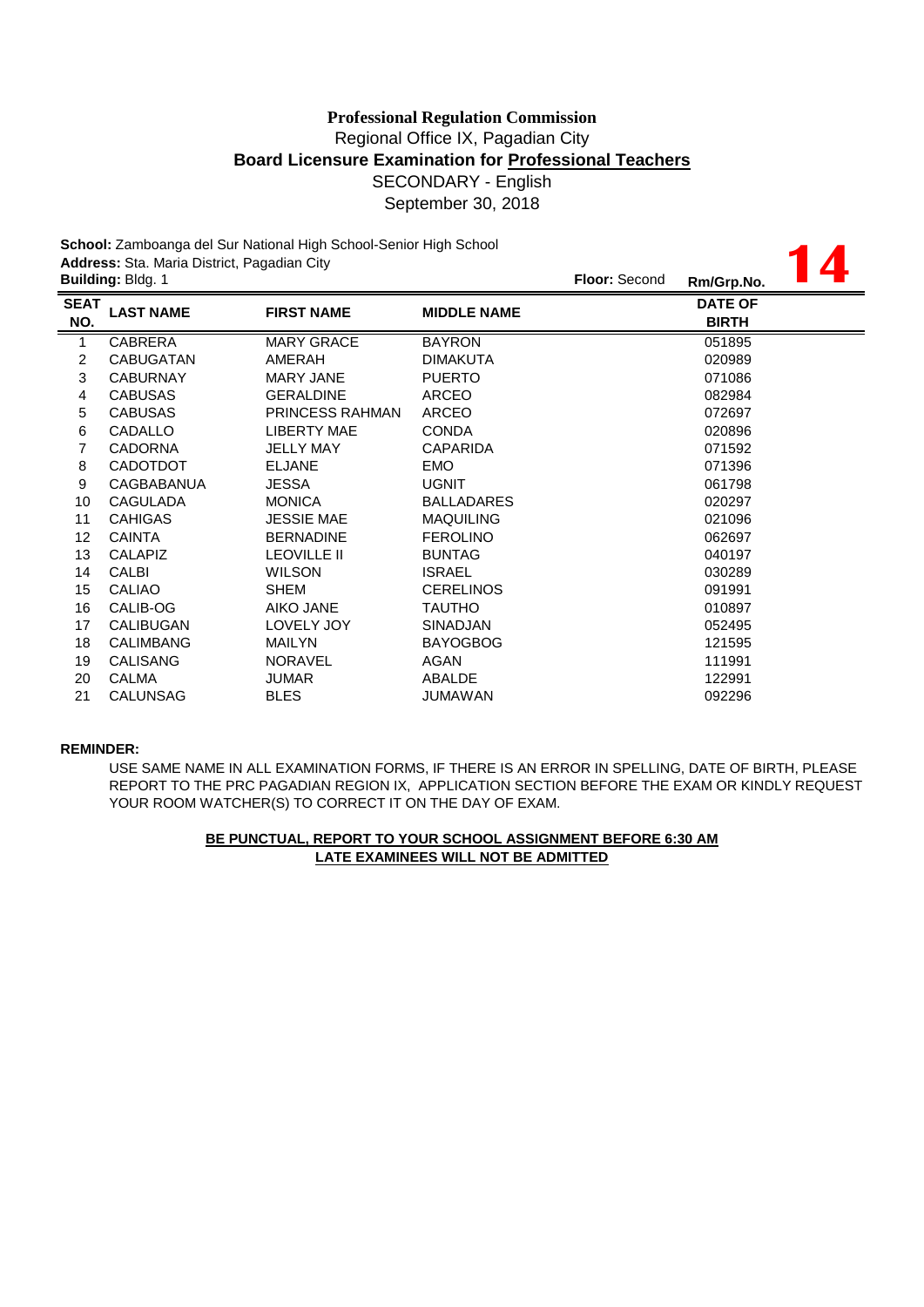**Professional Regulation Commission**
Regional Office IX, Pagadian City
**Board Licensure Examination for Professional Teachers**
SECONDARY - English
September 30, 2018

**School:** Zamboanga del Sur National High School-Senior High School
**Address:** Sta. Maria District, Pagadian City
**Building:** Bldg. 1 **Floor:** Second **Rm/Grp.No.** **14**

| SEAT NO. | LAST NAME | FIRST NAME | MIDDLE NAME | DATE OF BIRTH |
|---|---|---|---|---|
| 1 | CABRERA | MARY GRACE | BAYRON | 051895 |
| 2 | CABUGATAN | AMERAH | DIMAKUTA | 020989 |
| 3 | CABURNAY | MARY JANE | PUERTO | 071086 |
| 4 | CABUSAS | GERALDINE | ARCEO | 082984 |
| 5 | CABUSAS | PRINCESS RAHMAN | ARCEO | 072697 |
| 6 | CADALLO | LIBERTY MAE | CONDA | 020896 |
| 7 | CADORNA | JELLY MAY | CAPARIDA | 071592 |
| 8 | CADOTDOT | ELJANE | EMO | 071396 |
| 9 | CAGBABANUA | JESSA | UGNIT | 061798 |
| 10 | CAGULADA | MONICA | BALLADARES | 020297 |
| 11 | CAHIGAS | JESSIE MAE | MAQUILING | 021096 |
| 12 | CAINTA | BERNADINE | FEROLINO | 062697 |
| 13 | CALAPIZ | LEOVILLE II | BUNTAG | 040197 |
| 14 | CALBI | WILSON | ISRAEL | 030289 |
| 15 | CALIAO | SHEM | CERELINOS | 091991 |
| 16 | CALIB-OG | AIKO JANE | TAUTHO | 010897 |
| 17 | CALIBUGAN | LOVELY JOY | SINADJAN | 052495 |
| 18 | CALIMBANG | MAILYN | BAYOGBOG | 121595 |
| 19 | CALISANG | NORAVEL | AGAN | 111991 |
| 20 | CALMA | JUMAR | ABALDE | 122991 |
| 21 | CALUNSAG | BLES | JUMAWAN | 092296 |

**REMINDER:**

USE SAME NAME IN ALL EXAMINATION FORMS, IF THERE IS AN ERROR IN SPELLING, DATE OF BIRTH, PLEASE REPORT TO THE PRC PAGADIAN REGION IX, APPLICATION SECTION BEFORE THE EXAM OR KINDLY REQUEST YOUR ROOM WATCHER(S) TO CORRECT IT ON THE DAY OF EXAM.

**BE PUNCTUAL, REPORT TO YOUR SCHOOL ASSIGNMENT BEFORE 6:30 AM**
**LATE EXAMINEES WILL NOT BE ADMITTED**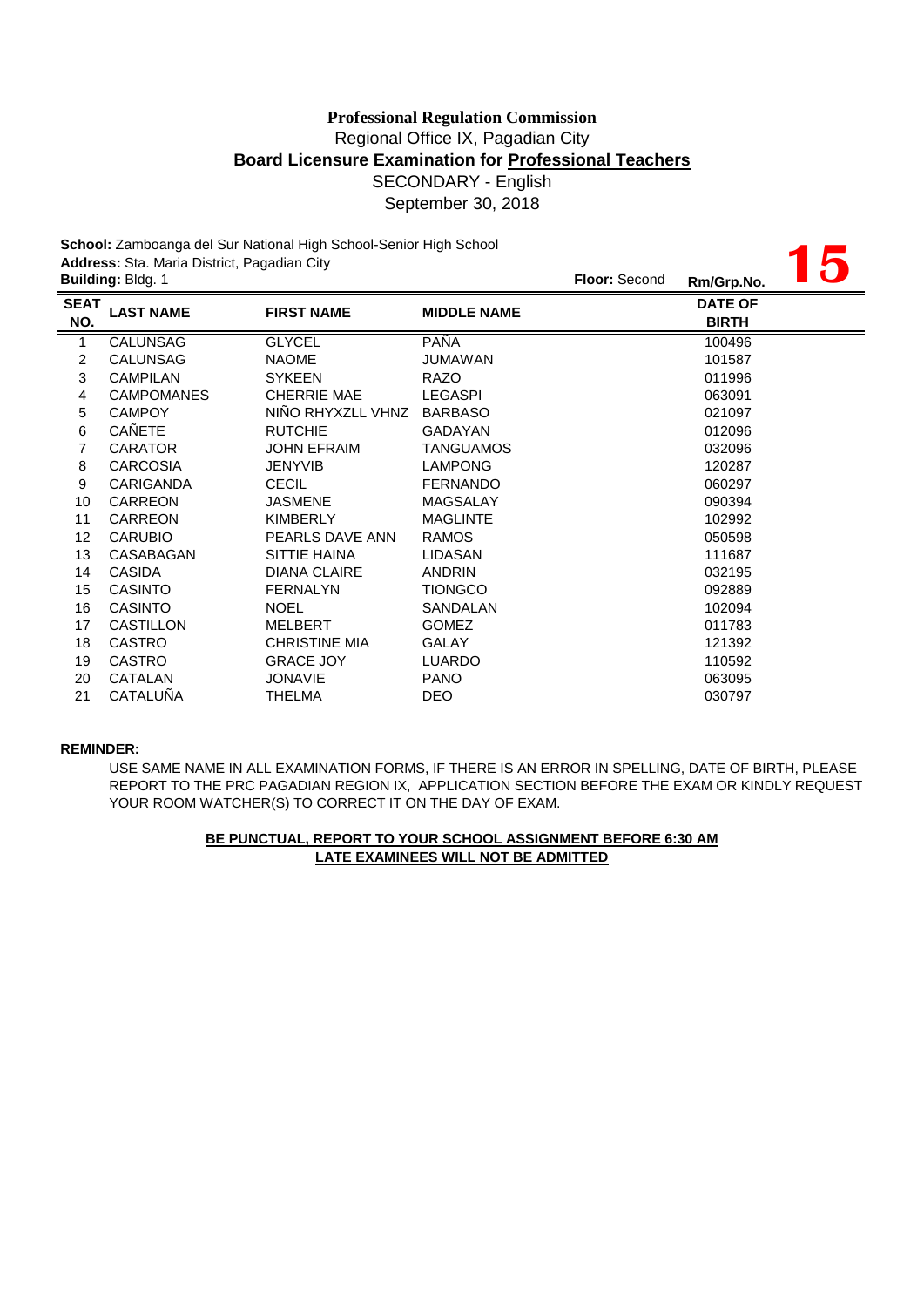**Professional Regulation Commission**
Regional Office IX, Pagadian City
**Board Licensure Examination for Professional Teachers**
SECONDARY - English
September 30, 2018

**School:** Zamboanga del Sur National High School-Senior High School
**Address:** Sta. Maria District, Pagadian City
**Building:** Bldg. 1 **Floor:** Second **Rm/Grp.No.** **15**

| SEAT NO. | LAST NAME | FIRST NAME | MIDDLE NAME | DATE OF BIRTH |
|---|---|---|---|---|
| 1 | CALUNSAG | GLYCEL | PAÑA | 100496 |
| 2 | CALUNSAG | NAOME | JUMAWAN | 101587 |
| 3 | CAMPILAN | SYKEEN | RAZO | 011996 |
| 4 | CAMPOMANES | CHERRIE MAE | LEGASPI | 063091 |
| 5 | CAMPOY | NIÑO RHYXZLL VHNZ | BARBASO | 021097 |
| 6 | CAÑETE | RUTCHIE | GADAYAN | 012096 |
| 7 | CARATOR | JOHN EFRAIM | TANGUAMOS | 032096 |
| 8 | CARCOSIA | JENYVIB | LAMPONG | 120287 |
| 9 | CARIGANDA | CECIL | FERNANDO | 060297 |
| 10 | CARREON | JASMENE | MAGSALAY | 090394 |
| 11 | CARREON | KIMBERLY | MAGLINTE | 102992 |
| 12 | CARUBIO | PEARLS DAVE ANN | RAMOS | 050598 |
| 13 | CASABAGAN | SITTIE HAINA | LIDASAN | 111687 |
| 14 | CASIDA | DIANA CLAIRE | ANDRIN | 032195 |
| 15 | CASINTO | FERNALYN | TIONGCO | 092889 |
| 16 | CASINTO | NOEL | SANDALAN | 102094 |
| 17 | CASTILLON | MELBERT | GOMEZ | 011783 |
| 18 | CASTRO | CHRISTINE MIA | GALAY | 121392 |
| 19 | CASTRO | GRACE JOY | LUARDO | 110592 |
| 20 | CATALAN | JONAVIE | PANO | 063095 |
| 21 | CATALUÑA | THELMA | DEO | 030797 |

**REMINDER:**

USE SAME NAME IN ALL EXAMINATION FORMS, IF THERE IS AN ERROR IN SPELLING, DATE OF BIRTH, PLEASE REPORT TO THE PRC PAGADIAN REGION IX, APPLICATION SECTION BEFORE THE EXAM OR KINDLY REQUEST YOUR ROOM WATCHER(S) TO CORRECT IT ON THE DAY OF EXAM.

**BE PUNCTUAL, REPORT TO YOUR SCHOOL ASSIGNMENT BEFORE 6:30 AM**
**LATE EXAMINEES WILL NOT BE ADMITTED**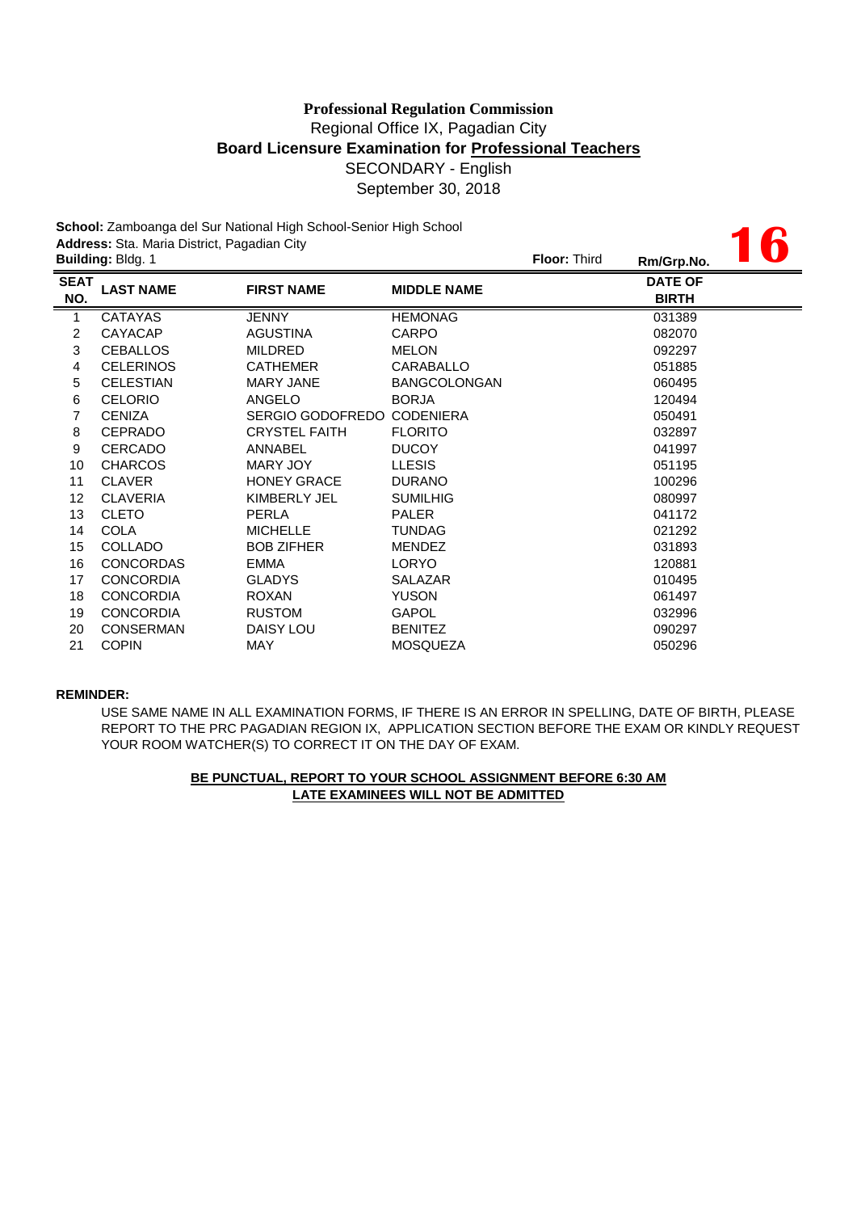**Professional Regulation Commission**
Regional Office IX, Pagadian City
**Board Licensure Examination for Professional Teachers**
SECONDARY - English
September 30, 2018

**School:** Zamboanga del Sur National High School-Senior High School
**Address:** Sta. Maria District, Pagadian City
**Building:** Bldg. 1 **Floor:** Third **Rm/Grp.No.** **16**

| SEAT NO. | LAST NAME | FIRST NAME | MIDDLE NAME | DATE OF BIRTH |
|---|---|---|---|---|
| 1 | CATAYAS | JENNY | HEMONAG | 031389 |
| 2 | CAYACAP | AGUSTINA | CARPO | 082070 |
| 3 | CEBALLOS | MILDRED | MELON | 092297 |
| 4 | CELERINOS | CATHEMER | CARABALLO | 051885 |
| 5 | CELESTIAN | MARY JANE | BANGCOLONGAN | 060495 |
| 6 | CELORIO | ANGELO | BORJA | 120494 |
| 7 | CENIZA | SERGIO GODOFREDO | CODENIERA | 050491 |
| 8 | CEPRADO | CRYSTEL FAITH | FLORITO | 032897 |
| 9 | CERCADO | ANNABEL | DUCOY | 041997 |
| 10 | CHARCOS | MARY JOY | LLESIS | 051195 |
| 11 | CLAVER | HONEY GRACE | DURANO | 100296 |
| 12 | CLAVERIA | KIMBERLY JEL | SUMILHIG | 080997 |
| 13 | CLETO | PERLA | PALER | 041172 |
| 14 | COLA | MICHELLE | TUNDAG | 021292 |
| 15 | COLLADO | BOB ZIFHER | MENDEZ | 031893 |
| 16 | CONCORDAS | EMMA | LORYO | 120881 |
| 17 | CONCORDIA | GLADYS | SALAZAR | 010495 |
| 18 | CONCORDIA | ROXAN | YUSON | 061497 |
| 19 | CONCORDIA | RUSTOM | GAPOL | 032996 |
| 20 | CONSERMAN | DAISY LOU | BENITEZ | 090297 |
| 21 | COPIN | MAY | MOSQUEZA | 050296 |

**REMINDER:**

USE SAME NAME IN ALL EXAMINATION FORMS, IF THERE IS AN ERROR IN SPELLING, DATE OF BIRTH, PLEASE REPORT TO THE PRC PAGADIAN REGION IX, APPLICATION SECTION BEFORE THE EXAM OR KINDLY REQUEST YOUR ROOM WATCHER(S) TO CORRECT IT ON THE DAY OF EXAM.

**BE PUNCTUAL, REPORT TO YOUR SCHOOL ASSIGNMENT BEFORE 6:30 AM**
**LATE EXAMINEES WILL NOT BE ADMITTED**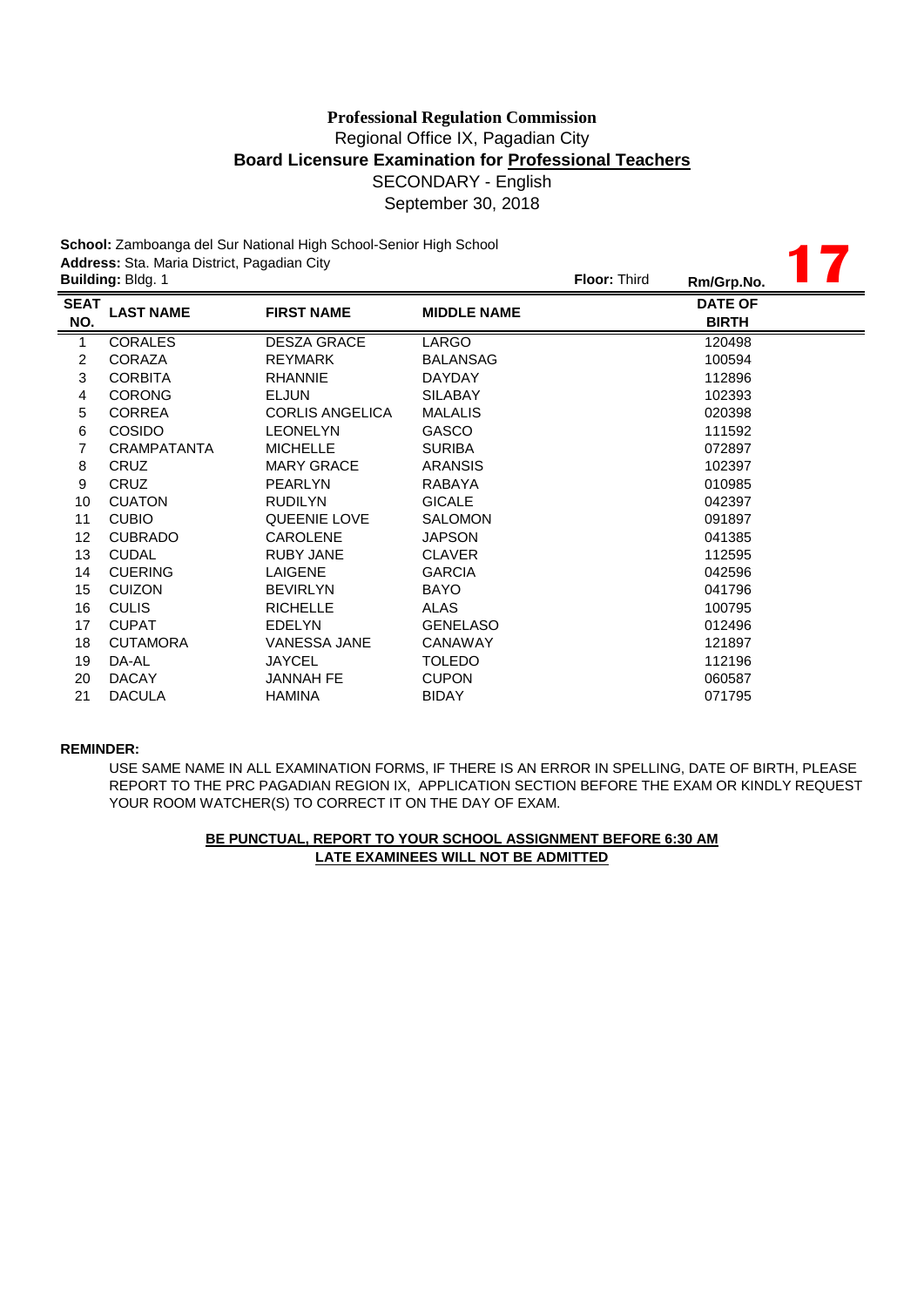**Professional Regulation Commission**
Regional Office IX, Pagadian City
**Board Licensure Examination for Professional Teachers**
SECONDARY - English
September 30, 2018

**School:** Zamboanga del Sur National High School-Senior High School
**Address:** Sta. Maria District, Pagadian City
**Building:** Bldg. 1 **Floor:** Third **Rm/Grp.No.** **17**

| SEAT NO. | LAST NAME | FIRST NAME | MIDDLE NAME | DATE OF BIRTH |
|---|---|---|---|---|
| 1 | CORALES | DESZA GRACE | LARGO | 120498 |
| 2 | CORAZA | REYMARK | BALANSAG | 100594 |
| 3 | CORBITA | RHANNIE | DAYDAY | 112896 |
| 4 | CORONG | ELJUN | SILABAY | 102393 |
| 5 | CORREA | CORLIS ANGELICA | MALALIS | 020398 |
| 6 | COSIDO | LEONELYN | GASCO | 111592 |
| 7 | CRAMPATANTA | MICHELLE | SURIBA | 072897 |
| 8 | CRUZ | MARY GRACE | ARANSIS | 102397 |
| 9 | CRUZ | PEARLYN | RABAYA | 010985 |
| 10 | CUATON | RUDILYN | GICALE | 042397 |
| 11 | CUBIO | QUEENIE LOVE | SALOMON | 091897 |
| 12 | CUBRADO | CAROLENE | JAPSON | 041385 |
| 13 | CUDAL | RUBY JANE | CLAVER | 112595 |
| 14 | CUERING | LAIGENE | GARCIA | 042596 |
| 15 | CUIZON | BEVIRLYN | BAYO | 041796 |
| 16 | CULIS | RICHELLE | ALAS | 100795 |
| 17 | CUPAT | EDELYN | GENELASO | 012496 |
| 18 | CUTAMORA | VANESSA JANE | CANAWAY | 121897 |
| 19 | DA-AL | JAYCEL | TOLEDO | 112196 |
| 20 | DACAY | JANNAH FE | CUPON | 060587 |
| 21 | DACULA | HAMINA | BIDAY | 071795 |

**REMINDER:**

USE SAME NAME IN ALL EXAMINATION FORMS, IF THERE IS AN ERROR IN SPELLING, DATE OF BIRTH, PLEASE REPORT TO THE PRC PAGADIAN REGION IX, APPLICATION SECTION BEFORE THE EXAM OR KINDLY REQUEST YOUR ROOM WATCHER(S) TO CORRECT IT ON THE DAY OF EXAM.

**BE PUNCTUAL, REPORT TO YOUR SCHOOL ASSIGNMENT BEFORE 6:30 AM**
**LATE EXAMINEES WILL NOT BE ADMITTED**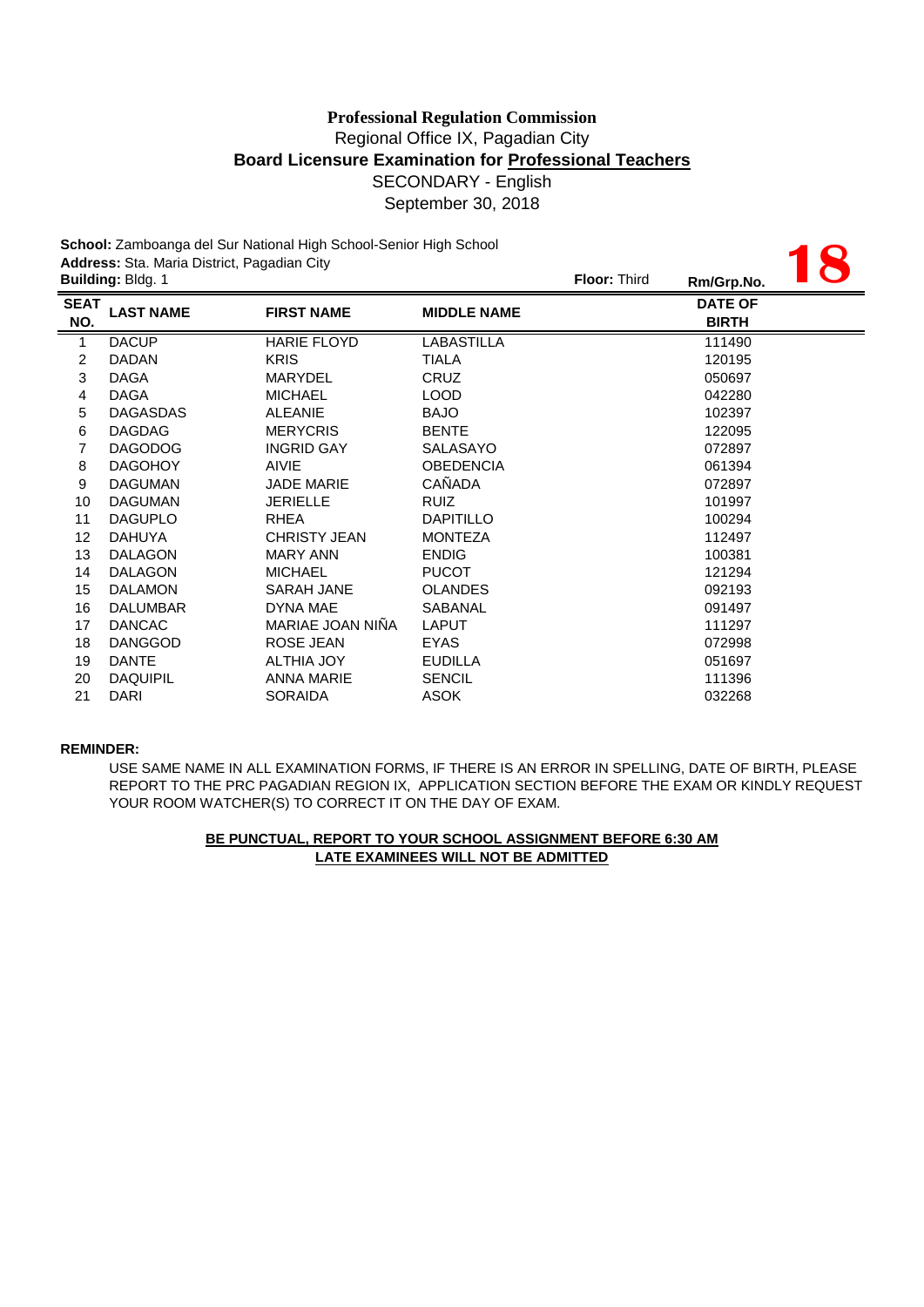**Professional Regulation Commission**
Regional Office IX, Pagadian City
**Board Licensure Examination for Professional Teachers**
SECONDARY - English
September 30, 2018

**School:** Zamboanga del Sur National High School-Senior High School
**Address:** Sta. Maria District, Pagadian City
**Building:** Bldg. 1 **Floor:** Third **Rm/Grp.No.** **18**

| SEAT NO. | LAST NAME | FIRST NAME | MIDDLE NAME | DATE OF BIRTH |
|---|---|---|---|---|
| 1 | DACUP | HARIE FLOYD | LABASTILLA | 111490 |
| 2 | DADAN | KRIS | TIALA | 120195 |
| 3 | DAGA | MARYDEL | CRUZ | 050697 |
| 4 | DAGA | MICHAEL | LOOD | 042280 |
| 5 | DAGASDAS | ALEANIE | BAJO | 102397 |
| 6 | DAGDAG | MERYCRIS | BENTE | 122095 |
| 7 | DAGODOG | INGRID GAY | SALASAYO | 072897 |
| 8 | DAGOHOY | AIVIE | OBEDENCIA | 061394 |
| 9 | DAGUMAN | JADE MARIE | CAÑADA | 072897 |
| 10 | DAGUMAN | JERIELLE | RUIZ | 101997 |
| 11 | DAGUPLO | RHEA | DAPITILLO | 100294 |
| 12 | DAHUYA | CHRISTY JEAN | MONTEZA | 112497 |
| 13 | DALAGON | MARY ANN | ENDIG | 100381 |
| 14 | DALAGON | MICHAEL | PUCOT | 121294 |
| 15 | DALAMON | SARAH JANE | OLANDES | 092193 |
| 16 | DALUMBAR | DYNA MAE | SABANAL | 091497 |
| 17 | DANCAC | MARIAE JOAN NIÑA | LAPUT | 111297 |
| 18 | DANGGOD | ROSE JEAN | EYAS | 072998 |
| 19 | DANTE | ALTHIA JOY | EUDILLA | 051697 |
| 20 | DAQUIPIL | ANNA MARIE | SENCIL | 111396 |
| 21 | DARI | SORAIDA | ASOK | 032268 |

**REMINDER:**

USE SAME NAME IN ALL EXAMINATION FORMS, IF THERE IS AN ERROR IN SPELLING, DATE OF BIRTH, PLEASE REPORT TO THE PRC PAGADIAN REGION IX, APPLICATION SECTION BEFORE THE EXAM OR KINDLY REQUEST YOUR ROOM WATCHER(S) TO CORRECT IT ON THE DAY OF EXAM.

**BE PUNCTUAL, REPORT TO YOUR SCHOOL ASSIGNMENT BEFORE 6:30 AM**
**LATE EXAMINEES WILL NOT BE ADMITTED**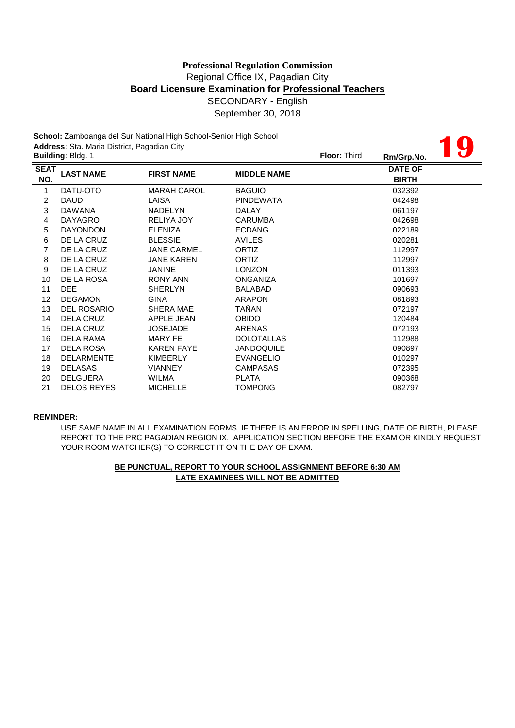**Professional Regulation Commission**
Regional Office IX, Pagadian City
**Board Licensure Examination for Professional Teachers**
SECONDARY - English
September 30, 2018

**School:** Zamboanga del Sur National High School-Senior High School
**Address:** Sta. Maria District, Pagadian City
**Building:** Bldg. 1 **Floor:** Third **Rm/Grp.No.** **19**

| SEAT NO. | LAST NAME | FIRST NAME | MIDDLE NAME | DATE OF BIRTH |
|---|---|---|---|---|
| 1 | DATU-OTO | MARAH CAROL | BAGUIO | 032392 |
| 2 | DAUD | LAISA | PINDEWATA | 042498 |
| 3 | DAWANA | NADELYN | DALAY | 061197 |
| 4 | DAYAGRO | RELIYA JOY | CARUMBA | 042698 |
| 5 | DAYONDON | ELENIZA | ECDANG | 022189 |
| 6 | DE LA CRUZ | BLESSIE | AVILES | 020281 |
| 7 | DE LA CRUZ | JANE CARMEL | ORTIZ | 112997 |
| 8 | DE LA CRUZ | JANE KAREN | ORTIZ | 112997 |
| 9 | DE LA CRUZ | JANINE | LONZON | 011393 |
| 10 | DE LA ROSA | RONY ANN | ONGANIZA | 101697 |
| 11 | DEE | SHERLYN | BALABAD | 090693 |
| 12 | DEGAMON | GINA | ARAPON | 081893 |
| 13 | DEL ROSARIO | SHERA MAE | TAÑAN | 072197 |
| 14 | DELA CRUZ | APPLE JEAN | OBIDO | 120484 |
| 15 | DELA CRUZ | JOSEJADE | ARENAS | 072193 |
| 16 | DELA RAMA | MARY FE | DOLOTALLAS | 112988 |
| 17 | DELA ROSA | KAREN FAYE | JANDOQUILE | 090897 |
| 18 | DELARMENTE | KIMBERLY | EVANGELIO | 010297 |
| 19 | DELASAS | VIANNEY | CAMPASAS | 072395 |
| 20 | DELGUERA | WILMA | PLATA | 090368 |
| 21 | DELOS REYES | MICHELLE | TOMPONG | 082797 |

**REMINDER:**

USE SAME NAME IN ALL EXAMINATION FORMS, IF THERE IS AN ERROR IN SPELLING, DATE OF BIRTH, PLEASE REPORT TO THE PRC PAGADIAN REGION IX, APPLICATION SECTION BEFORE THE EXAM OR KINDLY REQUEST YOUR ROOM WATCHER(S) TO CORRECT IT ON THE DAY OF EXAM.

**BE PUNCTUAL, REPORT TO YOUR SCHOOL ASSIGNMENT BEFORE 6:30 AM**
**LATE EXAMINEES WILL NOT BE ADMITTED**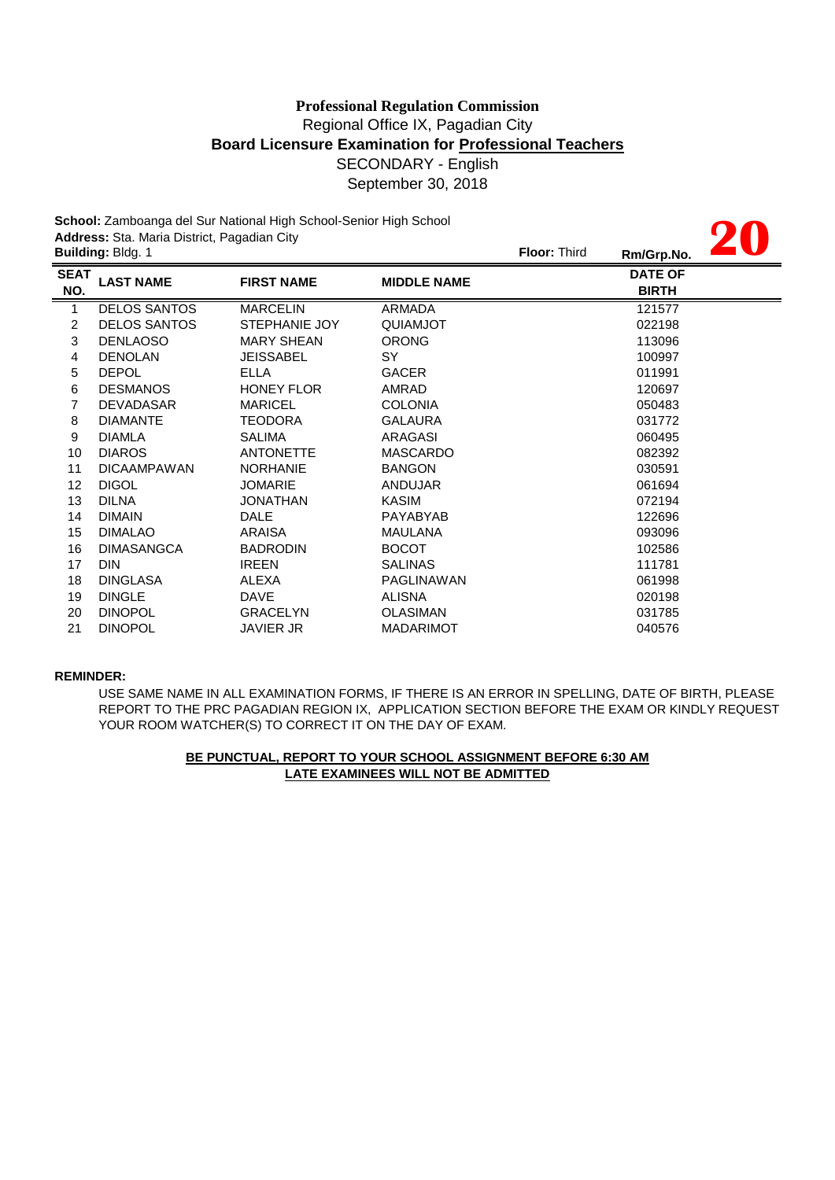**Professional Regulation Commission**

Regional Office IX, Pagadian City

**Board Licensure Examination for Professional Teachers**

SECONDARY - English

September 30, 2018

**School:** Zamboanga del Sur National High School-Senior High School

**Address:** Sta. Maria District, Pagadian City

**Building:** Bldg. 1 **Floor:** Third **Rm/Grp.No.** **20**

| SEAT NO. | LAST NAME | FIRST NAME | MIDDLE NAME | DATE OF BIRTH |
|---|---|---|---|---|
| 1 | DELOS SANTOS | MARCELIN | ARMADA | 121577 |
| 2 | DELOS SANTOS | STEPHANIE JOY | QUIAMJOT | 022198 |
| 3 | DENLAOSO | MARY SHEAN | ORONG | 113096 |
| 4 | DENOLAN | JEISSABEL | SY | 100997 |
| 5 | DEPOL | ELLA | GACER | 011991 |
| 6 | DESMANOS | HONEY FLOR | AMRAD | 120697 |
| 7 | DEVADASAR | MARICEL | COLONIA | 050483 |
| 8 | DIAMANTE | TEODORA | GALAURA | 031772 |
| 9 | DIAMLA | SALIMA | ARAGASI | 060495 |
| 10 | DIAROS | ANTONETTE | MASCARDO | 082392 |
| 11 | DICAAMPAWAN | NORHANIE | BANGON | 030591 |
| 12 | DIGOL | JOMARIE | ANDUJAR | 061694 |
| 13 | DILNA | JONATHAN | KASIM | 072194 |
| 14 | DIMAIN | DALE | PAYABYAB | 122696 |
| 15 | DIMALAO | ARAISA | MAULANA | 093096 |
| 16 | DIMASANGCA | BADRODIN | BOCOT | 102586 |
| 17 | DIN | IREEN | SALINAS | 111781 |
| 18 | DINGLASA | ALEXA | PAGLINAWAN | 061998 |
| 19 | DINGLE | DAVE | ALISNA | 020198 |
| 20 | DINOPOL | GRACELYN | OLASIMAN | 031785 |
| 21 | DINOPOL | JAVIER JR | MADARIMOT | 040576 |

**REMINDER:**

USE SAME NAME IN ALL EXAMINATION FORMS, IF THERE IS AN ERROR IN SPELLING, DATE OF BIRTH, PLEASE REPORT TO THE PRC PAGADIAN REGION IX, APPLICATION SECTION BEFORE THE EXAM OR KINDLY REQUEST YOUR ROOM WATCHER(S) TO CORRECT IT ON THE DAY OF EXAM.

**BE PUNCTUAL, REPORT TO YOUR SCHOOL ASSIGNMENT BEFORE 6:30 AM**

**LATE EXAMINEES WILL NOT BE ADMITTED**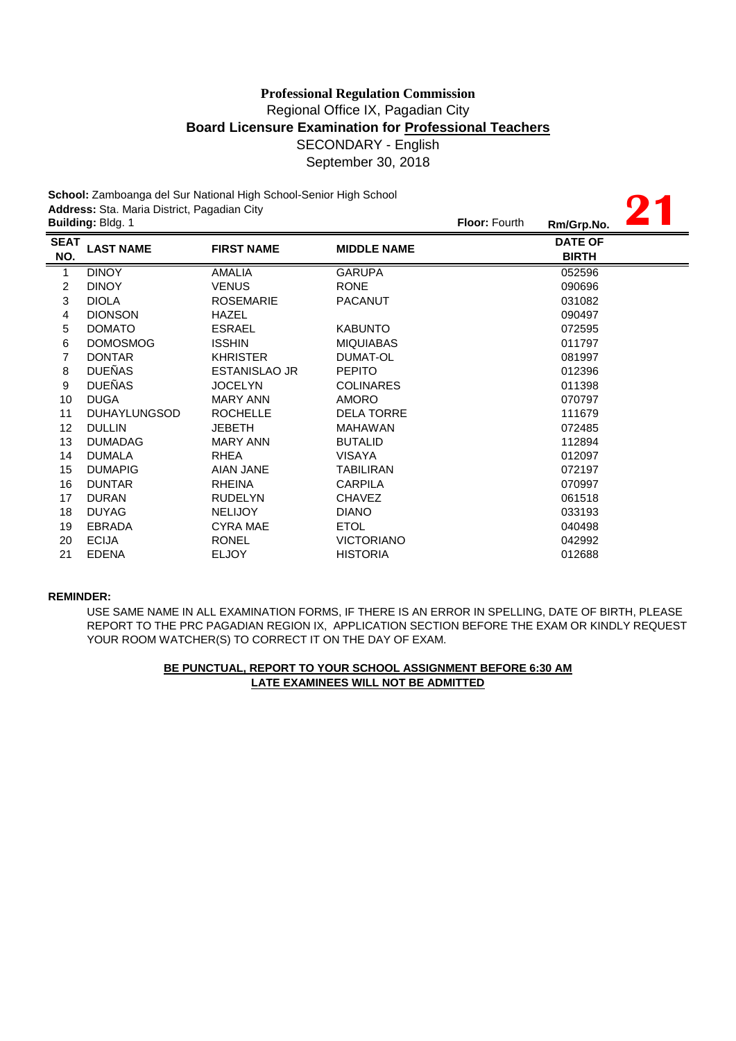**Professional Regulation Commission**
Regional Office IX, Pagadian City
**Board Licensure Examination for Professional Teachers**
SECONDARY - English
September 30, 2018

**School:** Zamboanga del Sur National High School-Senior High School
**Address:** Sta. Maria District, Pagadian City
**Building:** Bldg. 1 **Floor:** Fourth **Rm/Grp.No.** **21**

| SEAT NO. | LAST NAME | FIRST NAME | MIDDLE NAME | DATE OF BIRTH |
|---|---|---|---|---|
| 1 | DINOY | AMALIA | GARUPA | 052596 |
| 2 | DINOY | VENUS | RONE | 090696 |
| 3 | DIOLA | ROSEMARIE | PACANUT | 031082 |
| 4 | DIONSON | HAZEL | | 090497 |
| 5 | DOMATO | ESRAEL | KABUNTO | 072595 |
| 6 | DOMOSMOG | ISSHIN | MIQUIABAS | 011797 |
| 7 | DONTAR | KHRISTER | DUMAT-OL | 081997 |
| 8 | DUEÑAS | ESTANISLAO JR | PEPITO | 012396 |
| 9 | DUEÑAS | JOCELYN | COLINARES | 011398 |
| 10 | DUGA | MARY ANN | AMORO | 070797 |
| 11 | DUHAYLUNGSOD | ROCHELLE | DELA TORRE | 111679 |
| 12 | DULLIN | JEBETH | MAHAWAN | 072485 |
| 13 | DUMADAG | MARY ANN | BUTALID | 112894 |
| 14 | DUMALA | RHEA | VISAYA | 012097 |
| 15 | DUMAPIG | AIAN JANE | TABILIRAN | 072197 |
| 16 | DUNTAR | RHEINA | CARPILA | 070997 |
| 17 | DURAN | RUDELYN | CHAVEZ | 061518 |
| 18 | DUYAG | NELIJOY | DIANO | 033193 |
| 19 | EBRADA | CYRA MAE | ETOL | 040498 |
| 20 | ECIJA | RONEL | VICTORIANO | 042992 |
| 21 | EDENA | ELJOY | HISTORIA | 012688 |

**REMINDER:**

USE SAME NAME IN ALL EXAMINATION FORMS, IF THERE IS AN ERROR IN SPELLING, DATE OF BIRTH, PLEASE REPORT TO THE PRC PAGADIAN REGION IX, APPLICATION SECTION BEFORE THE EXAM OR KINDLY REQUEST YOUR ROOM WATCHER(S) TO CORRECT IT ON THE DAY OF EXAM.

**BE PUNCTUAL, REPORT TO YOUR SCHOOL ASSIGNMENT BEFORE 6:30 AM**
**LATE EXAMINEES WILL NOT BE ADMITTED**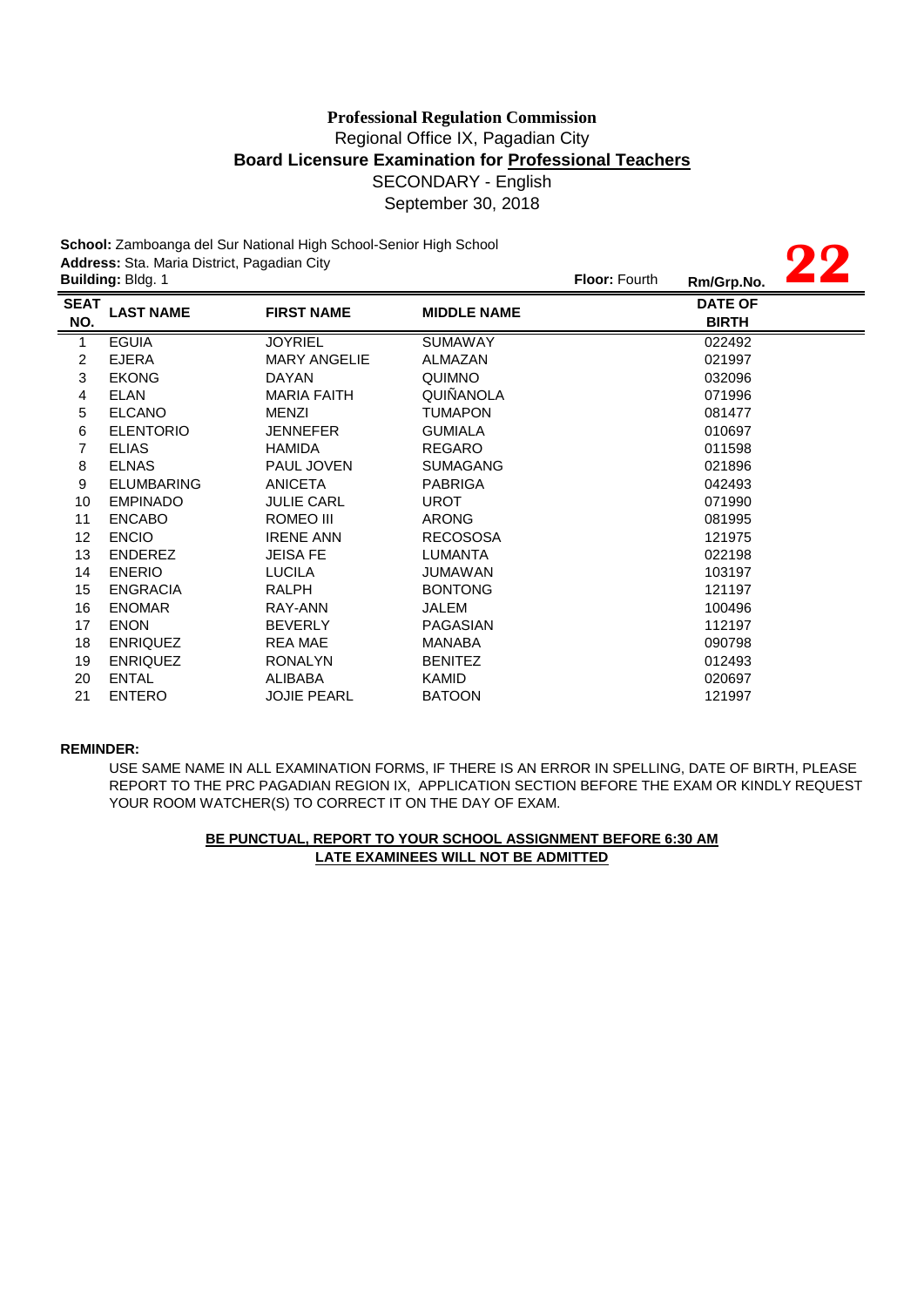**Professional Regulation Commission**

Regional Office IX, Pagadian City

**Board Licensure Examination for Professional Teachers**

SECONDARY - English

September 30, 2018

**School:** Zamboanga del Sur National High School-Senior High School

**Address:** Sta. Maria District, Pagadian City

**Building:** Bldg. 1 **Floor:** Fourth **Rm/Grp.No.** **22**

| SEAT NO. | LAST NAME | FIRST NAME | MIDDLE NAME | DATE OF BIRTH |
|---|---|---|---|---|
| 1 | EGUIA | JOYRIEL | SUMAWAY | 022492 |
| 2 | EJERA | MARY ANGELIE | ALMAZAN | 021997 |
| 3 | EKONG | DAYAN | QUIMNO | 032096 |
| 4 | ELAN | MARIA FAITH | QUIÑANOLA | 071996 |
| 5 | ELCANO | MENZI | TUMAPON | 081477 |
| 6 | ELENTORIO | JENNEFER | GUMIALA | 010697 |
| 7 | ELIAS | HAMIDA | REGARO | 011598 |
| 8 | ELNAS | PAUL JOVEN | SUMAGANG | 021896 |
| 9 | ELUMBARING | ANICETA | PABRIGA | 042493 |
| 10 | EMPINADO | JULIE CARL | UROT | 071990 |
| 11 | ENCABO | ROMEO III | ARONG | 081995 |
| 12 | ENCIO | IRENE ANN | RECOSOSA | 121975 |
| 13 | ENDEREZ | JEISA FE | LUMANTA | 022198 |
| 14 | ENERIO | LUCILA | JUMAWAN | 103197 |
| 15 | ENGRACIA | RALPH | BONTONG | 121197 |
| 16 | ENOMAR | RAY-ANN | JALEM | 100496 |
| 17 | ENON | BEVERLY | PAGASIAN | 112197 |
| 18 | ENRIQUEZ | REA MAE | MANABA | 090798 |
| 19 | ENRIQUEZ | RONALYN | BENITEZ | 012493 |
| 20 | ENTAL | ALIBABA | KAMID | 020697 |
| 21 | ENTERO | JOJIE PEARL | BATOON | 121997 |

**REMINDER:**

USE SAME NAME IN ALL EXAMINATION FORMS, IF THERE IS AN ERROR IN SPELLING, DATE OF BIRTH, PLEASE REPORT TO THE PRC PAGADIAN REGION IX, APPLICATION SECTION BEFORE THE EXAM OR KINDLY REQUEST YOUR ROOM WATCHER(S) TO CORRECT IT ON THE DAY OF EXAM.

**BE PUNCTUAL, REPORT TO YOUR SCHOOL ASSIGNMENT BEFORE 6:30 AM**

**LATE EXAMINEES WILL NOT BE ADMITTED**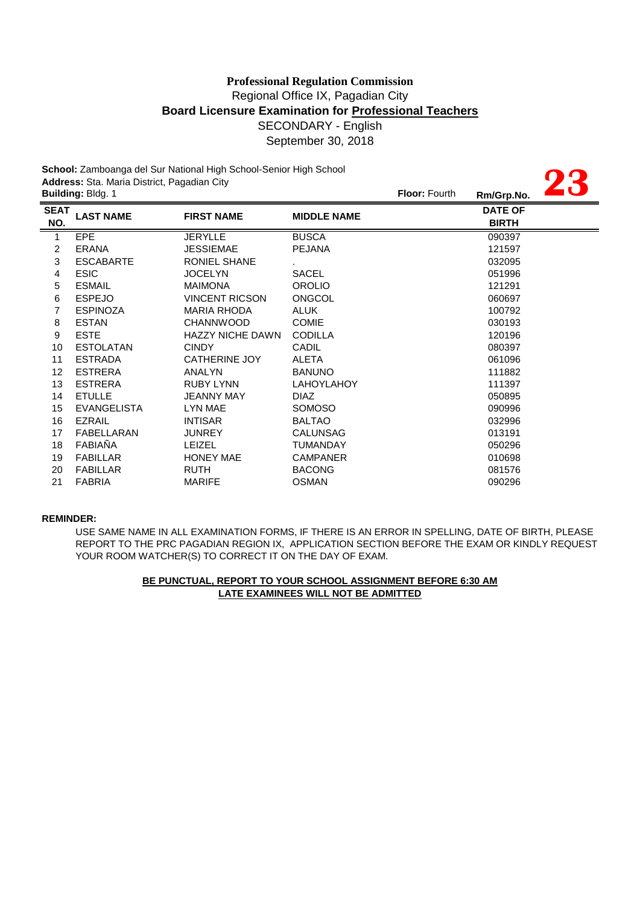**Professional Regulation Commission**

Regional Office IX, Pagadian City

**Board Licensure Examination for Professional Teachers**

SECONDARY - English

September 30, 2018

**School:** Zamboanga del Sur National High School-Senior High School
**Address:** Sta. Maria District, Pagadian City
**Building:** Bldg. 1 **Floor:** Fourth **Rm/Grp.No.** **23**

| SEAT NO. | LAST NAME | FIRST NAME | MIDDLE NAME | DATE OF BIRTH |
|---|---|---|---|---|
| 1 | EPE | JERYLLE | BUSCA | 090397 |
| 2 | ERANA | JESSIEMAE | PEJANA | 121597 |
| 3 | ESCABARTE | RONIEL SHANE | . | 032095 |
| 4 | ESIC | JOCELYN | SACEL | 051996 |
| 5 | ESMAIL | MAIMONA | OROLIO | 121291 |
| 6 | ESPEJO | VINCENT RICSON | ONGCOL | 060697 |
| 7 | ESPINOZA | MARIA RHODA | ALUK | 100792 |
| 8 | ESTAN | CHANNWOOD | COMIE | 030193 |
| 9 | ESTE | HAZZY NICHE DAWN | CODILLA | 120196 |
| 10 | ESTOLATAN | CINDY | CADIL | 080397 |
| 11 | ESTRADA | CATHERINE JOY | ALETA | 061096 |
| 12 | ESTRERA | ANALYN | BANUNO | 111882 |
| 13 | ESTRERA | RUBY LYNN | LAHOYLAHOY | 111397 |
| 14 | ETULLE | JEANNY MAY | DIAZ | 050895 |
| 15 | EVANGELISTA | LYN MAE | SOMOSO | 090996 |
| 16 | EZRAIL | INTISAR | BALTAO | 032996 |
| 17 | FABELLARAN | JUNREY | CALUNSAG | 013191 |
| 18 | FABIAÑA | LEIZEL | TUMANDAY | 050296 |
| 19 | FABILLAR | HONEY MAE | CAMPANER | 010698 |
| 20 | FABILLAR | RUTH | BACONG | 081576 |
| 21 | FABRIA | MARIFE | OSMAN | 090296 |

**REMINDER:**

USE SAME NAME IN ALL EXAMINATION FORMS, IF THERE IS AN ERROR IN SPELLING, DATE OF BIRTH, PLEASE REPORT TO THE PRC PAGADIAN REGION IX, APPLICATION SECTION BEFORE THE EXAM OR KINDLY REQUEST YOUR ROOM WATCHER(S) TO CORRECT IT ON THE DAY OF EXAM.

**BE PUNCTUAL, REPORT TO YOUR SCHOOL ASSIGNMENT BEFORE 6:30 AM**

**LATE EXAMINEES WILL NOT BE ADMITTED**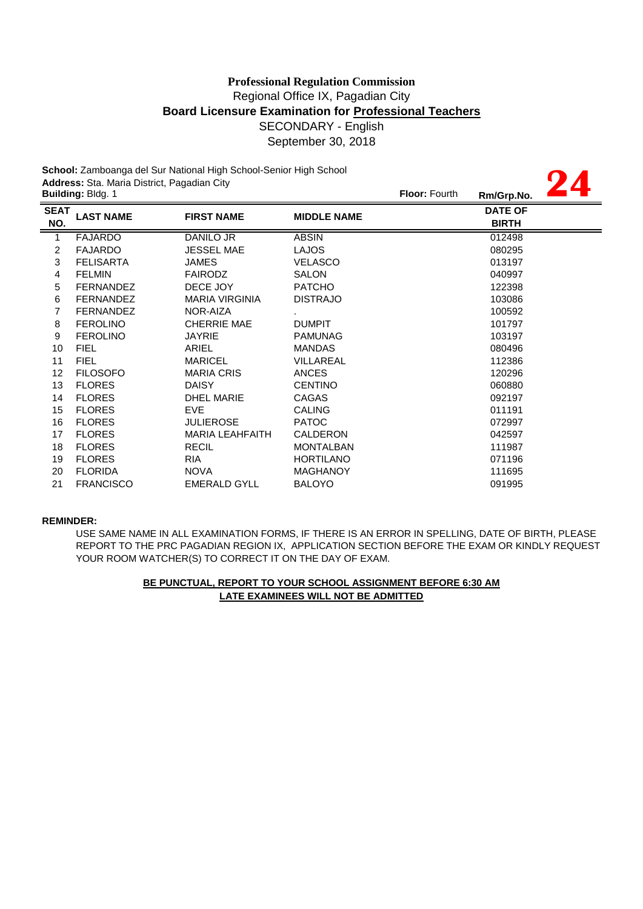**Professional Regulation Commission**

Regional Office IX, Pagadian City

**Board Licensure Examination for Professional Teachers**

SECONDARY - English

September 30, 2018

**School:** Zamboanga del Sur National High School-Senior High School

**Address:** Sta. Maria District, Pagadian City

**Building:** Bldg. 1 **Floor:** Fourth **Rm/Grp.No.** **24**

| SEAT NO. | LAST NAME | FIRST NAME | MIDDLE NAME | DATE OF BIRTH |
|---|---|---|---|---|
| 1 | FAJARDO | DANILO JR | ABSIN | 012498 |
| 2 | FAJARDO | JESSEL MAE | LAJOS | 080295 |
| 3 | FELISARTA | JAMES | VELASCO | 013197 |
| 4 | FELMIN | FAIRODZ | SALON | 040997 |
| 5 | FERNANDEZ | DECE JOY | PATCHO | 122398 |
| 6 | FERNANDEZ | MARIA VIRGINIA | DISTRAJO | 103086 |
| 7 | FERNANDEZ | NOR-AIZA | . | 100592 |
| 8 | FEROLINO | CHERRIE MAE | DUMPIT | 101797 |
| 9 | FEROLINO | JAYRIE | PAMUNAG | 103197 |
| 10 | FIEL | ARIEL | MANDAS | 080496 |
| 11 | FIEL | MARICEL | VILLAREAL | 112386 |
| 12 | FILOSOFO | MARIA CRIS | ANCES | 120296 |
| 13 | FLORES | DAISY | CENTINO | 060880 |
| 14 | FLORES | DHEL MARIE | CAGAS | 092197 |
| 15 | FLORES | EVE | CALING | 011191 |
| 16 | FLORES | JULIEROSE | PATOC | 072997 |
| 17 | FLORES | MARIA LEAHFAITH | CALDERON | 042597 |
| 18 | FLORES | RECIL | MONTALBAN | 111987 |
| 19 | FLORES | RIA | HORTILANO | 071196 |
| 20 | FLORIDA | NOVA | MAGHANOY | 111695 |
| 21 | FRANCISCO | EMERALD GYLL | BALOYO | 091995 |

**REMINDER:**

USE SAME NAME IN ALL EXAMINATION FORMS, IF THERE IS AN ERROR IN SPELLING, DATE OF BIRTH, PLEASE REPORT TO THE PRC PAGADIAN REGION IX, APPLICATION SECTION BEFORE THE EXAM OR KINDLY REQUEST YOUR ROOM WATCHER(S) TO CORRECT IT ON THE DAY OF EXAM.

**BE PUNCTUAL, REPORT TO YOUR SCHOOL ASSIGNMENT BEFORE 6:30 AM**

**LATE EXAMINEES WILL NOT BE ADMITTED**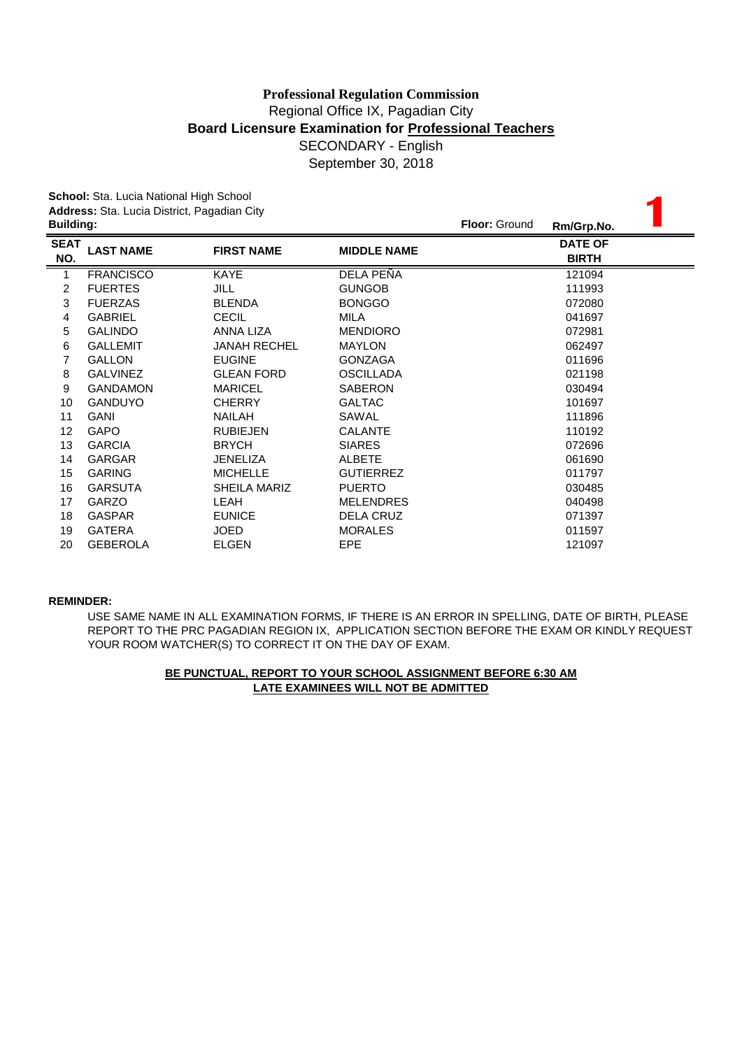**Professional Regulation Commission**
Regional Office IX, Pagadian City
**Board Licensure Examination for Professional Teachers**
SECONDARY - English
September 30, 2018

**School:** Sta. Lucia National High School
**Address:** Sta. Lucia District, Pagadian City
**Building:** **Floor:** Ground **Rm/Grp.No.** **1**

| SEAT NO. | LAST NAME | FIRST NAME | MIDDLE NAME | DATE OF BIRTH |
|---|---|---|---|---|
| 1 | FRANCISCO | KAYE | DELA PEÑA | 121094 |
| 2 | FUERTES | JILL | GUNGOB | 111993 |
| 3 | FUERZAS | BLENDA | BONGGO | 072080 |
| 4 | GABRIEL | CECIL | MILA | 041697 |
| 5 | GALINDO | ANNA LIZA | MENDIORO | 072981 |
| 6 | GALLEMIT | JANAH RECHEL | MAYLON | 062497 |
| 7 | GALLON | EUGINE | GONZAGA | 011696 |
| 8 | GALVINEZ | GLEAN FORD | OSCILLADA | 021198 |
| 9 | GANDAMON | MARICEL | SABERON | 030494 |
| 10 | GANDUYO | CHERRY | GALTAC | 101697 |
| 11 | GANI | NAILAH | SAWAL | 111896 |
| 12 | GAPO | RUBIEJEN | CALANTE | 110192 |
| 13 | GARCIA | BRYCH | SIARES | 072696 |
| 14 | GARGAR | JENELIZA | ALBETE | 061690 |
| 15 | GARING | MICHELLE | GUTIERREZ | 011797 |
| 16 | GARSUTA | SHEILA MARIZ | PUERTO | 030485 |
| 17 | GARZO | LEAH | MELENDRES | 040498 |
| 18 | GASPAR | EUNICE | DELA CRUZ | 071397 |
| 19 | GATERA | JOED | MORALES | 011597 |
| 20 | GEBEROLA | ELGEN | EPE | 121097 |

**REMINDER:**

USE SAME NAME IN ALL EXAMINATION FORMS, IF THERE IS AN ERROR IN SPELLING, DATE OF BIRTH, PLEASE REPORT TO THE PRC PAGADIAN REGION IX, APPLICATION SECTION BEFORE THE EXAM OR KINDLY REQUEST YOUR ROOM WATCHER(S) TO CORRECT IT ON THE DAY OF EXAM.

**BE PUNCTUAL, REPORT TO YOUR SCHOOL ASSIGNMENT BEFORE 6:30 AM**
**LATE EXAMINEES WILL NOT BE ADMITTED**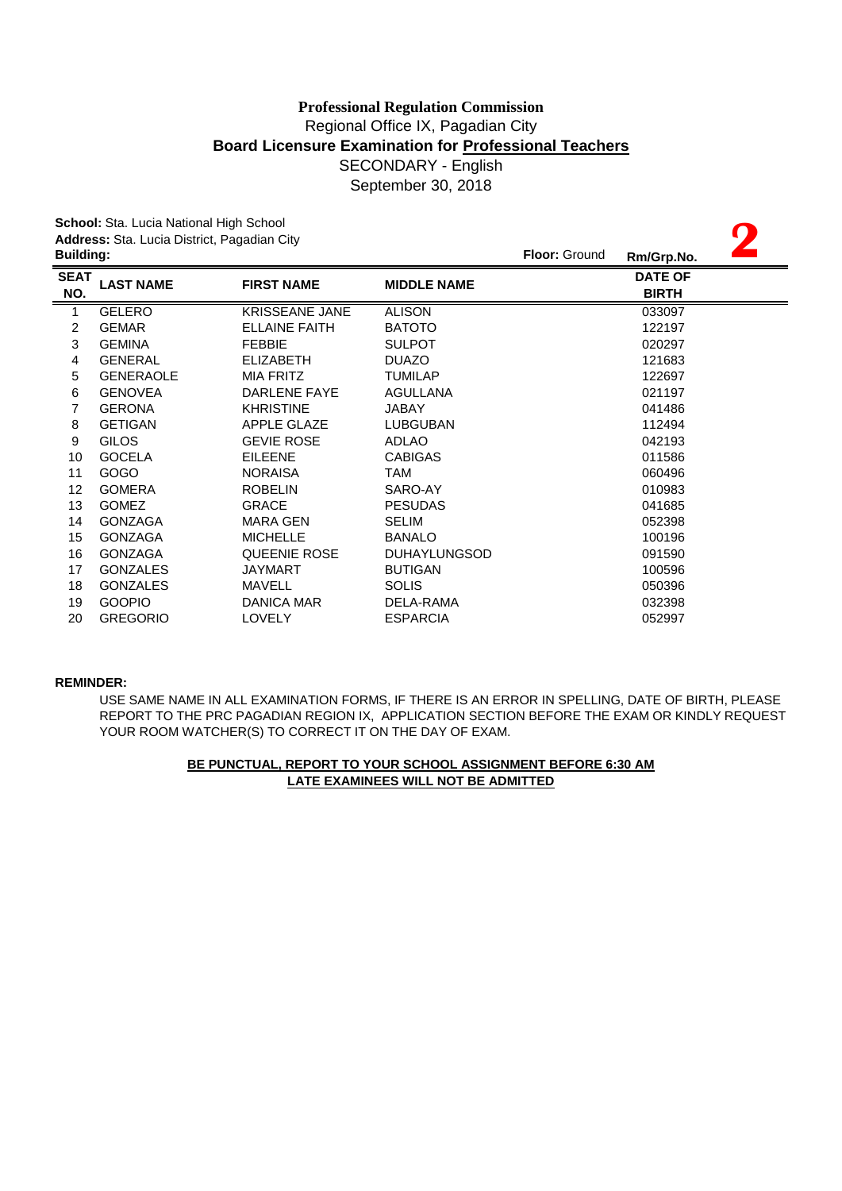**Professional Regulation Commission**
Regional Office IX, Pagadian City
**Board Licensure Examination for Professional Teachers**
SECONDARY - English
September 30, 2018

**School:** Sta. Lucia National High School
**Address:** Sta. Lucia District, Pagadian City
**Building:** **Floor:** Ground **Rm/Grp.No.** **2**

| SEAT NO. | LAST NAME | FIRST NAME | MIDDLE NAME | DATE OF BIRTH |
|---|---|---|---|---|
| 1 | GELERO | KRISSEANE JANE | ALISON | 033097 |
| 2 | GEMAR | ELLAINE FAITH | BATOTO | 122197 |
| 3 | GEMINA | FEBBIE | SULPOT | 020297 |
| 4 | GENERAL | ELIZABETH | DUAZO | 121683 |
| 5 | GENERAOLE | MIA FRITZ | TUMILAP | 122697 |
| 6 | GENOVEA | DARLENE FAYE | AGULLANA | 021197 |
| 7 | GERONA | KHRISTINE | JABAY | 041486 |
| 8 | GETIGAN | APPLE GLAZE | LUBGUBAN | 112494 |
| 9 | GILOS | GEVIE ROSE | ADLAO | 042193 |
| 10 | GOCELA | EILEENE | CABIGAS | 011586 |
| 11 | GOGO | NORAISA | TAM | 060496 |
| 12 | GOMERA | ROBELIN | SARO-AY | 010983 |
| 13 | GOMEZ | GRACE | PESUDAS | 041685 |
| 14 | GONZAGA | MARA GEN | SELIM | 052398 |
| 15 | GONZAGA | MICHELLE | BANALO | 100196 |
| 16 | GONZAGA | QUEENIE ROSE | DUHAYLUNGSOD | 091590 |
| 17 | GONZALES | JAYMART | BUTIGAN | 100596 |
| 18 | GONZALES | MAVELL | SOLIS | 050396 |
| 19 | GOOPIO | DANICA MAR | DELA-RAMA | 032398 |
| 20 | GREGORIO | LOVELY | ESPARCIA | 052997 |

**REMINDER:**

USE SAME NAME IN ALL EXAMINATION FORMS, IF THERE IS AN ERROR IN SPELLING, DATE OF BIRTH, PLEASE REPORT TO THE PRC PAGADIAN REGION IX, APPLICATION SECTION BEFORE THE EXAM OR KINDLY REQUEST YOUR ROOM WATCHER(S) TO CORRECT IT ON THE DAY OF EXAM.

**BE PUNCTUAL, REPORT TO YOUR SCHOOL ASSIGNMENT BEFORE 6:30 AM**
**LATE EXAMINEES WILL NOT BE ADMITTED**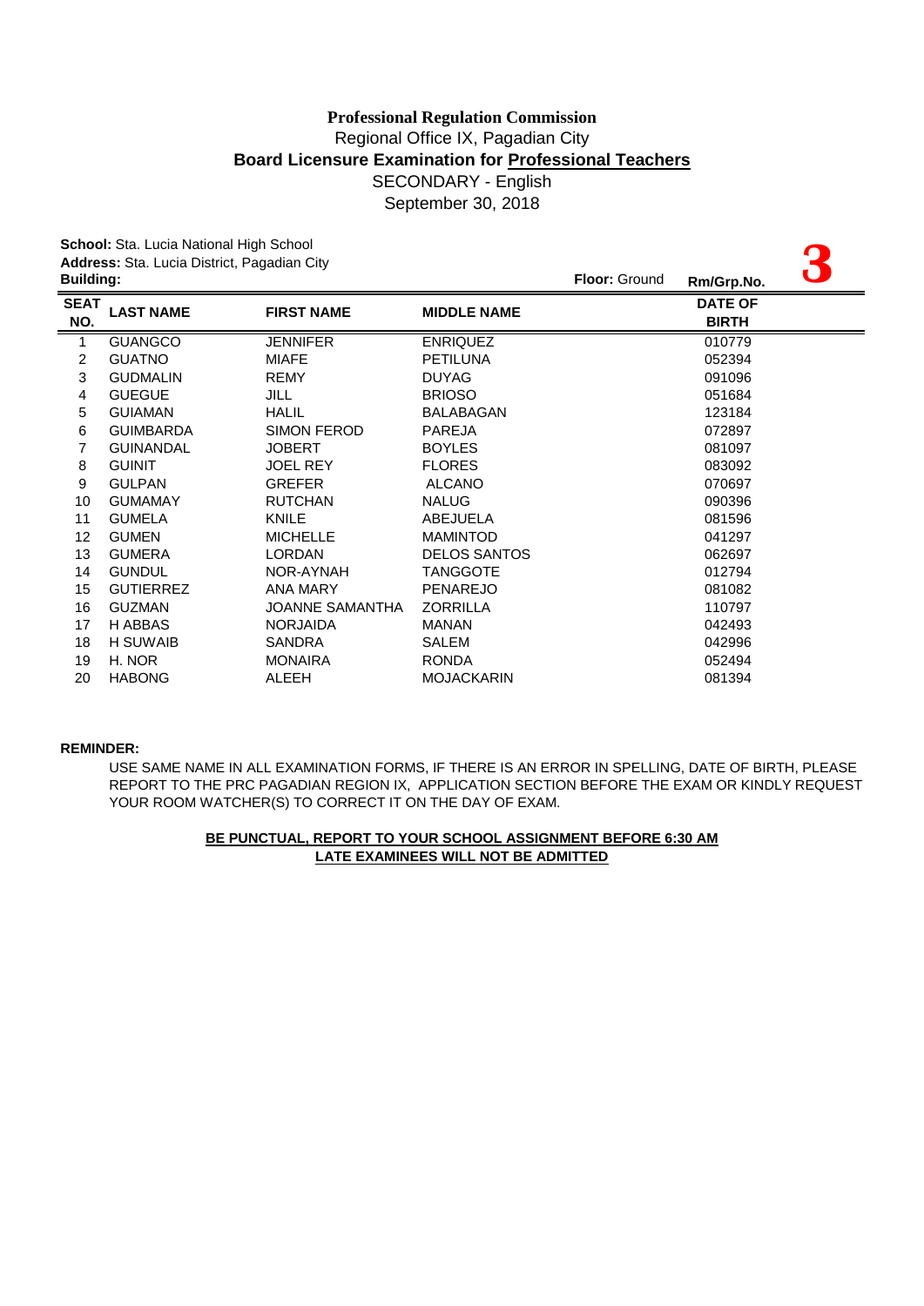**Professional Regulation Commission**
Regional Office IX, Pagadian City
**Board Licensure Examination for Professional Teachers**
SECONDARY - English
September 30, 2018

**School:** Sta. Lucia National High School
**Address:** Sta. Lucia District, Pagadian City
**Building:** **Floor:** Ground **Rm/Grp.No.** **3**

| SEAT NO. | LAST NAME | FIRST NAME | MIDDLE NAME | DATE OF BIRTH |
|---|---|---|---|---|
| 1 | GUANGCO | JENNIFER | ENRIQUEZ | 010779 |
| 2 | GUATNO | MIAFE | PETILUNA | 052394 |
| 3 | GUDMALIN | REMY | DUYAG | 091096 |
| 4 | GUEGUE | JILL | BRIOSO | 051684 |
| 5 | GUIAMAN | HALIL | BALABAGAN | 123184 |
| 6 | GUIMBARDA | SIMON FEROD | PAREJA | 072897 |
| 7 | GUINANDAL | JOBERT | BOYLES | 081097 |
| 8 | GUINIT | JOEL REY | FLORES | 083092 |
| 9 | GULPAN | GREFER | ALCANO | 070697 |
| 10 | GUMAMAY | RUTCHAN | NALUG | 090396 |
| 11 | GUMELA | KNILE | ABEJUELA | 081596 |
| 12 | GUMEN | MICHELLE | MAMINTOD | 041297 |
| 13 | GUMERA | LORDAN | DELOS SANTOS | 062697 |
| 14 | GUNDUL | NOR-AYNAH | TANGGOTE | 012794 |
| 15 | GUTIERREZ | ANA MARY | PENAREJO | 081082 |
| 16 | GUZMAN | JOANNE SAMANTHA | ZORRILLA | 110797 |
| 17 | H ABBAS | NORJAIDA | MANAN | 042493 |
| 18 | H SUWAIB | SANDRA | SALEM | 042996 |
| 19 | H. NOR | MONAIRA | RONDA | 052494 |
| 20 | HABONG | ALEEH | MOJACKARIN | 081394 |

**REMINDER:**

USE SAME NAME IN ALL EXAMINATION FORMS, IF THERE IS AN ERROR IN SPELLING, DATE OF BIRTH, PLEASE REPORT TO THE PRC PAGADIAN REGION IX, APPLICATION SECTION BEFORE THE EXAM OR KINDLY REQUEST YOUR ROOM WATCHER(S) TO CORRECT IT ON THE DAY OF EXAM.

**BE PUNCTUAL, REPORT TO YOUR SCHOOL ASSIGNMENT BEFORE 6:30 AM**
**LATE EXAMINEES WILL NOT BE ADMITTED**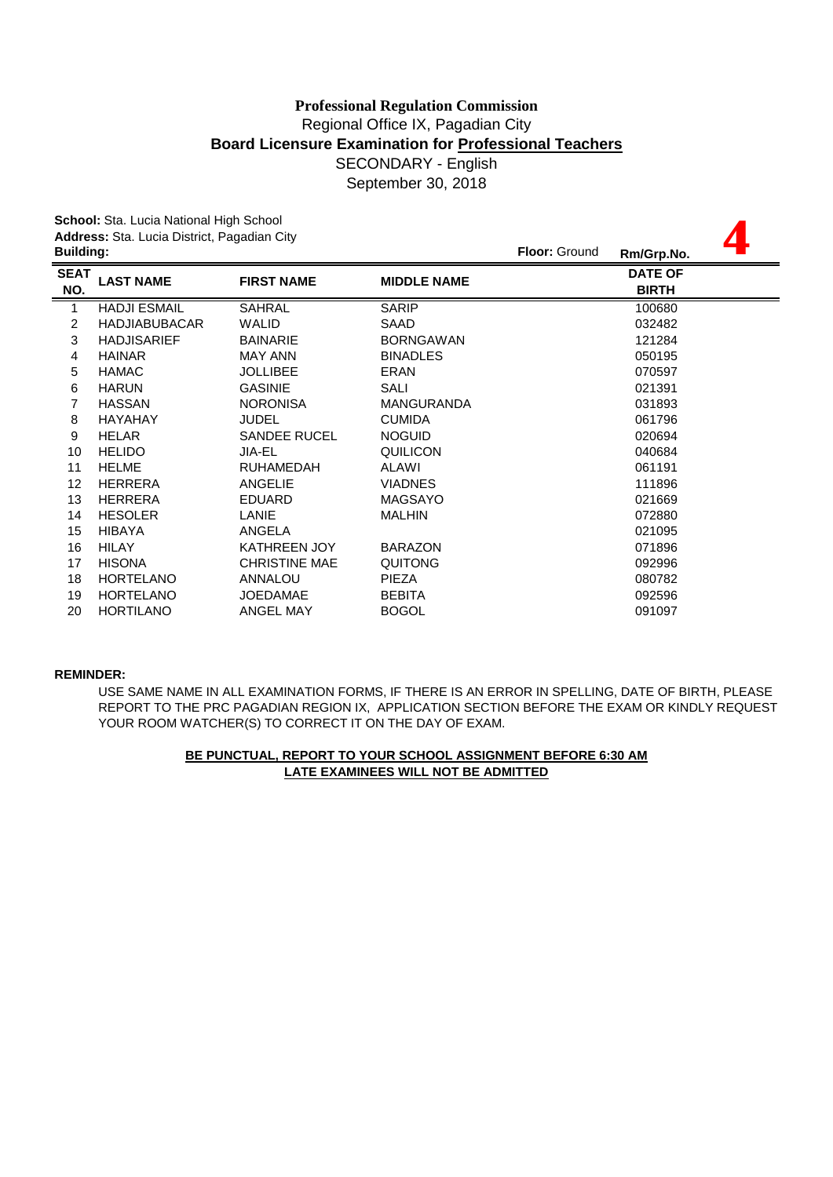**Professional Regulation Commission**

Regional Office IX, Pagadian City

**Board Licensure Examination for Professional Teachers**

SECONDARY - English

September 30, 2018

**School:** Sta. Lucia National High School

**Address:** Sta. Lucia District, Pagadian City

**Building:**

**Floor:** Ground

**Rm/Grp.No.** **4**

| SEAT NO. | LAST NAME | FIRST NAME | MIDDLE NAME | DATE OF BIRTH |
|---|---|---|---|---|
| 1 | HADJI ESMAIL | SAHRAL | SARIP | 100680 |
| 2 | HADJIABUBACAR | WALID | SAAD | 032482 |
| 3 | HADJISARIEF | BAINARIE | BORNGAWAN | 121284 |
| 4 | HAINAR | MAY ANN | BINADLES | 050195 |
| 5 | HAMAC | JOLLIBEE | ERAN | 070597 |
| 6 | HARUN | GASINIE | SALI | 021391 |
| 7 | HASSAN | NORONISA | MANGURANDA | 031893 |
| 8 | HAYAHAY | JUDEL | CUMIDA | 061796 |
| 9 | HELAR | SANDEE RUCEL | NOGUID | 020694 |
| 10 | HELIDO | JIA-EL | QUILICON | 040684 |
| 11 | HELME | RUHAMEDAH | ALAWI | 061191 |
| 12 | HERRERA | ANGELIE | VIADNES | 111896 |
| 13 | HERRERA | EDUARD | MAGSAYO | 021669 |
| 14 | HESOLER | LANIE | MALHIN | 072880 |
| 15 | HIBAYA | ANGELA | | 021095 |
| 16 | HILAY | KATHREEN JOY | BARAZON | 071896 |
| 17 | HISONA | CHRISTINE MAE | QUITONG | 092996 |
| 18 | HORTELANO | ANNALOU | PIEZA | 080782 |
| 19 | HORTELANO | JOEDAMAE | BEBITA | 092596 |
| 20 | HORTILANO | ANGEL MAY | BOGOL | 091097 |

**REMINDER:**

USE SAME NAME IN ALL EXAMINATION FORMS, IF THERE IS AN ERROR IN SPELLING, DATE OF BIRTH, PLEASE REPORT TO THE PRC PAGADIAN REGION IX, APPLICATION SECTION BEFORE THE EXAM OR KINDLY REQUEST YOUR ROOM WATCHER(S) TO CORRECT IT ON THE DAY OF EXAM.

**BE PUNCTUAL, REPORT TO YOUR SCHOOL ASSIGNMENT BEFORE 6:30 AM**

**LATE EXAMINEES WILL NOT BE ADMITTED**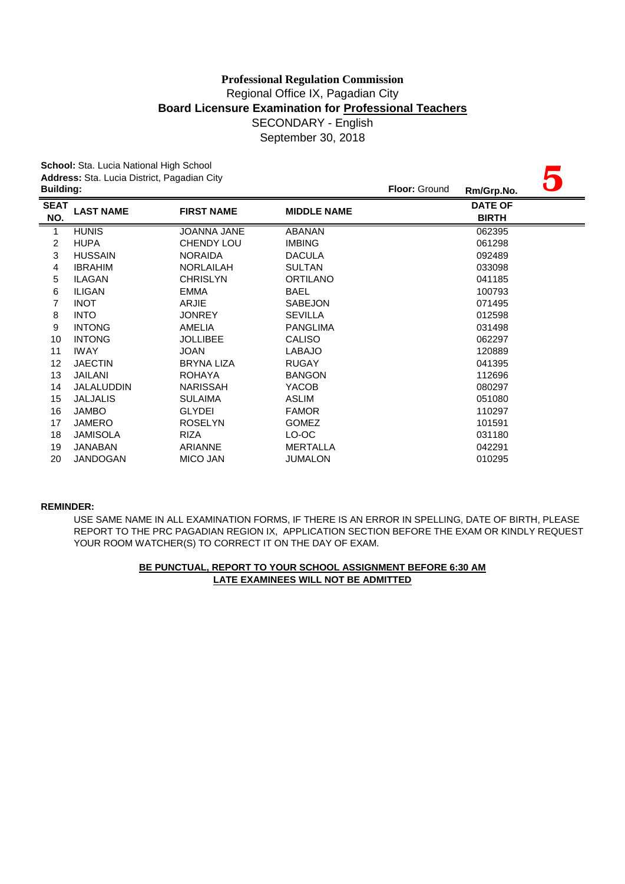**Professional Regulation Commission**
Regional Office IX, Pagadian City
**Board Licensure Examination for Professional Teachers**
SECONDARY - English
September 30, 2018

**School:** Sta. Lucia National High School
**Address:** Sta. Lucia District, Pagadian City
**Building:**
**Floor:** Ground
**Rm/Grp.No.** **5**

| SEAT NO. | LAST NAME | FIRST NAME | MIDDLE NAME | DATE OF BIRTH |
|---|---|---|---|---|
| 1 | HUNIS | JOANNA JANE | ABANAN | 062395 |
| 2 | HUPA | CHENDY LOU | IMBING | 061298 |
| 3 | HUSSAIN | NORAIDA | DACULA | 092489 |
| 4 | IBRAHIM | NORLAILAH | SULTAN | 033098 |
| 5 | ILAGAN | CHRISLYN | ORTILANO | 041185 |
| 6 | ILIGAN | EMMA | BAEL | 100793 |
| 7 | INOT | ARJIE | SABEJON | 071495 |
| 8 | INTO | JONREY | SEVILLA | 012598 |
| 9 | INTONG | AMELIA | PANGLIMA | 031498 |
| 10 | INTONG | JOLLIBEE | CALISO | 062297 |
| 11 | IWAY | JOAN | LABAJO | 120889 |
| 12 | JAECTIN | BRYNA LIZA | RUGAY | 041395 |
| 13 | JAILANI | ROHAYA | BANGON | 112696 |
| 14 | JALALUDDIN | NARISSAH | YACOB | 080297 |
| 15 | JALJALIS | SULAIMA | ASLIM | 051080 |
| 16 | JAMBO | GLYDEI | FAMOR | 110297 |
| 17 | JAMERO | ROSELYN | GOMEZ | 101591 |
| 18 | JAMISOLA | RIZA | LO-OC | 031180 |
| 19 | JANABAN | ARIANNE | MERTALLA | 042291 |
| 20 | JANDOGAN | MICO JAN | JUMALON | 010295 |

**REMINDER:**

USE SAME NAME IN ALL EXAMINATION FORMS, IF THERE IS AN ERROR IN SPELLING, DATE OF BIRTH, PLEASE REPORT TO THE PRC PAGADIAN REGION IX, APPLICATION SECTION BEFORE THE EXAM OR KINDLY REQUEST YOUR ROOM WATCHER(S) TO CORRECT IT ON THE DAY OF EXAM.

**BE PUNCTUAL, REPORT TO YOUR SCHOOL ASSIGNMENT BEFORE 6:30 AM**
**LATE EXAMINEES WILL NOT BE ADMITTED**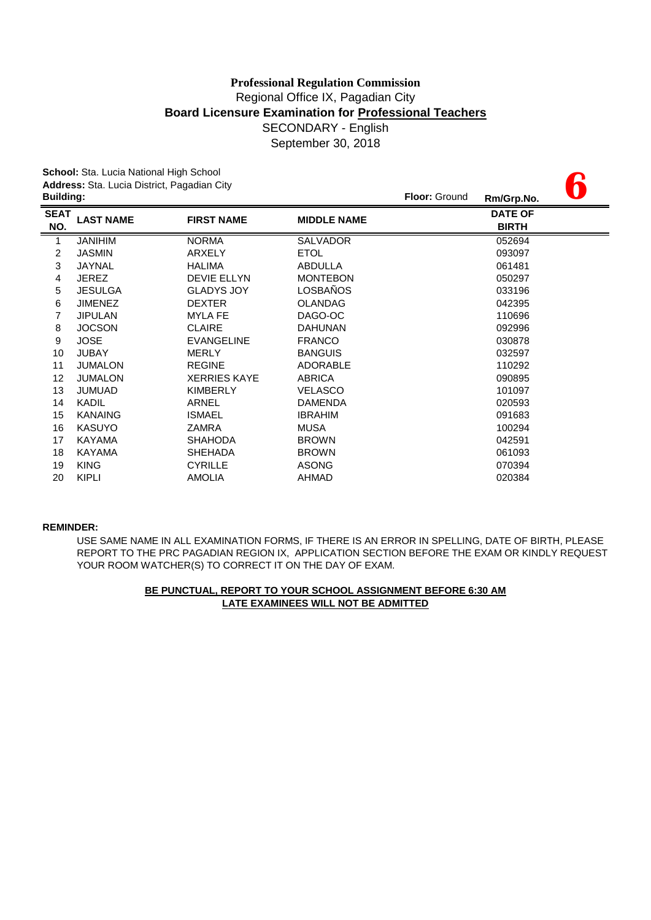**Professional Regulation Commission**

Regional Office IX, Pagadian City

**Board Licensure Examination for Professional Teachers**

SECONDARY - English

September 30, 2018

**School:** Sta. Lucia National High School
**Address:** Sta. Lucia District, Pagadian City
**Building:**
**Floor:** Ground
**Rm/Grp.No.** **6**

| SEAT NO. | LAST NAME | FIRST NAME | MIDDLE NAME | DATE OF BIRTH |
|---|---|---|---|---|
| 1 | JANIHIM | NORMA | SALVADOR | 052694 |
| 2 | JASMIN | ARXELY | ETOL | 093097 |
| 3 | JAYNAL | HALIMA | ABDULLA | 061481 |
| 4 | JEREZ | DEVIE ELLYN | MONTEBON | 050297 |
| 5 | JESULGA | GLADYS JOY | LOSBAÑOS | 033196 |
| 6 | JIMENEZ | DEXTER | OLANDAG | 042395 |
| 7 | JIPULAN | MYLA FE | DAGO-OC | 110696 |
| 8 | JOCSON | CLAIRE | DAHUNAN | 092996 |
| 9 | JOSE | EVANGELINE | FRANCO | 030878 |
| 10 | JUBAY | MERLY | BANGUIS | 032597 |
| 11 | JUMALON | REGINE | ADORABLE | 110292 |
| 12 | JUMALON | XERRIES KAYE | ABRICA | 090895 |
| 13 | JUMUAD | KIMBERLY | VELASCO | 101097 |
| 14 | KADIL | ARNEL | DAMENDA | 020593 |
| 15 | KANAING | ISMAEL | IBRAHIM | 091683 |
| 16 | KASUYO | ZAMRA | MUSA | 100294 |
| 17 | KAYAMA | SHAHODA | BROWN | 042591 |
| 18 | KAYAMA | SHEHADA | BROWN | 061093 |
| 19 | KING | CYRILLE | ASONG | 070394 |
| 20 | KIPLI | AMOLIA | AHMAD | 020384 |

**REMINDER:**

USE SAME NAME IN ALL EXAMINATION FORMS, IF THERE IS AN ERROR IN SPELLING, DATE OF BIRTH, PLEASE REPORT TO THE PRC PAGADIAN REGION IX, APPLICATION SECTION BEFORE THE EXAM OR KINDLY REQUEST YOUR ROOM WATCHER(S) TO CORRECT IT ON THE DAY OF EXAM.

**BE PUNCTUAL, REPORT TO YOUR SCHOOL ASSIGNMENT BEFORE 6:30 AM**

**LATE EXAMINEES WILL NOT BE ADMITTED**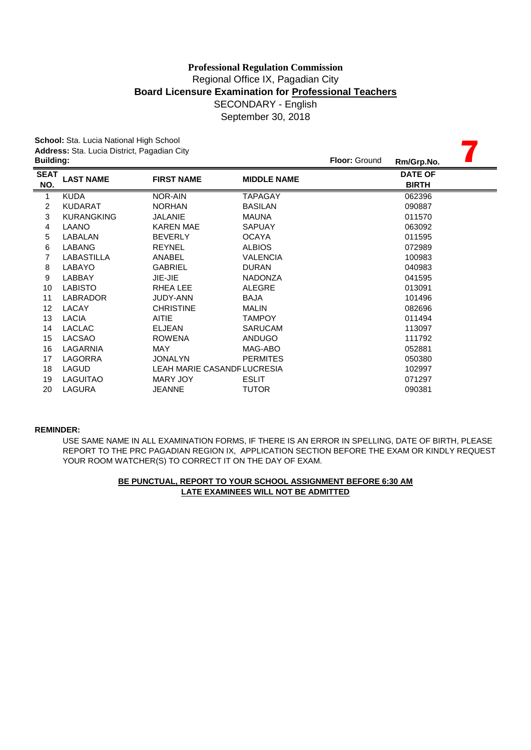**Professional Regulation Commission**
Regional Office IX, Pagadian City
**Board Licensure Examination for Professional Teachers**
SECONDARY - English
September 30, 2018

**School:** Sta. Lucia National High School
**Address:** Sta. Lucia District, Pagadian City
**Building:** **Floor:** Ground **Rm/Grp.No.** **7**

| SEAT NO. | LAST NAME | FIRST NAME | MIDDLE NAME | DATE OF BIRTH |
|---|---|---|---|---|
| 1 | KUDA | NOR-AIN | TAPAGAY | 062396 |
| 2 | KUDARAT | NORHAN | BASILAN | 090887 |
| 3 | KURANGKING | JALANIE | MAUNA | 011570 |
| 4 | LAANO | KAREN MAE | SAPUAY | 063092 |
| 5 | LABALAN | BEVERLY | OCAYA | 011595 |
| 6 | LABANG | REYNEL | ALBIOS | 072989 |
| 7 | LABASTILLA | ANABEL | VALENCIA | 100983 |
| 8 | LABAYO | GABRIEL | DURAN | 040983 |
| 9 | LABBAY | JIE-JIE | NADONZA | 041595 |
| 10 | LABISTO | RHEA LEE | ALEGRE | 013091 |
| 11 | LABRADOR | JUDY-ANN | BAJA | 101496 |
| 12 | LACAY | CHRISTINE | MALIN | 082696 |
| 13 | LACIA | AITIE | TAMPOY | 011494 |
| 14 | LACLAC | ELJEAN | SARUCAM | 113097 |
| 15 | LACSAO | ROWENA | ANDUGO | 111792 |
| 16 | LAGARNIA | MAY | MAG-ABO | 052881 |
| 17 | LAGORRA | JONALYN | PERMITES | 050380 |
| 18 | LAGUD | LEAH MARIE CASANDF | LUCRESIA | 102997 |
| 19 | LAGUITAO | MARY JOY | ESLIT | 071297 |
| 20 | LAGURA | JEANNE | TUTOR | 090381 |

**REMINDER:**

USE SAME NAME IN ALL EXAMINATION FORMS, IF THERE IS AN ERROR IN SPELLING, DATE OF BIRTH, PLEASE REPORT TO THE PRC PAGADIAN REGION IX, APPLICATION SECTION BEFORE THE EXAM OR KINDLY REQUEST YOUR ROOM WATCHER(S) TO CORRECT IT ON THE DAY OF EXAM.

**BE PUNCTUAL, REPORT TO YOUR SCHOOL ASSIGNMENT BEFORE 6:30 AM**
**LATE EXAMINEES WILL NOT BE ADMITTED**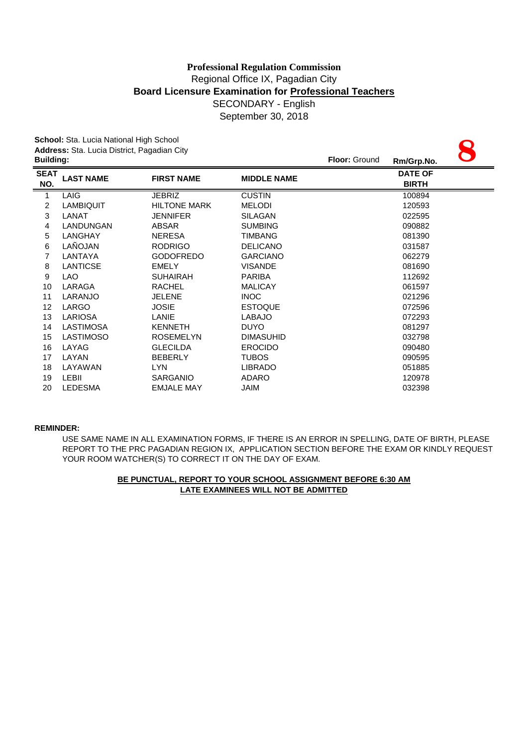**Professional Regulation Commission**

Regional Office IX, Pagadian City

**Board Licensure Examination for Professional Teachers**

SECONDARY - English

September 30, 2018

**School:** Sta. Lucia National High School

**Address:** Sta. Lucia District, Pagadian City

**Building:** **Floor:** Ground **Rm/Grp.No.** **8**

| SEAT NO. | LAST NAME | FIRST NAME | MIDDLE NAME | DATE OF BIRTH |
|---|---|---|---|---|
| 1 | LAIG | JEBRIZ | CUSTIN | 100894 |
| 2 | LAMBIQUIT | HILTONE MARK | MELODI | 120593 |
| 3 | LANAT | JENNIFER | SILAGAN | 022595 |
| 4 | LANDUNGAN | ABSAR | SUMBING | 090882 |
| 5 | LANGHAY | NERESA | TIMBANG | 081390 |
| 6 | LAÑOJAN | RODRIGO | DELICANO | 031587 |
| 7 | LANTAYA | GODOFREDO | GARCIANO | 062279 |
| 8 | LANTICSE | EMELY | VISANDE | 081690 |
| 9 | LAO | SUHAIRAH | PARIBA | 112692 |
| 10 | LARAGA | RACHEL | MALICAY | 061597 |
| 11 | LARANJO | JELENE | INOC | 021296 |
| 12 | LARGO | JOSIE | ESTOQUE | 072596 |
| 13 | LARIOSA | LANIE | LABAJO | 072293 |
| 14 | LASTIMOSA | KENNETH | DUYO | 081297 |
| 15 | LASTIMOSO | ROSEMELYN | DIMASUHID | 032798 |
| 16 | LAYAG | GLECILDA | EROCIDO | 090480 |
| 17 | LAYAN | BEBERLY | TUBOS | 090595 |
| 18 | LAYAWAN | LYN | LIBRADO | 051885 |
| 19 | LEBII | SARGANIO | ADARO | 120978 |
| 20 | LEDESMA | EMJALE MAY | JAIM | 032398 |

**REMINDER:**

USE SAME NAME IN ALL EXAMINATION FORMS, IF THERE IS AN ERROR IN SPELLING, DATE OF BIRTH, PLEASE REPORT TO THE PRC PAGADIAN REGION IX, APPLICATION SECTION BEFORE THE EXAM OR KINDLY REQUEST YOUR ROOM WATCHER(S) TO CORRECT IT ON THE DAY OF EXAM.

**BE PUNCTUAL, REPORT TO YOUR SCHOOL ASSIGNMENT BEFORE 6:30 AM**

**LATE EXAMINEES WILL NOT BE ADMITTED**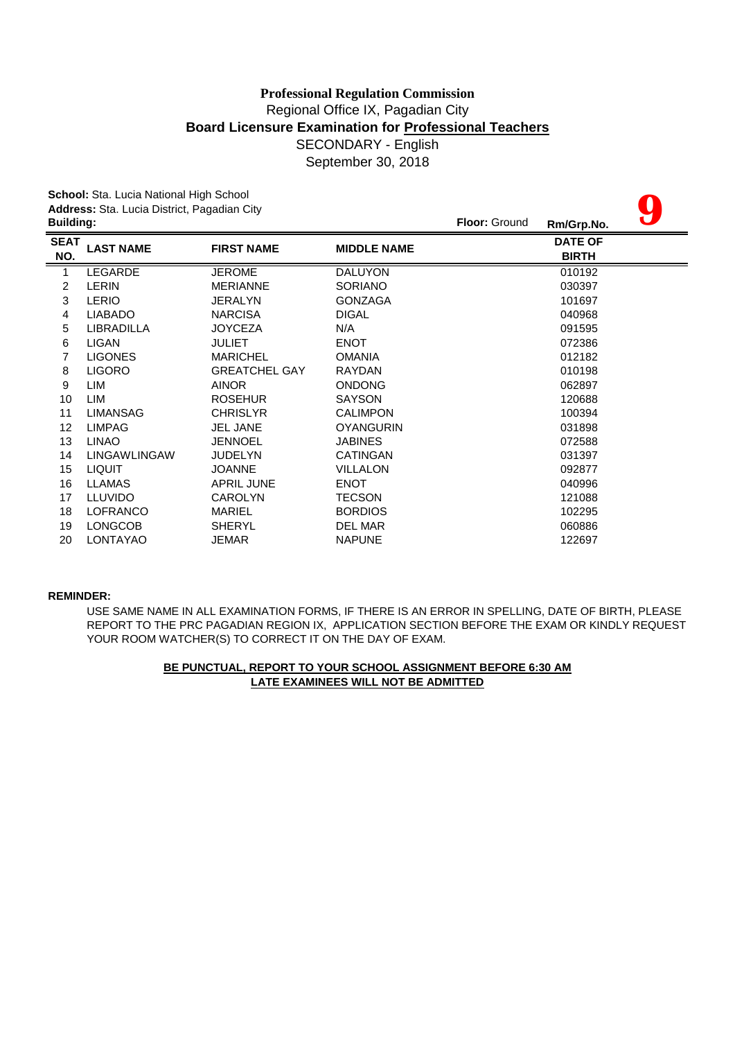**Professional Regulation Commission**
Regional Office IX, Pagadian City
**Board Licensure Examination for Professional Teachers**
SECONDARY - English
September 30, 2018

**School:** Sta. Lucia National High School
**Address:** Sta. Lucia District, Pagadian City
**Building:**
**Floor:** Ground
**Rm/Grp.No.** **9**

| SEAT NO. | LAST NAME | FIRST NAME | MIDDLE NAME | DATE OF BIRTH |
|---|---|---|---|---|
| 1 | LEGARDE | JEROME | DALUYON | 010192 |
| 2 | LERIN | MERIANNE | SORIANO | 030397 |
| 3 | LERIO | JERALYN | GONZAGA | 101697 |
| 4 | LIABADO | NARCISA | DIGAL | 040968 |
| 5 | LIBRADILLA | JOYCEZA | N/A | 091595 |
| 6 | LIGAN | JULIET | ENOT | 072386 |
| 7 | LIGONES | MARICHEL | OMANIA | 012182 |
| 8 | LIGORO | GREATCHEL GAY | RAYDAN | 010198 |
| 9 | LIM | AINOR | ONDONG | 062897 |
| 10 | LIM | ROSEHUR | SAYSON | 120688 |
| 11 | LIMANSAG | CHRISLYR | CALIMPON | 100394 |
| 12 | LIMPAG | JEL JANE | OYANGURIN | 031898 |
| 13 | LINAO | JENNOEL | JABINES | 072588 |
| 14 | LINGAWLINGAW | JUDELYN | CATINGAN | 031397 |
| 15 | LIQUIT | JOANNE | VILLALON | 092877 |
| 16 | LLAMAS | APRIL JUNE | ENOT | 040996 |
| 17 | LLUVIDO | CAROLYN | TECSON | 121088 |
| 18 | LOFRANCO | MARIEL | BORDIOS | 102295 |
| 19 | LONGCOB | SHERYL | DEL MAR | 060886 |
| 20 | LONTAYAO | JEMAR | NAPUNE | 122697 |

**REMINDER:**

USE SAME NAME IN ALL EXAMINATION FORMS, IF THERE IS AN ERROR IN SPELLING, DATE OF BIRTH, PLEASE REPORT TO THE PRC PAGADIAN REGION IX, APPLICATION SECTION BEFORE THE EXAM OR KINDLY REQUEST YOUR ROOM WATCHER(S) TO CORRECT IT ON THE DAY OF EXAM.

**BE PUNCTUAL, REPORT TO YOUR SCHOOL ASSIGNMENT BEFORE 6:30 AM**
**LATE EXAMINEES WILL NOT BE ADMITTED**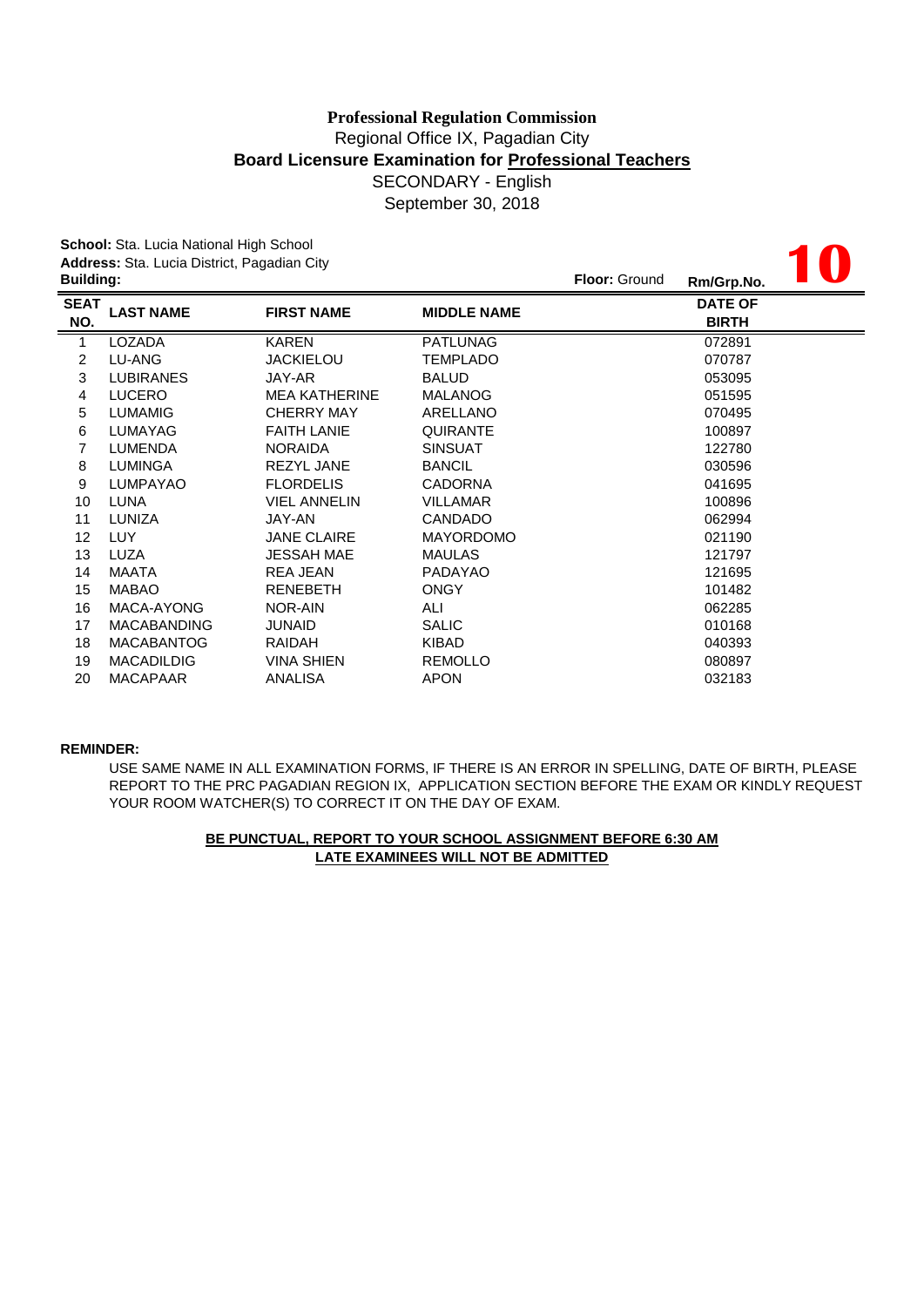**Professional Regulation Commission**
Regional Office IX, Pagadian City
**Board Licensure Examination for Professional Teachers**
SECONDARY - English
September 30, 2018

**School:** Sta. Lucia National High School
**Address:** Sta. Lucia District, Pagadian City
**Building:**
**Floor:** Ground
**Rm/Grp.No.** **10**

| SEAT NO. | LAST NAME | FIRST NAME | MIDDLE NAME | DATE OF BIRTH |
|---|---|---|---|---|
| 1 | LOZADA | KAREN | PATLUNAG | 072891 |
| 2 | LU-ANG | JACKIELOU | TEMPLADO | 070787 |
| 3 | LUBIRANES | JAY-AR | BALUD | 053095 |
| 4 | LUCERO | MEA KATHERINE | MALANOG | 051595 |
| 5 | LUMAMIG | CHERRY MAY | ARELLANO | 070495 |
| 6 | LUMAYAG | FAITH LANIE | QUIRANTE | 100897 |
| 7 | LUMENDA | NORAIDA | SINSUAT | 122780 |
| 8 | LUMINGA | REZYL JANE | BANCIL | 030596 |
| 9 | LUMPAYAO | FLORDELIS | CADORNA | 041695 |
| 10 | LUNA | VIEL ANNELIN | VILLAMAR | 100896 |
| 11 | LUNIZA | JAY-AN | CANDADO | 062994 |
| 12 | LUY | JANE CLAIRE | MAYORDOMO | 021190 |
| 13 | LUZA | JESSAH MAE | MAULAS | 121797 |
| 14 | MAATA | REA JEAN | PADAYAO | 121695 |
| 15 | MABAO | RENEBETH | ONGY | 101482 |
| 16 | MACA-AYONG | NOR-AIN | ALI | 062285 |
| 17 | MACABANDING | JUNAID | SALIC | 010168 |
| 18 | MACABANTOG | RAIDAH | KIBAD | 040393 |
| 19 | MACADILDIG | VINA SHIEN | REMOLLO | 080897 |
| 20 | MACAPAAR | ANALISA | APON | 032183 |

**REMINDER:**

USE SAME NAME IN ALL EXAMINATION FORMS, IF THERE IS AN ERROR IN SPELLING, DATE OF BIRTH, PLEASE REPORT TO THE PRC PAGADIAN REGION IX, APPLICATION SECTION BEFORE THE EXAM OR KINDLY REQUEST YOUR ROOM WATCHER(S) TO CORRECT IT ON THE DAY OF EXAM.

**BE PUNCTUAL, REPORT TO YOUR SCHOOL ASSIGNMENT BEFORE 6:30 AM**
**LATE EXAMINEES WILL NOT BE ADMITTED**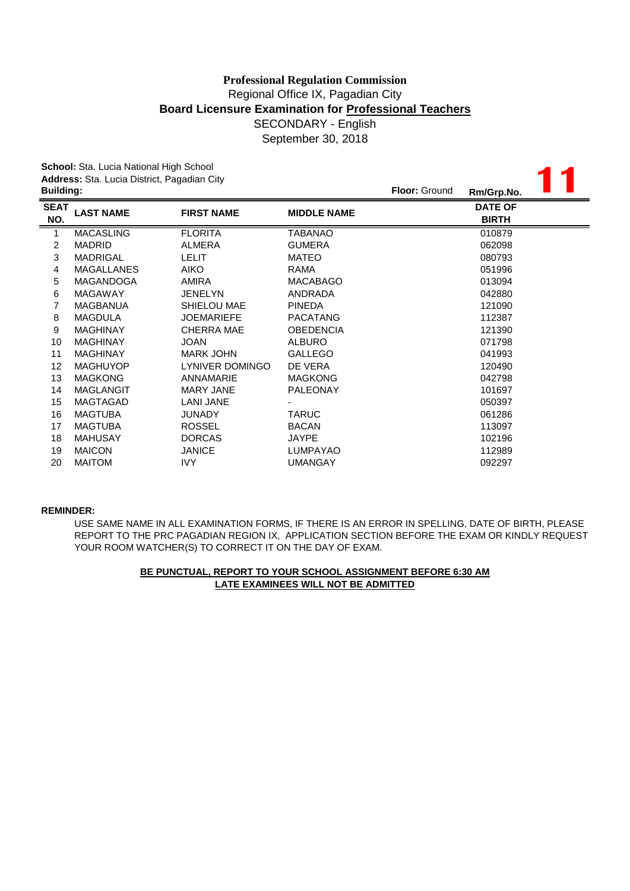**Professional Regulation Commission**

Regional Office IX, Pagadian City

**Board Licensure Examination for Professional Teachers**

SECONDARY - English

September 30, 2018

**School:** Sta. Lucia National High School

**Address:** Sta. Lucia District, Pagadian City

**Building:** **Floor:** Ground **Rm/Grp.No.** **11**

| SEAT NO. | LAST NAME | FIRST NAME | MIDDLE NAME | DATE OF BIRTH |
|---|---|---|---|---|
| 1 | MACASLING | FLORITA | TABANAO | 010879 |
| 2 | MADRID | ALMERA | GUMERA | 062098 |
| 3 | MADRIGAL | LELIT | MATEO | 080793 |
| 4 | MAGALLANES | AIKO | RAMA | 051996 |
| 5 | MAGANDOGA | AMIRA | MACABAGO | 013094 |
| 6 | MAGAWAY | JENELYN | ANDRADA | 042880 |
| 7 | MAGBANUA | SHIELOU MAE | PINEDA | 121090 |
| 8 | MAGDULA | JOEMARIEFE | PACATANG | 112387 |
| 9 | MAGHINAY | CHERRA MAE | OBEDENCIA | 121390 |
| 10 | MAGHINAY | JOAN | ALBURO | 071798 |
| 11 | MAGHINAY | MARK JOHN | GALLEGO | 041993 |
| 12 | MAGHUYOP | LYNIVER DOMINGO | DE VERA | 120490 |
| 13 | MAGKONG | ANNAMARIE | MAGKONG | 042798 |
| 14 | MAGLANGIT | MARY JANE | PALEONAY | 101697 |
| 15 | MAGTAGAD | LANI JANE | - | 050397 |
| 16 | MAGTUBA | JUNADY | TARUC | 061286 |
| 17 | MAGTUBA | ROSSEL | BACAN | 113097 |
| 18 | MAHUSAY | DORCAS | JAYPE | 102196 |
| 19 | MAICON | JANICE | LUMPAYAO | 112989 |
| 20 | MAITOM | IVY | UMANGAY | 092297 |

**REMINDER:**

USE SAME NAME IN ALL EXAMINATION FORMS, IF THERE IS AN ERROR IN SPELLING, DATE OF BIRTH, PLEASE REPORT TO THE PRC PAGADIAN REGION IX, APPLICATION SECTION BEFORE THE EXAM OR KINDLY REQUEST YOUR ROOM WATCHER(S) TO CORRECT IT ON THE DAY OF EXAM.

**BE PUNCTUAL, REPORT TO YOUR SCHOOL ASSIGNMENT BEFORE 6:30 AM**

**LATE EXAMINEES WILL NOT BE ADMITTED**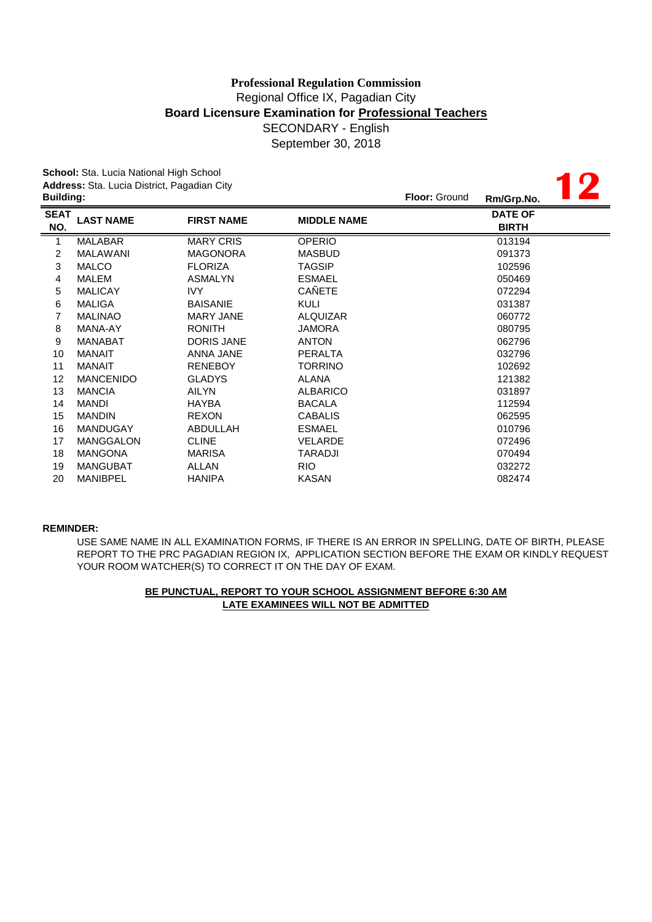**Professional Regulation Commission**
Regional Office IX, Pagadian City
**Board Licensure Examination for Professional Teachers**
SECONDARY - English
September 30, 2018

**School:** Sta. Lucia National High School
**Address:** Sta. Lucia District, Pagadian City
**Building:**
**Floor:** Ground
**Rm/Grp.No.** **12**

| SEAT NO. | LAST NAME | FIRST NAME | MIDDLE NAME | DATE OF BIRTH |
|---|---|---|---|---|
| 1 | MALABAR | MARY CRIS | OPERIO | 013194 |
| 2 | MALAWANI | MAGONORA | MASBUD | 091373 |
| 3 | MALCO | FLORIZA | TAGSIP | 102596 |
| 4 | MALEM | ASMALYN | ESMAEL | 050469 |
| 5 | MALICAY | IVY | CAÑETE | 072294 |
| 6 | MALIGA | BAISANIE | KULI | 031387 |
| 7 | MALINAO | MARY JANE | ALQUIZAR | 060772 |
| 8 | MANA-AY | RONITH | JAMORA | 080795 |
| 9 | MANABAT | DORIS JANE | ANTON | 062796 |
| 10 | MANAIT | ANNA JANE | PERALTA | 032796 |
| 11 | MANAIT | RENEBOY | TORRINO | 102692 |
| 12 | MANCENIDO | GLADYS | ALANA | 121382 |
| 13 | MANCIA | AILYN | ALBARICO | 031897 |
| 14 | MANDI | HAYBA | BACALA | 112594 |
| 15 | MANDIN | REXON | CABALIS | 062595 |
| 16 | MANDUGAY | ABDULLAH | ESMAEL | 010796 |
| 17 | MANGGALON | CLINE | VELARDE | 072496 |
| 18 | MANGONA | MARISA | TARADJI | 070494 |
| 19 | MANGUBAT | ALLAN | RIO | 032272 |
| 20 | MANIBPEL | HANIPA | KASAN | 082474 |

**REMINDER:**

USE SAME NAME IN ALL EXAMINATION FORMS, IF THERE IS AN ERROR IN SPELLING, DATE OF BIRTH, PLEASE REPORT TO THE PRC PAGADIAN REGION IX, APPLICATION SECTION BEFORE THE EXAM OR KINDLY REQUEST YOUR ROOM WATCHER(S) TO CORRECT IT ON THE DAY OF EXAM.

**BE PUNCTUAL, REPORT TO YOUR SCHOOL ASSIGNMENT BEFORE 6:30 AM**
**LATE EXAMINEES WILL NOT BE ADMITTED**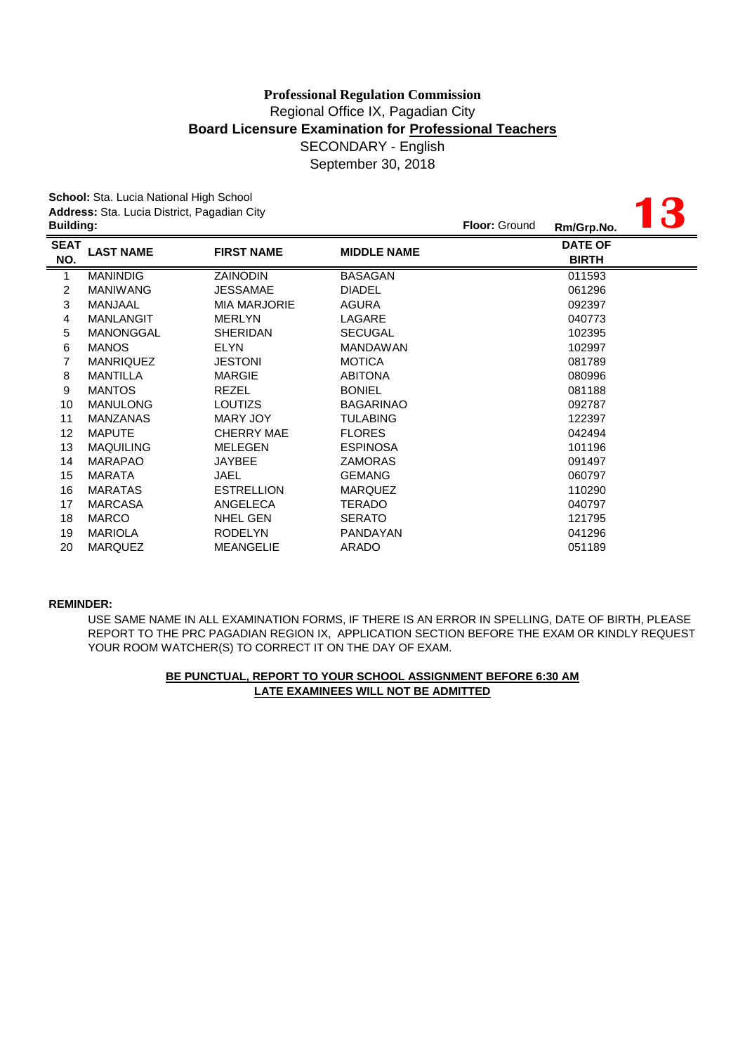**Professional Regulation Commission**
Regional Office IX, Pagadian City
**Board Licensure Examination for Professional Teachers**
SECONDARY - English
September 30, 2018

**School:** Sta. Lucia National High School
**Address:** Sta. Lucia District, Pagadian City
**Building:**
**Floor:** Ground
**Rm/Grp.No.** **13**

| SEAT NO. | LAST NAME | FIRST NAME | MIDDLE NAME | DATE OF BIRTH |
|---|---|---|---|---|
| 1 | MANINDIG | ZAINODIN | BASAGAN | 011593 |
| 2 | MANIWANG | JESSAMAE | DIADEL | 061296 |
| 3 | MANJAAL | MIA MARJORIE | AGURA | 092397 |
| 4 | MANLANGIT | MERLYN | LAGARE | 040773 |
| 5 | MANONGGAL | SHERIDAN | SECUGAL | 102395 |
| 6 | MANOS | ELYN | MANDAWAN | 102997 |
| 7 | MANRIQUEZ | JESTONI | MOTICA | 081789 |
| 8 | MANTILLA | MARGIE | ABITONA | 080996 |
| 9 | MANTOS | REZEL | BONIEL | 081188 |
| 10 | MANULONG | LOUTIZS | BAGARINAO | 092787 |
| 11 | MANZANAS | MARY JOY | TULABING | 122397 |
| 12 | MAPUTE | CHERRY MAE | FLORES | 042494 |
| 13 | MAQUILING | MELEGEN | ESPINOSA | 101196 |
| 14 | MARAPAO | JAYBEE | ZAMORAS | 091497 |
| 15 | MARATA | JAEL | GEMANG | 060797 |
| 16 | MARATAS | ESTRELLION | MARQUEZ | 110290 |
| 17 | MARCASA | ANGELECA | TERADO | 040797 |
| 18 | MARCO | NHEL GEN | SERATO | 121795 |
| 19 | MARIOLA | RODELYN | PANDAYAN | 041296 |
| 20 | MARQUEZ | MEANGELIE | ARADO | 051189 |

**REMINDER:**

USE SAME NAME IN ALL EXAMINATION FORMS, IF THERE IS AN ERROR IN SPELLING, DATE OF BIRTH, PLEASE REPORT TO THE PRC PAGADIAN REGION IX, APPLICATION SECTION BEFORE THE EXAM OR KINDLY REQUEST YOUR ROOM WATCHER(S) TO CORRECT IT ON THE DAY OF EXAM.

**BE PUNCTUAL, REPORT TO YOUR SCHOOL ASSIGNMENT BEFORE 6:30 AM**
**LATE EXAMINEES WILL NOT BE ADMITTED**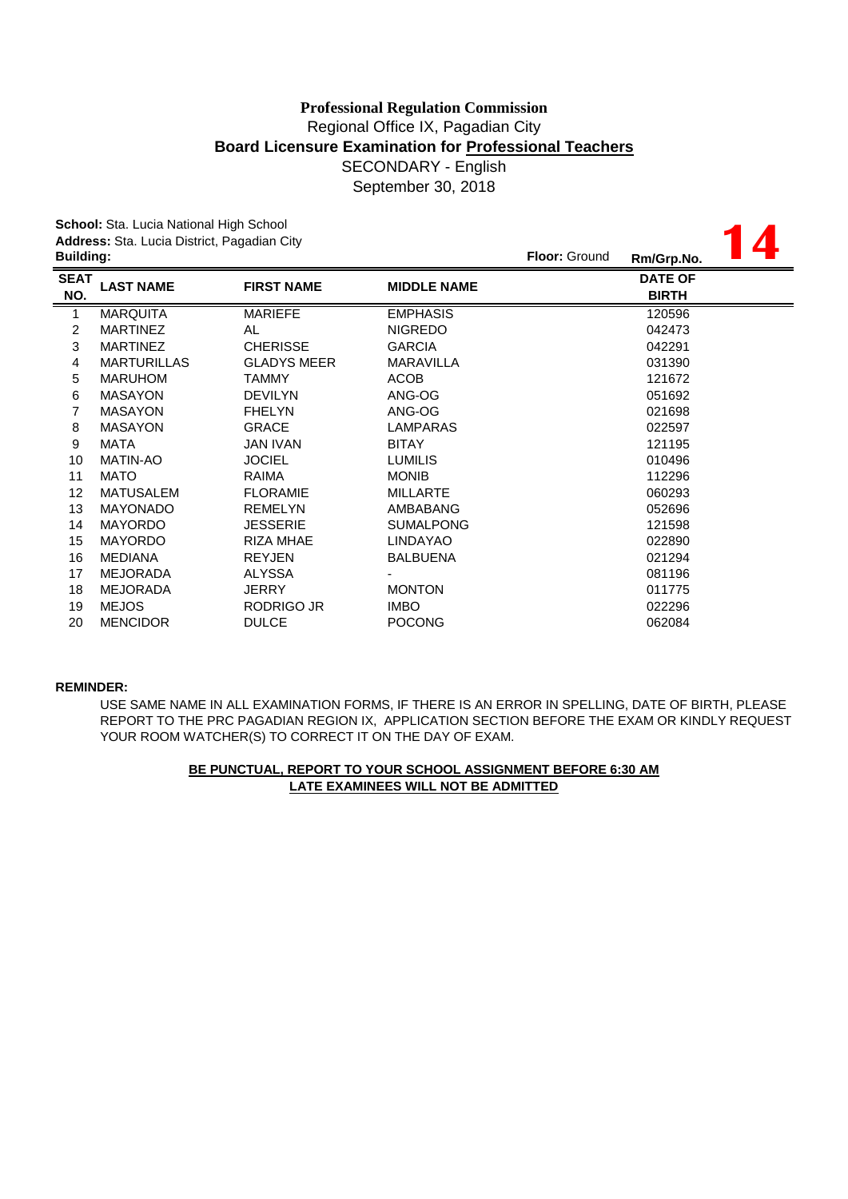**Professional Regulation Commission**
Regional Office IX, Pagadian City
**Board Licensure Examination for Professional Teachers**
SECONDARY - English
September 30, 2018

**School:** Sta. Lucia National High School
**Address:** Sta. Lucia District, Pagadian City
**Building:**
**Floor:** Ground
**Rm/Grp.No.** **14**

| SEAT NO. | LAST NAME | FIRST NAME | MIDDLE NAME | DATE OF BIRTH |
|---|---|---|---|---|
| 1 | MARQUITA | MARIEFE | EMPHASIS | 120596 |
| 2 | MARTINEZ | AL | NIGREDO | 042473 |
| 3 | MARTINEZ | CHERISSE | GARCIA | 042291 |
| 4 | MARTURILLAS | GLADYS MEER | MARAVILLA | 031390 |
| 5 | MARUHOM | TAMMY | ACOB | 121672 |
| 6 | MASAYON | DEVILYN | ANG-OG | 051692 |
| 7 | MASAYON | FHELYN | ANG-OG | 021698 |
| 8 | MASAYON | GRACE | LAMPARAS | 022597 |
| 9 | MATA | JAN IVAN | BITAY | 121195 |
| 10 | MATIN-AO | JOCIEL | LUMILIS | 010496 |
| 11 | MATO | RAIMA | MONIB | 112296 |
| 12 | MATUSALEM | FLORAMIE | MILLARTE | 060293 |
| 13 | MAYONADO | REMELYN | AMBABANG | 052696 |
| 14 | MAYORDO | JESSERIE | SUMALPONG | 121598 |
| 15 | MAYORDO | RIZA MHAE | LINDAYAO | 022890 |
| 16 | MEDIANA | REYJEN | BALBUENA | 021294 |
| 17 | MEJORADA | ALYSSA | - | 081196 |
| 18 | MEJORADA | JERRY | MONTON | 011775 |
| 19 | MEJOS | RODRIGO JR | IMBO | 022296 |
| 20 | MENCIDOR | DULCE | POCONG | 062084 |

**REMINDER:**

USE SAME NAME IN ALL EXAMINATION FORMS, IF THERE IS AN ERROR IN SPELLING, DATE OF BIRTH, PLEASE REPORT TO THE PRC PAGADIAN REGION IX, APPLICATION SECTION BEFORE THE EXAM OR KINDLY REQUEST YOUR ROOM WATCHER(S) TO CORRECT IT ON THE DAY OF EXAM.

**BE PUNCTUAL, REPORT TO YOUR SCHOOL ASSIGNMENT BEFORE 6:30 AM**
**LATE EXAMINEES WILL NOT BE ADMITTED**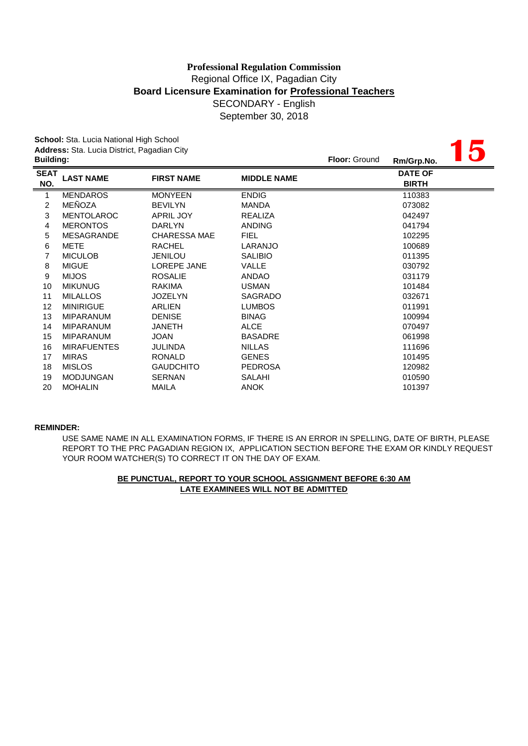**Professional Regulation Commission**
Regional Office IX, Pagadian City
**Board Licensure Examination for Professional Teachers**
SECONDARY - English
September 30, 2018

**School:** Sta. Lucia National High School
**Address:** Sta. Lucia District, Pagadian City
**Building:**
**Floor:** Ground
**Rm/Grp.No.** **15**

| SEAT NO. | LAST NAME | FIRST NAME | MIDDLE NAME | DATE OF BIRTH |
|---|---|---|---|---|
| 1 | MENDAROS | MONYEEN | ENDIG | 110383 |
| 2 | MEÑOZA | BEVILYN | MANDA | 073082 |
| 3 | MENTOLAROC | APRIL JOY | REALIZA | 042497 |
| 4 | MERONTOS | DARLYN | ANDING | 041794 |
| 5 | MESAGRANDE | CHARESSA MAE | FIEL | 102295 |
| 6 | METE | RACHEL | LARANJO | 100689 |
| 7 | MICULOB | JENILOU | SALIBIO | 011395 |
| 8 | MIGUE | LOREPE JANE | VALLE | 030792 |
| 9 | MIJOS | ROSALIE | ANDAO | 031179 |
| 10 | MIKUNUG | RAKIMA | USMAN | 101484 |
| 11 | MILALLOS | JOZELYN | SAGRADO | 032671 |
| 12 | MINIRIGUE | ARLIEN | LUMBOS | 011991 |
| 13 | MIPARANUM | DENISE | BINAG | 100994 |
| 14 | MIPARANUM | JANETH | ALCE | 070497 |
| 15 | MIPARANUM | JOAN | BASADRE | 061998 |
| 16 | MIRAFUENTES | JULINDA | NILLAS | 111696 |
| 17 | MIRAS | RONALD | GENES | 101495 |
| 18 | MISLOS | GAUDCHITO | PEDROSA | 120982 |
| 19 | MODJUNGAN | SERNAN | SALAHI | 010590 |
| 20 | MOHALIN | MAILA | ANOK | 101397 |

**REMINDER:**

USE SAME NAME IN ALL EXAMINATION FORMS, IF THERE IS AN ERROR IN SPELLING, DATE OF BIRTH, PLEASE REPORT TO THE PRC PAGADIAN REGION IX, APPLICATION SECTION BEFORE THE EXAM OR KINDLY REQUEST YOUR ROOM WATCHER(S) TO CORRECT IT ON THE DAY OF EXAM.

**BE PUNCTUAL, REPORT TO YOUR SCHOOL ASSIGNMENT BEFORE 6:30 AM**
**LATE EXAMINEES WILL NOT BE ADMITTED**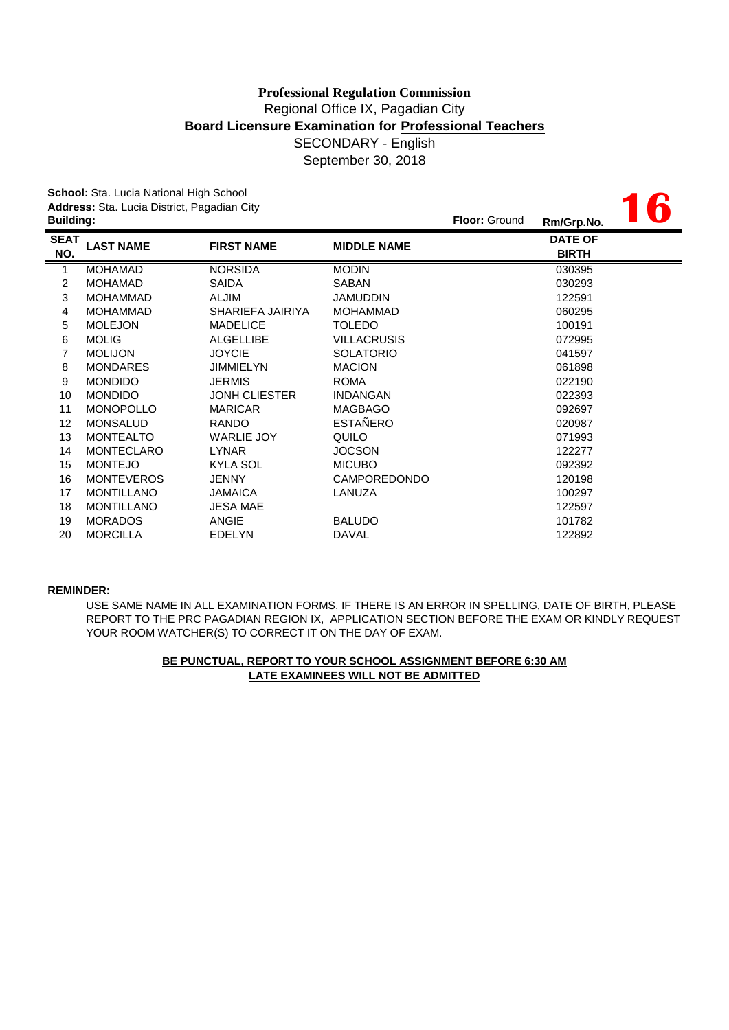**Professional Regulation Commission**
Regional Office IX, Pagadian City
**Board Licensure Examination for Professional Teachers**
SECONDARY - English
September 30, 2018

**School:** Sta. Lucia National High School
**Address:** Sta. Lucia District, Pagadian City
**Building:** **Floor:** Ground **Rm/Grp.No.** **16**

| SEAT NO. | LAST NAME | FIRST NAME | MIDDLE NAME | DATE OF BIRTH |
|---|---|---|---|---|
| 1 | MOHAMAD | NORSIDA | MODIN | 030395 |
| 2 | MOHAMAD | SAIDA | SABAN | 030293 |
| 3 | MOHAMMAD | ALJIM | JAMUDDIN | 122591 |
| 4 | MOHAMMAD | SHARIEFA JAIRIYA | MOHAMMAD | 060295 |
| 5 | MOLEJON | MADELICE | TOLEDO | 100191 |
| 6 | MOLIG | ALGELLIBE | VILLACRUSIS | 072995 |
| 7 | MOLIJON | JOYCIE | SOLATORIO | 041597 |
| 8 | MONDARES | JIMMIELYN | MACION | 061898 |
| 9 | MONDIDO | JERMIS | ROMA | 022190 |
| 10 | MONDIDO | JONH CLIESTER | INDANGAN | 022393 |
| 11 | MONOPOLLO | MARICAR | MAGBAGO | 092697 |
| 12 | MONSALUD | RANDO | ESTAÑERO | 020987 |
| 13 | MONTEALTO | WARLIE JOY | QUILO | 071993 |
| 14 | MONTECLARO | LYNAR | JOCSON | 122277 |
| 15 | MONTEJO | KYLA SOL | MICUBO | 092392 |
| 16 | MONTEVEROS | JENNY | CAMPOREDONDO | 120198 |
| 17 | MONTILLANO | JAMAICA | LANUZA | 100297 |
| 18 | MONTILLANO | JESA MAE | | 122597 |
| 19 | MORADOS | ANGIE | BALUDO | 101782 |
| 20 | MORCILLA | EDELYN | DAVAL | 122892 |

**REMINDER:**

USE SAME NAME IN ALL EXAMINATION FORMS, IF THERE IS AN ERROR IN SPELLING, DATE OF BIRTH, PLEASE REPORT TO THE PRC PAGADIAN REGION IX, APPLICATION SECTION BEFORE THE EXAM OR KINDLY REQUEST YOUR ROOM WATCHER(S) TO CORRECT IT ON THE DAY OF EXAM.

**BE PUNCTUAL, REPORT TO YOUR SCHOOL ASSIGNMENT BEFORE 6:30 AM**
**LATE EXAMINEES WILL NOT BE ADMITTED**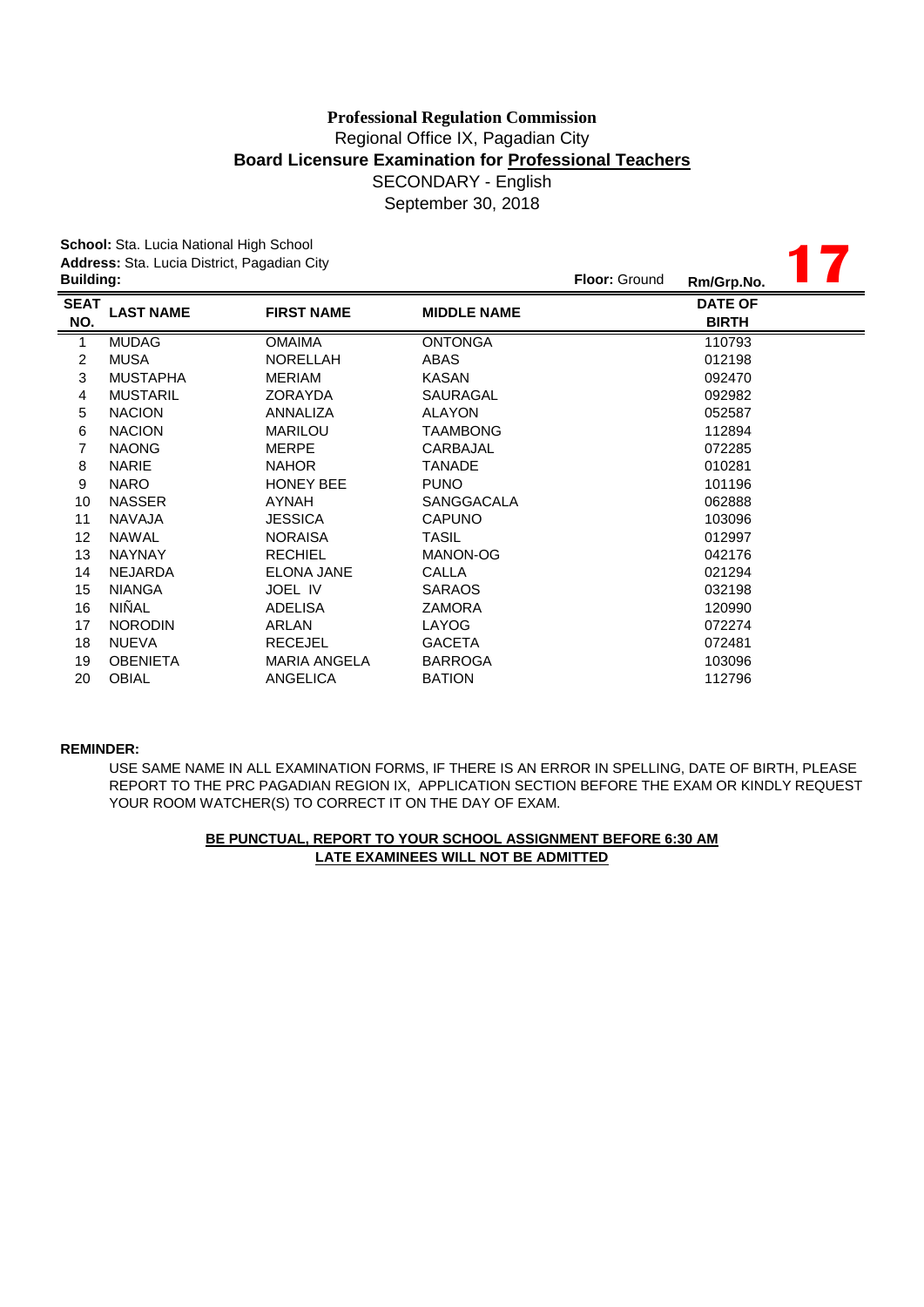**Professional Regulation Commission**

Regional Office IX, Pagadian City

**Board Licensure Examination for Professional Teachers**

SECONDARY - English

September 30, 2018

**School:** Sta. Lucia National High School

**Address:** Sta. Lucia District, Pagadian City

**Building:** **Floor:** Ground **Rm/Grp.No.** **17**

| SEAT NO. | LAST NAME | FIRST NAME | MIDDLE NAME | DATE OF BIRTH |
|---|---|---|---|---|
| 1 | MUDAG | OMAIMA | ONTONGA | 110793 |
| 2 | MUSA | NORELLAH | ABAS | 012198 |
| 3 | MUSTAPHA | MERIAM | KASAN | 092470 |
| 4 | MUSTARIL | ZORAYDA | SAURAGAL | 092982 |
| 5 | NACION | ANNALIZA | ALAYON | 052587 |
| 6 | NACION | MARILOU | TAAMBONG | 112894 |
| 7 | NAONG | MERPE | CARBAJAL | 072285 |
| 8 | NARIE | NAHOR | TANADE | 010281 |
| 9 | NARO | HONEY BEE | PUNO | 101196 |
| 10 | NASSER | AYNAH | SANGGACALA | 062888 |
| 11 | NAVAJA | JESSICA | CAPUNO | 103096 |
| 12 | NAWAL | NORAISA | TASIL | 012997 |
| 13 | NAYNAY | RECHIEL | MANON-OG | 042176 |
| 14 | NEJARDA | ELONA JANE | CALLA | 021294 |
| 15 | NIANGA | JOEL IV | SARAOS | 032198 |
| 16 | NIÑAL | ADELISA | ZAMORA | 120990 |
| 17 | NORODIN | ARLAN | LAYOG | 072274 |
| 18 | NUEVA | RECEJEL | GACETA | 072481 |
| 19 | OBENIETA | MARIA ANGELA | BARROGA | 103096 |
| 20 | OBIAL | ANGELICA | BATION | 112796 |

**REMINDER:**

USE SAME NAME IN ALL EXAMINATION FORMS, IF THERE IS AN ERROR IN SPELLING, DATE OF BIRTH, PLEASE REPORT TO THE PRC PAGADIAN REGION IX, APPLICATION SECTION BEFORE THE EXAM OR KINDLY REQUEST YOUR ROOM WATCHER(S) TO CORRECT IT ON THE DAY OF EXAM.

**BE PUNCTUAL, REPORT TO YOUR SCHOOL ASSIGNMENT BEFORE 6:30 AM**

**LATE EXAMINEES WILL NOT BE ADMITTED**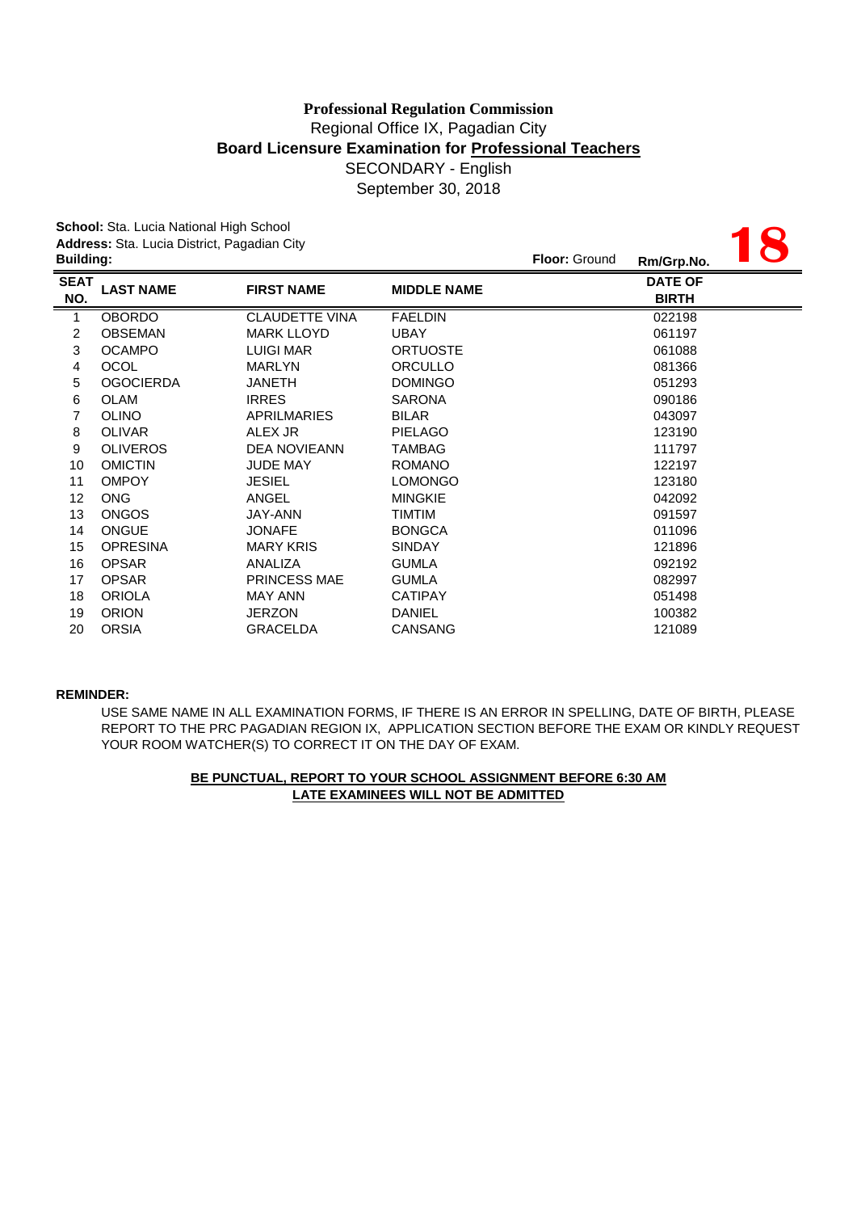**Professional Regulation Commission**
Regional Office IX, Pagadian City
**Board Licensure Examination for Professional Teachers**
SECONDARY - English
September 30, 2018

**School:** Sta. Lucia National High School
**Address:** Sta. Lucia District, Pagadian City
**Building:** **Floor:** Ground **Rm/Grp.No.** **18**

| SEAT NO. | LAST NAME | FIRST NAME | MIDDLE NAME | DATE OF BIRTH |
|---|---|---|---|---|
| 1 | OBORDO | CLAUDETTE VINA | FAELDIN | 022198 |
| 2 | OBSEMAN | MARK LLOYD | UBAY | 061197 |
| 3 | OCAMPO | LUIGI MAR | ORTUOSTE | 061088 |
| 4 | OCOL | MARLYN | ORCULLO | 081366 |
| 5 | OGOCIERDA | JANETH | DOMINGO | 051293 |
| 6 | OLAM | IRRES | SARONA | 090186 |
| 7 | OLINO | APRILMARIES | BILAR | 043097 |
| 8 | OLIVAR | ALEX JR | PIELAGO | 123190 |
| 9 | OLIVEROS | DEA NOVIEANN | TAMBAG | 111797 |
| 10 | OMICTIN | JUDE MAY | ROMANO | 122197 |
| 11 | OMPOY | JESIEL | LOMONGO | 123180 |
| 12 | ONG | ANGEL | MINGKIE | 042092 |
| 13 | ONGOS | JAY-ANN | TIMTIM | 091597 |
| 14 | ONGUE | JONAFE | BONGCA | 011096 |
| 15 | OPRESINA | MARY KRIS | SINDAY | 121896 |
| 16 | OPSAR | ANALIZA | GUMLA | 092192 |
| 17 | OPSAR | PRINCESS MAE | GUMLA | 082997 |
| 18 | ORIOLA | MAY ANN | CATIPAY | 051498 |
| 19 | ORION | JERZON | DANIEL | 100382 |
| 20 | ORSIA | GRACELDA | CANSANG | 121089 |

**REMINDER:**

USE SAME NAME IN ALL EXAMINATION FORMS, IF THERE IS AN ERROR IN SPELLING, DATE OF BIRTH, PLEASE REPORT TO THE PRC PAGADIAN REGION IX, APPLICATION SECTION BEFORE THE EXAM OR KINDLY REQUEST YOUR ROOM WATCHER(S) TO CORRECT IT ON THE DAY OF EXAM.

**BE PUNCTUAL, REPORT TO YOUR SCHOOL ASSIGNMENT BEFORE 6:30 AM**
**LATE EXAMINEES WILL NOT BE ADMITTED**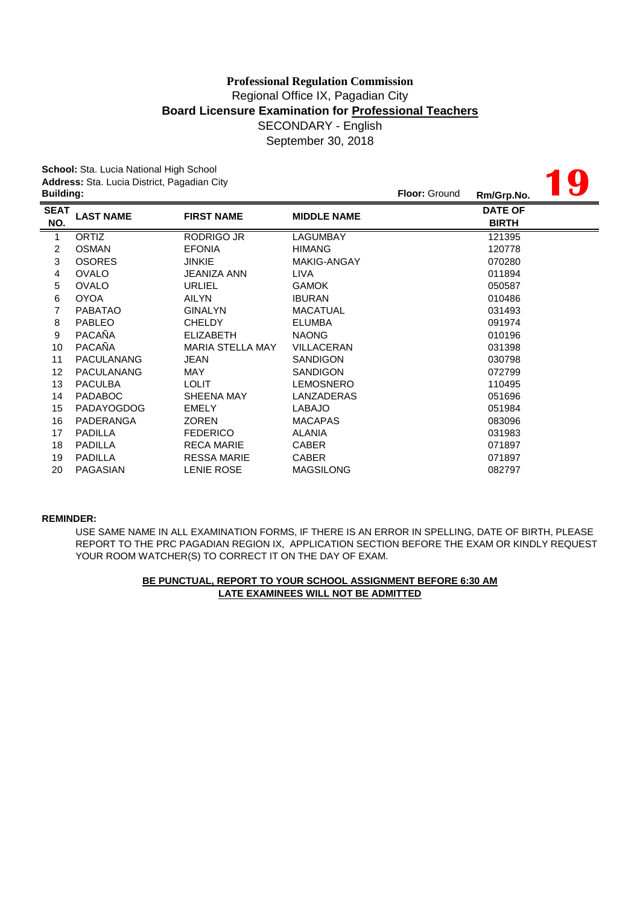**Professional Regulation Commission**

Regional Office IX, Pagadian City

**Board Licensure Examination for Professional Teachers**

SECONDARY - English

September 30, 2018

**School:** Sta. Lucia National High School
**Address:** Sta. Lucia District, Pagadian City
**Building:** **Floor:** Ground **Rm/Grp.No.** **19**

| SEAT NO. | LAST NAME | FIRST NAME | MIDDLE NAME | DATE OF BIRTH |
|---|---|---|---|---|
| 1 | ORTIZ | RODRIGO JR | LAGUMBAY | 121395 |
| 2 | OSMAN | EFONIA | HIMANG | 120778 |
| 3 | OSORES | JINKIE | MAKIG-ANGAY | 070280 |
| 4 | OVALO | JEANIZA ANN | LIVA | 011894 |
| 5 | OVALO | URLIEL | GAMOK | 050587 |
| 6 | OYOA | AILYN | IBURAN | 010486 |
| 7 | PABATAO | GINALYN | MACATUAL | 031493 |
| 8 | PABLEO | CHELDY | ELUMBA | 091974 |
| 9 | PACAÑA | ELIZABETH | NAONG | 010196 |
| 10 | PACAÑA | MARIA STELLA MAY | VILLACERAN | 031398 |
| 11 | PACULANANG | JEAN | SANDIGON | 030798 |
| 12 | PACULANANG | MAY | SANDIGON | 072799 |
| 13 | PACULBA | LOLIT | LEMOSNERO | 110495 |
| 14 | PADABOC | SHEENA MAY | LANZADERAS | 051696 |
| 15 | PADAYOGDOG | EMELY | LABAJO | 051984 |
| 16 | PADERANGA | ZOREN | MACAPAS | 083096 |
| 17 | PADILLA | FEDERICO | ALANIA | 031983 |
| 18 | PADILLA | RECA MARIE | CABER | 071897 |
| 19 | PADILLA | RESSA MARIE | CABER | 071897 |
| 20 | PAGASIAN | LENIE ROSE | MAGSILONG | 082797 |

**REMINDER:**

USE SAME NAME IN ALL EXAMINATION FORMS, IF THERE IS AN ERROR IN SPELLING, DATE OF BIRTH, PLEASE REPORT TO THE PRC PAGADIAN REGION IX, APPLICATION SECTION BEFORE THE EXAM OR KINDLY REQUEST YOUR ROOM WATCHER(S) TO CORRECT IT ON THE DAY OF EXAM.

**BE PUNCTUAL, REPORT TO YOUR SCHOOL ASSIGNMENT BEFORE 6:30 AM**
**LATE EXAMINEES WILL NOT BE ADMITTED**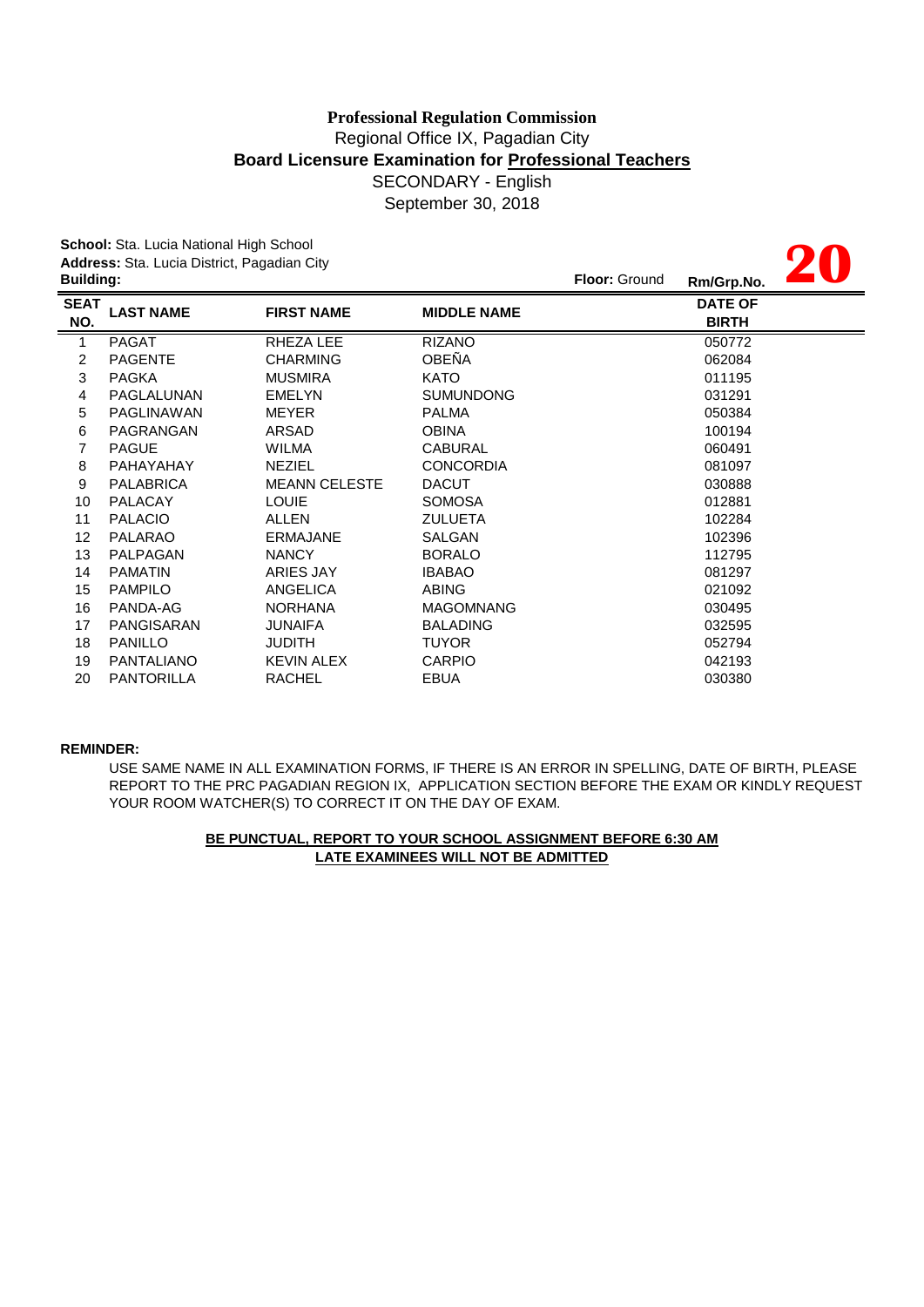**Professional Regulation Commission**
Regional Office IX, Pagadian City
**Board Licensure Examination for Professional Teachers**
SECONDARY - English
September 30, 2018

**School:** Sta. Lucia National High School
**Address:** Sta. Lucia District, Pagadian City
**Building:**
**Floor:** Ground
**Rm/Grp.No.** **20**

| SEAT NO. | LAST NAME | FIRST NAME | MIDDLE NAME | DATE OF BIRTH |
|---|---|---|---|---|
| 1 | PAGAT | RHEZA LEE | RIZANO | 050772 |
| 2 | PAGENTE | CHARMING | OBEÑA | 062084 |
| 3 | PAGKA | MUSMIRA | KATO | 011195 |
| 4 | PAGLALUNAN | EMELYN | SUMUNDONG | 031291 |
| 5 | PAGLINAWAN | MEYER | PALMA | 050384 |
| 6 | PAGRANGAN | ARSAD | OBINA | 100194 |
| 7 | PAGUE | WILMA | CABURAL | 060491 |
| 8 | PAHAYAHAY | NEZIEL | CONCORDIA | 081097 |
| 9 | PALABRICA | MEANN CELESTE | DACUT | 030888 |
| 10 | PALACAY | LOUIE | SOMOSA | 012881 |
| 11 | PALACIO | ALLEN | ZULUETA | 102284 |
| 12 | PALARAO | ERMAJANE | SALGAN | 102396 |
| 13 | PALPAGAN | NANCY | BORALO | 112795 |
| 14 | PAMATIN | ARIES JAY | IBABAO | 081297 |
| 15 | PAMPILO | ANGELICA | ABING | 021092 |
| 16 | PANDA-AG | NORHANA | MAGOMNANG | 030495 |
| 17 | PANGISARAN | JUNAIFA | BALADING | 032595 |
| 18 | PANILLO | JUDITH | TUYOR | 052794 |
| 19 | PANTALIANO | KEVIN ALEX | CARPIO | 042193 |
| 20 | PANTORILLA | RACHEL | EBUA | 030380 |

**REMINDER:**

USE SAME NAME IN ALL EXAMINATION FORMS, IF THERE IS AN ERROR IN SPELLING, DATE OF BIRTH, PLEASE REPORT TO THE PRC PAGADIAN REGION IX, APPLICATION SECTION BEFORE THE EXAM OR KINDLY REQUEST YOUR ROOM WATCHER(S) TO CORRECT IT ON THE DAY OF EXAM.

**BE PUNCTUAL, REPORT TO YOUR SCHOOL ASSIGNMENT BEFORE 6:30 AM**
**LATE EXAMINEES WILL NOT BE ADMITTED**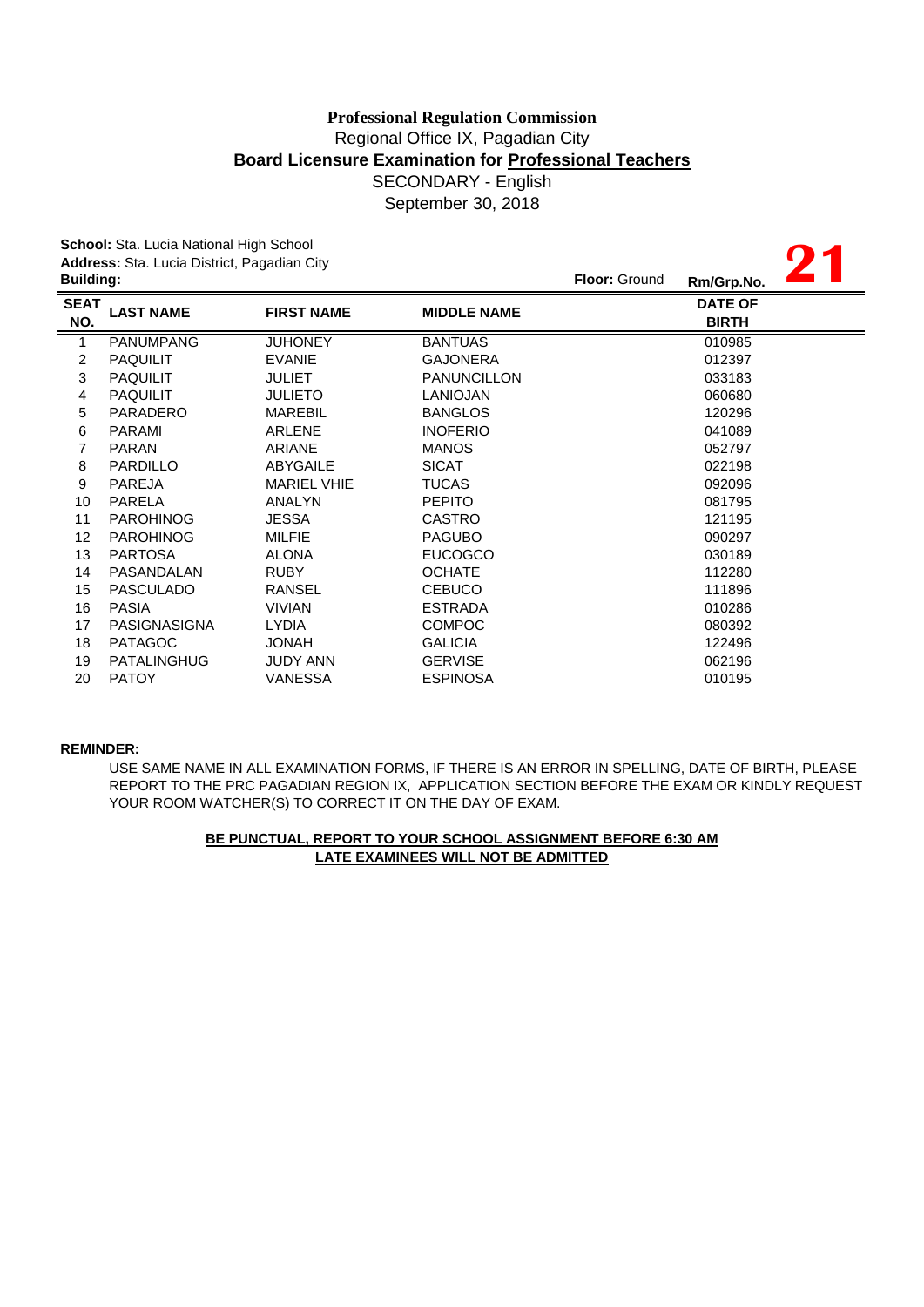**Professional Regulation Commission**
Regional Office IX, Pagadian City
**Board Licensure Examination for Professional Teachers**
SECONDARY - English
September 30, 2018

**School:** Sta. Lucia National High School
**Address:** Sta. Lucia District, Pagadian City
**Building:** **Floor:** Ground **Rm/Grp.No.** **21**

| SEAT NO. | LAST NAME | FIRST NAME | MIDDLE NAME | DATE OF BIRTH |
|---|---|---|---|---|
| 1 | PANUMPANG | JUHONEY | BANTUAS | 010985 |
| 2 | PAQUILIT | EVANIE | GAJONERA | 012397 |
| 3 | PAQUILIT | JULIET | PANUNCILLON | 033183 |
| 4 | PAQUILIT | JULIETO | LANIOJAN | 060680 |
| 5 | PARADERO | MAREBIL | BANGLOS | 120296 |
| 6 | PARAMI | ARLENE | INOFERIO | 041089 |
| 7 | PARAN | ARIANE | MANOS | 052797 |
| 8 | PARDILLO | ABYGAILE | SICAT | 022198 |
| 9 | PAREJA | MARIEL VHIE | TUCAS | 092096 |
| 10 | PARELA | ANALYN | PEPITO | 081795 |
| 11 | PAROHINOG | JESSA | CASTRO | 121195 |
| 12 | PAROHINOG | MILFIE | PAGUBO | 090297 |
| 13 | PARTOSA | ALONA | EUCOGCO | 030189 |
| 14 | PASANDALAN | RUBY | OCHATE | 112280 |
| 15 | PASCULADO | RANSEL | CEBUCO | 111896 |
| 16 | PASIA | VIVIAN | ESTRADA | 010286 |
| 17 | PASIGNASIGNA | LYDIA | COMPOC | 080392 |
| 18 | PATAGOC | JONAH | GALICIA | 122496 |
| 19 | PATALINGHUG | JUDY ANN | GERVISE | 062196 |
| 20 | PATOY | VANESSA | ESPINOSA | 010195 |

**REMINDER:**

USE SAME NAME IN ALL EXAMINATION FORMS, IF THERE IS AN ERROR IN SPELLING, DATE OF BIRTH, PLEASE REPORT TO THE PRC PAGADIAN REGION IX, APPLICATION SECTION BEFORE THE EXAM OR KINDLY REQUEST YOUR ROOM WATCHER(S) TO CORRECT IT ON THE DAY OF EXAM.

**BE PUNCTUAL, REPORT TO YOUR SCHOOL ASSIGNMENT BEFORE 6:30 AM**
**LATE EXAMINEES WILL NOT BE ADMITTED**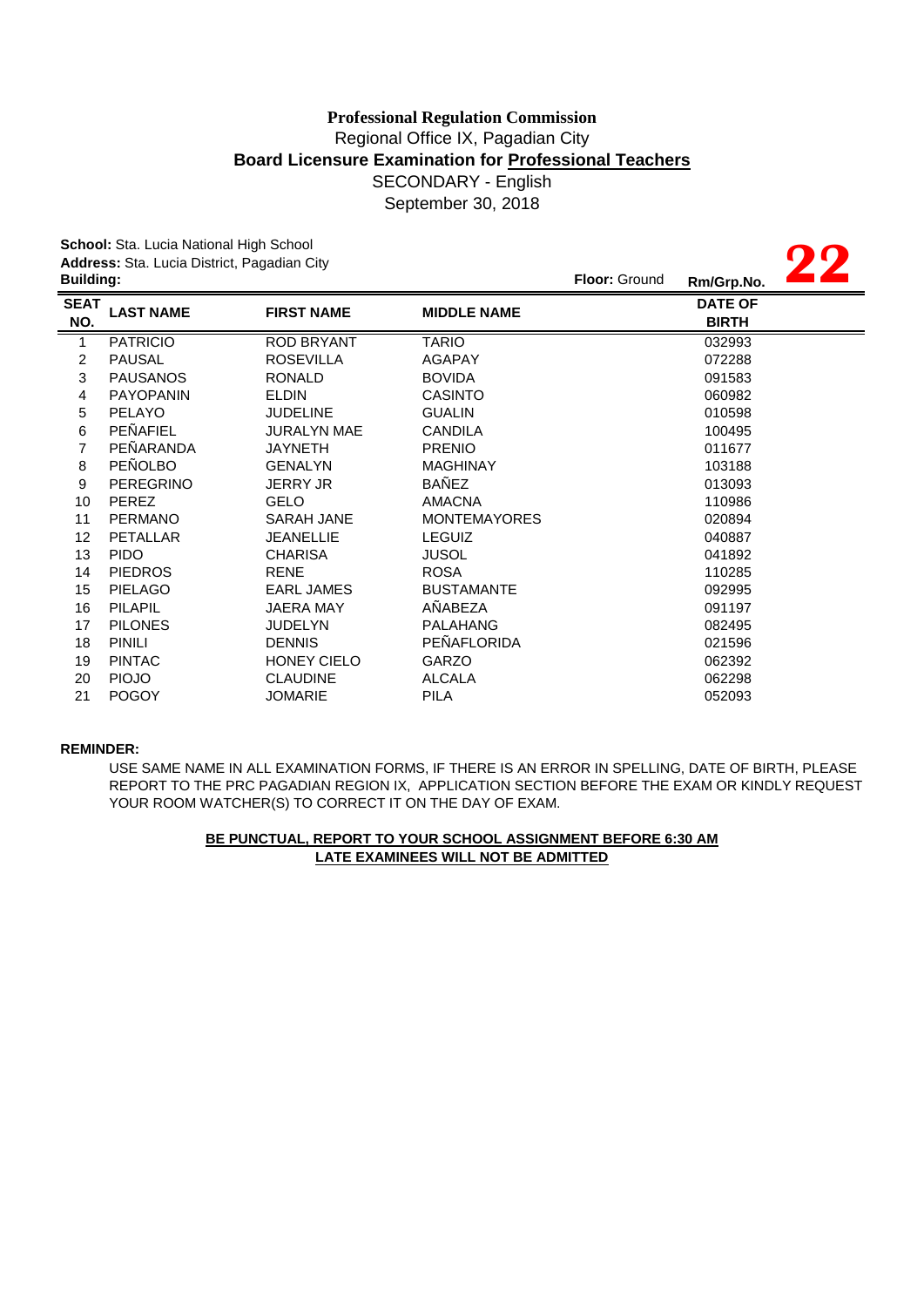**Professional Regulation Commission**
Regional Office IX, Pagadian City
**Board Licensure Examination for Professional Teachers**
SECONDARY - English
September 30, 2018

**School:** Sta. Lucia National High School
**Address:** Sta. Lucia District, Pagadian City
**Building:** **Floor:** Ground **Rm/Grp.No.** **22**

| SEAT NO. | LAST NAME | FIRST NAME | MIDDLE NAME | DATE OF BIRTH |
|---|---|---|---|---|
| 1 | PATRICIO | ROD BRYANT | TARIO | 032993 |
| 2 | PAUSAL | ROSEVILLA | AGAPAY | 072288 |
| 3 | PAUSANOS | RONALD | BOVIDA | 091583 |
| 4 | PAYOPANIN | ELDIN | CASINTO | 060982 |
| 5 | PELAYO | JUDELINE | GUALIN | 010598 |
| 6 | PEÑAFIEL | JURALYN MAE | CANDILA | 100495 |
| 7 | PEÑARANDA | JAYNETH | PRENIO | 011677 |
| 8 | PEÑOLBO | GENALYN | MAGHINAY | 103188 |
| 9 | PEREGRINO | JERRY JR | BAÑEZ | 013093 |
| 10 | PEREZ | GELO | AMACNA | 110986 |
| 11 | PERMANO | SARAH JANE | MONTEMAYORES | 020894 |
| 12 | PETALLAR | JEANELLIE | LEGUIZ | 040887 |
| 13 | PIDO | CHARISA | JUSOL | 041892 |
| 14 | PIEDROS | RENE | ROSA | 110285 |
| 15 | PIELAGO | EARL JAMES | BUSTAMANTE | 092995 |
| 16 | PILAPIL | JAERA MAY | AÑABEZA | 091197 |
| 17 | PILONES | JUDELYN | PALAHANG | 082495 |
| 18 | PINILI | DENNIS | PEÑAFLORIDA | 021596 |
| 19 | PINTAC | HONEY CIELO | GARZO | 062392 |
| 20 | PIOJO | CLAUDINE | ALCALA | 062298 |
| 21 | POGOY | JOMARIE | PILA | 052093 |

**REMINDER:**

USE SAME NAME IN ALL EXAMINATION FORMS, IF THERE IS AN ERROR IN SPELLING, DATE OF BIRTH, PLEASE REPORT TO THE PRC PAGADIAN REGION IX, APPLICATION SECTION BEFORE THE EXAM OR KINDLY REQUEST YOUR ROOM WATCHER(S) TO CORRECT IT ON THE DAY OF EXAM.

**BE PUNCTUAL, REPORT TO YOUR SCHOOL ASSIGNMENT BEFORE 6:30 AM**
**LATE EXAMINEES WILL NOT BE ADMITTED**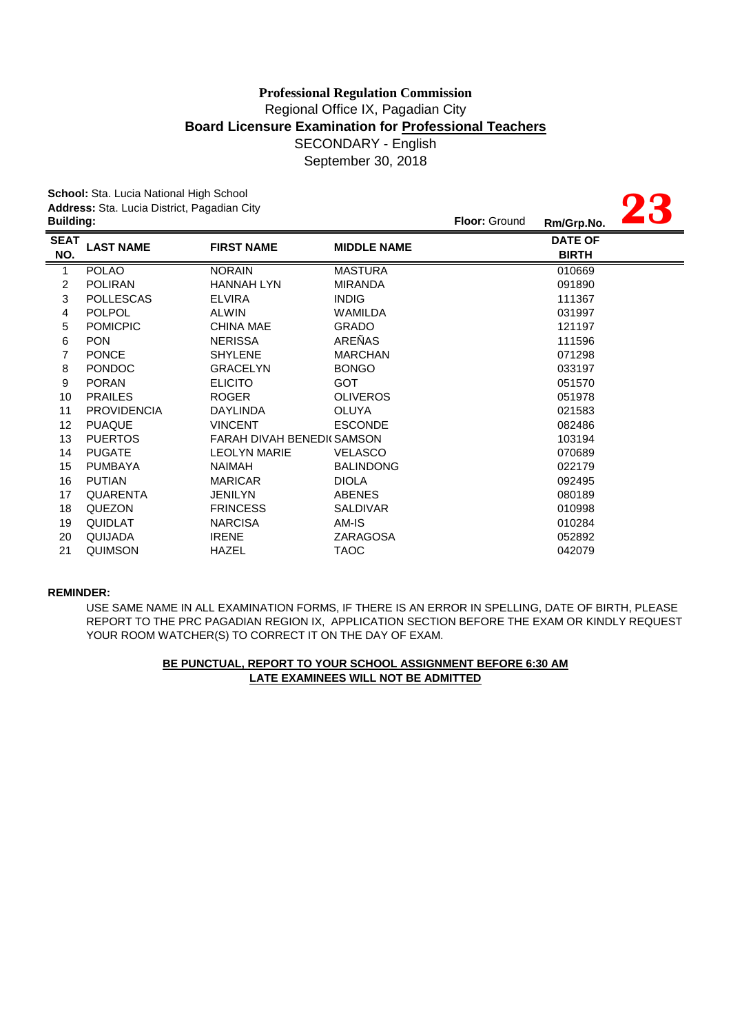**Professional Regulation Commission**
Regional Office IX, Pagadian City
**Board Licensure Examination for Professional Teachers**
SECONDARY - English
September 30, 2018

**School:** Sta. Lucia National High School
**Address:** Sta. Lucia District, Pagadian City
**Building:** **Floor:** Ground **Rm/Grp.No.** **23**

| SEAT NO. | LAST NAME | FIRST NAME | MIDDLE NAME | DATE OF BIRTH |
|---|---|---|---|---|
| 1 | POLAO | NORAIN | MASTURA | 010669 |
| 2 | POLIRAN | HANNAH LYN | MIRANDA | 091890 |
| 3 | POLLESCAS | ELVIRA | INDIG | 111367 |
| 4 | POLPOL | ALWIN | WAMILDA | 031997 |
| 5 | POMICPIC | CHINA MAE | GRADO | 121197 |
| 6 | PON | NERISSA | AREÑAS | 111596 |
| 7 | PONCE | SHYLENE | MARCHAN | 071298 |
| 8 | PONDOC | GRACELYN | BONGO | 033197 |
| 9 | PORAN | ELICITO | GOT | 051570 |
| 10 | PRAILES | ROGER | OLIVEROS | 051978 |
| 11 | PROVIDENCIA | DAYLINDA | OLUYA | 021583 |
| 12 | PUAQUE | VINCENT | ESCONDE | 082486 |
| 13 | PUERTOS | FARAH DIVAH BENEDI( | SAMSON | 103194 |
| 14 | PUGATE | LEOLYN MARIE | VELASCO | 070689 |
| 15 | PUMBAYA | NAIMAH | BALINDONG | 022179 |
| 16 | PUTIAN | MARICAR | DIOLA | 092495 |
| 17 | QUARENTA | JENILYN | ABENES | 080189 |
| 18 | QUEZON | FRINCESS | SALDIVAR | 010998 |
| 19 | QUIDLAT | NARCISA | AM-IS | 010284 |
| 20 | QUIJADA | IRENE | ZARAGOSA | 052892 |
| 21 | QUIMSON | HAZEL | TAOC | 042079 |

**REMINDER:**

USE SAME NAME IN ALL EXAMINATION FORMS, IF THERE IS AN ERROR IN SPELLING, DATE OF BIRTH, PLEASE REPORT TO THE PRC PAGADIAN REGION IX, APPLICATION SECTION BEFORE THE EXAM OR KINDLY REQUEST YOUR ROOM WATCHER(S) TO CORRECT IT ON THE DAY OF EXAM.

**BE PUNCTUAL, REPORT TO YOUR SCHOOL ASSIGNMENT BEFORE 6:30 AM**
**LATE EXAMINEES WILL NOT BE ADMITTED**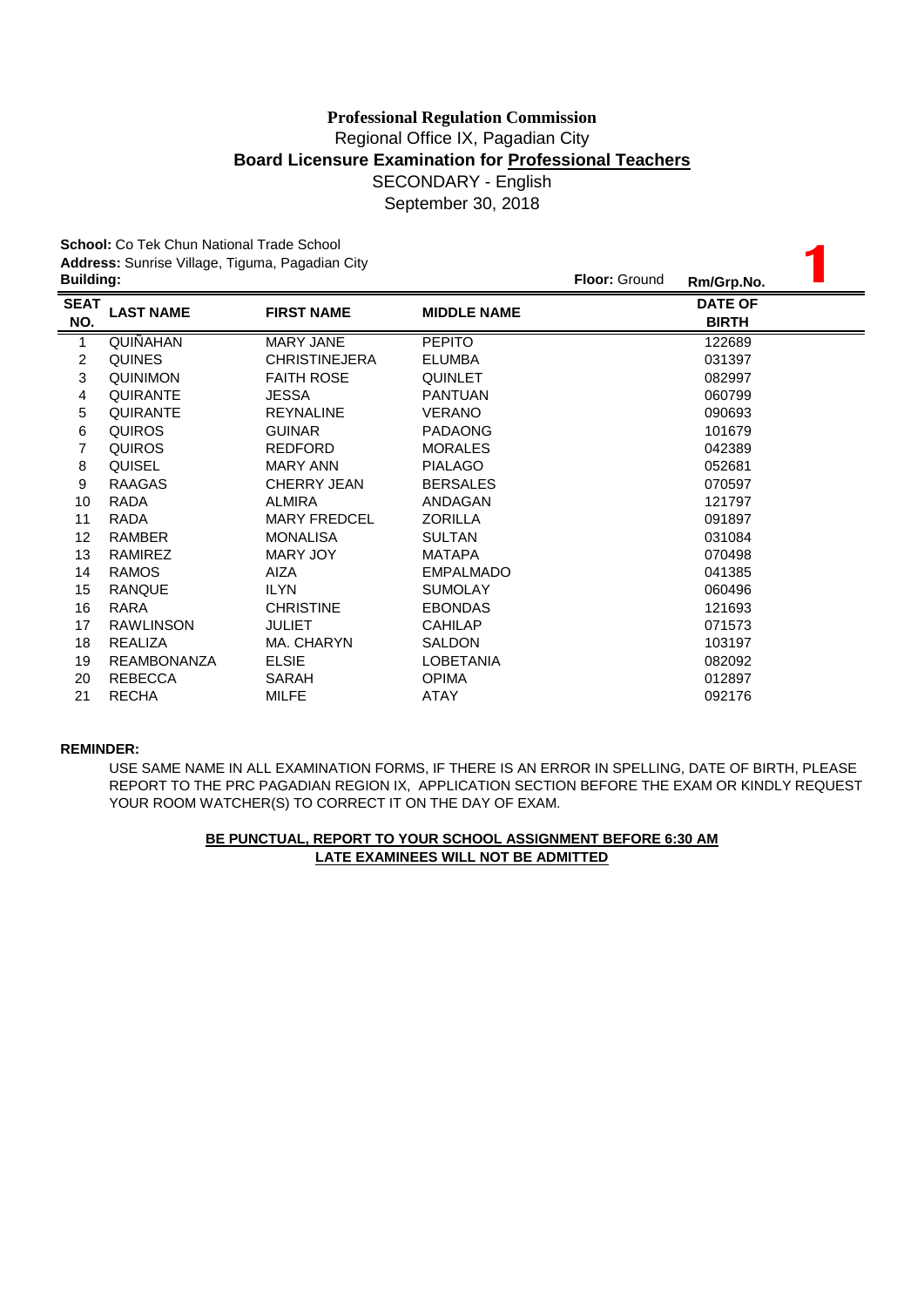**Professional Regulation Commission**

Regional Office IX, Pagadian City

**Board Licensure Examination for Professional Teachers**

SECONDARY - English

September 30, 2018

**School:** Co Tek Chun National Trade School

**Address:** Sunrise Village, Tiguma, Pagadian City

**Building:**

**Floor:** Ground

**Rm/Grp.No.** 1

| SEAT NO. | LAST NAME | FIRST NAME | MIDDLE NAME | DATE OF BIRTH |
|---|---|---|---|---|
| 1 | QUIÑAHAN | MARY JANE | PEPITO | 122689 |
| 2 | QUINES | CHRISTINEJERA | ELUMBA | 031397 |
| 3 | QUINIMON | FAITH ROSE | QUINLET | 082997 |
| 4 | QUIRANTE | JESSA | PANTUAN | 060799 |
| 5 | QUIRANTE | REYNALINE | VERANO | 090693 |
| 6 | QUIROS | GUINAR | PADAONG | 101679 |
| 7 | QUIROS | REDFORD | MORALES | 042389 |
| 8 | QUISEL | MARY ANN | PIALAGO | 052681 |
| 9 | RAAGAS | CHERRY JEAN | BERSALES | 070597 |
| 10 | RADA | ALMIRA | ANDAGAN | 121797 |
| 11 | RADA | MARY FREDCEL | ZORILLA | 091897 |
| 12 | RAMBER | MONALISA | SULTAN | 031084 |
| 13 | RAMIREZ | MARY JOY | MATAPA | 070498 |
| 14 | RAMOS | AIZA | EMPALMADO | 041385 |
| 15 | RANQUE | ILYN | SUMOLAY | 060496 |
| 16 | RARA | CHRISTINE | EBONDAS | 121693 |
| 17 | RAWLINSON | JULIET | CAHILAP | 071573 |
| 18 | REALIZA | MA. CHARYN | SALDON | 103197 |
| 19 | REAMBONANZA | ELSIE | LOBETANIA | 082092 |
| 20 | REBECCA | SARAH | OPIMA | 012897 |
| 21 | RECHA | MILFE | ATAY | 092176 |

**REMINDER:**

USE SAME NAME IN ALL EXAMINATION FORMS, IF THERE IS AN ERROR IN SPELLING, DATE OF BIRTH, PLEASE REPORT TO THE PRC PAGADIAN REGION IX, APPLICATION SECTION BEFORE THE EXAM OR KINDLY REQUEST YOUR ROOM WATCHER(S) TO CORRECT IT ON THE DAY OF EXAM.

**BE PUNCTUAL, REPORT TO YOUR SCHOOL ASSIGNMENT BEFORE 6:30 AM**

**LATE EXAMINEES WILL NOT BE ADMITTED**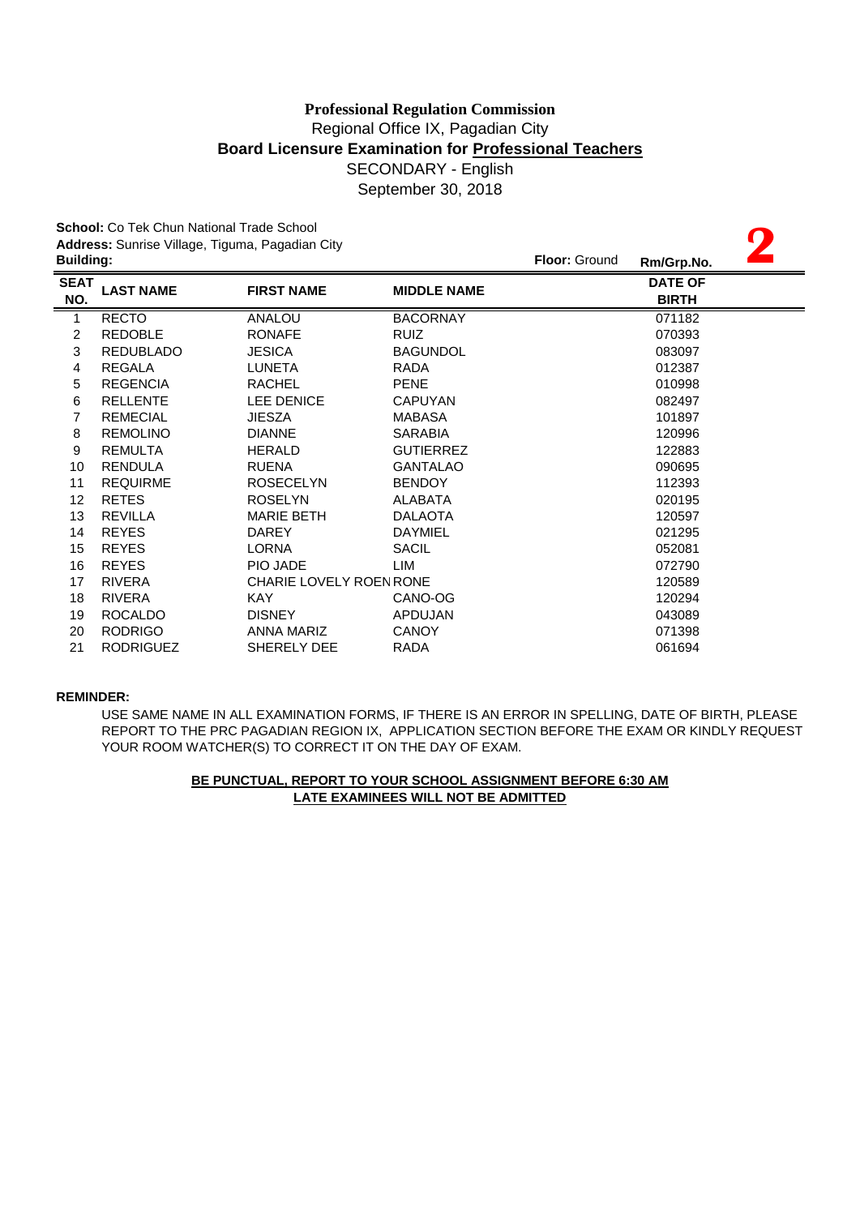**Professional Regulation Commission**
Regional Office IX, Pagadian City
**Board Licensure Examination for Professional Teachers**
SECONDARY - English
September 30, 2018

**School:** Co Tek Chun National Trade School
**Address:** Sunrise Village, Tiguma, Pagadian City
**Building:** **Floor:** Ground **Rm/Grp.No.** **2**

| SEAT NO. | LAST NAME | FIRST NAME | MIDDLE NAME | DATE OF BIRTH |
|---|---|---|---|---|
| 1 | RECTO | ANALOU | BACORNAY | 071182 |
| 2 | REDOBLE | RONAFE | RUIZ | 070393 |
| 3 | REDUBLADO | JESICA | BAGUNDOL | 083097 |
| 4 | REGALA | LUNETA | RADA | 012387 |
| 5 | REGENCIA | RACHEL | PENE | 010998 |
| 6 | RELLENTE | LEE DENICE | CAPUYAN | 082497 |
| 7 | REMECIAL | JIESZA | MABASA | 101897 |
| 8 | REMOLINO | DIANNE | SARABIA | 120996 |
| 9 | REMULTA | HERALD | GUTIERREZ | 122883 |
| 10 | RENDULA | RUENA | GANTALAO | 090695 |
| 11 | REQUIRME | ROSECELYN | BENDOY | 112393 |
| 12 | RETES | ROSELYN | ALABATA | 020195 |
| 13 | REVILLA | MARIE BETH | DALAOTA | 120597 |
| 14 | REYES | DAREY | DAYMIEL | 021295 |
| 15 | REYES | LORNA | SACIL | 052081 |
| 16 | REYES | PIO JADE | LIM | 072790 |
| 17 | RIVERA | CHARIE LOVELY ROEN | RONE | 120589 |
| 18 | RIVERA | KAY | CANO-OG | 120294 |
| 19 | ROCALDO | DISNEY | APDUJAN | 043089 |
| 20 | RODRIGO | ANNA MARIZ | CANOY | 071398 |
| 21 | RODRIGUEZ | SHERELY DEE | RADA | 061694 |

**REMINDER:**

USE SAME NAME IN ALL EXAMINATION FORMS, IF THERE IS AN ERROR IN SPELLING, DATE OF BIRTH, PLEASE REPORT TO THE PRC PAGADIAN REGION IX, APPLICATION SECTION BEFORE THE EXAM OR KINDLY REQUEST YOUR ROOM WATCHER(S) TO CORRECT IT ON THE DAY OF EXAM.

**BE PUNCTUAL, REPORT TO YOUR SCHOOL ASSIGNMENT BEFORE 6:30 AM**
**LATE EXAMINEES WILL NOT BE ADMITTED**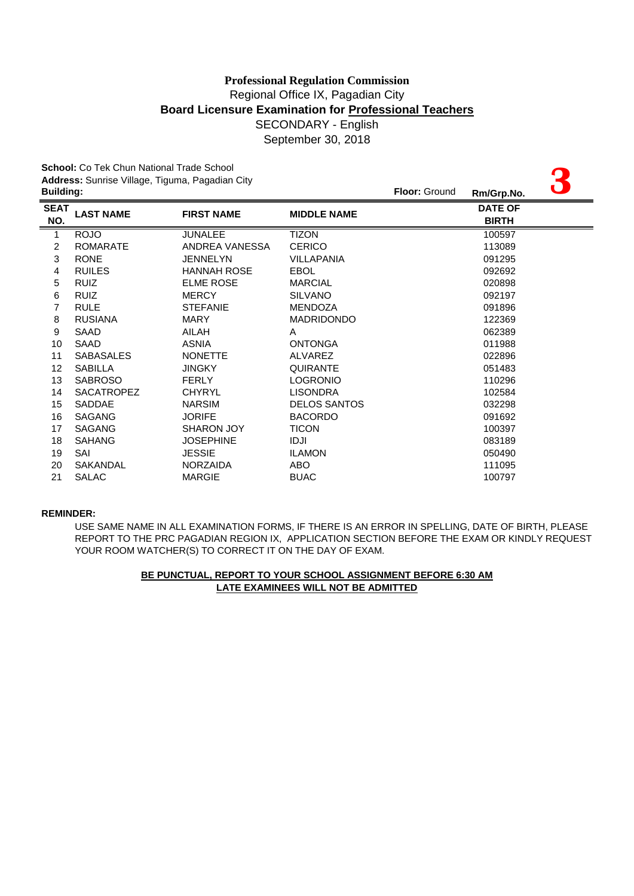**Professional Regulation Commission**

Regional Office IX, Pagadian City

**Board Licensure Examination for Professional Teachers**

SECONDARY - English

September 30, 2018

**School:** Co Tek Chun National Trade School

**Address:** Sunrise Village, Tiguma, Pagadian City

**Building:** **Floor:** Ground **Rm/Grp.No.** **3**

| SEAT NO. | LAST NAME | FIRST NAME | MIDDLE NAME | DATE OF BIRTH |
|---|---|---|---|---|
| 1 | ROJO | JUNALEE | TIZON | 100597 |
| 2 | ROMARATE | ANDREA VANESSA | CERICO | 113089 |
| 3 | RONE | JENNELYN | VILLAPANIA | 091295 |
| 4 | RUILES | HANNAH ROSE | EBOL | 092692 |
| 5 | RUIZ | ELME ROSE | MARCIAL | 020898 |
| 6 | RUIZ | MERCY | SILVANO | 092197 |
| 7 | RULE | STEFANIE | MENDOZA | 091896 |
| 8 | RUSIANA | MARY | MADRIDONDO | 122369 |
| 9 | SAAD | AILAH | A | 062389 |
| 10 | SAAD | ASNIA | ONTONGA | 011988 |
| 11 | SABASALES | NONETTE | ALVAREZ | 022896 |
| 12 | SABILLA | JINGKY | QUIRANTE | 051483 |
| 13 | SABROSO | FERLY | LOGRONIO | 110296 |
| 14 | SACATROPEZ | CHYRYL | LISONDRA | 102584 |
| 15 | SADDAE | NARSIM | DELOS SANTOS | 032298 |
| 16 | SAGANG | JORIFE | BACORDO | 091692 |
| 17 | SAGANG | SHARON JOY | TICON | 100397 |
| 18 | SAHANG | JOSEPHINE | IDJI | 083189 |
| 19 | SAI | JESSIE | ILAMON | 050490 |
| 20 | SAKANDAL | NORZAIDA | ABO | 111095 |
| 21 | SALAC | MARGIE | BUAC | 100797 |

**REMINDER:**

USE SAME NAME IN ALL EXAMINATION FORMS, IF THERE IS AN ERROR IN SPELLING, DATE OF BIRTH, PLEASE REPORT TO THE PRC PAGADIAN REGION IX, APPLICATION SECTION BEFORE THE EXAM OR KINDLY REQUEST YOUR ROOM WATCHER(S) TO CORRECT IT ON THE DAY OF EXAM.

**BE PUNCTUAL, REPORT TO YOUR SCHOOL ASSIGNMENT BEFORE 6:30 AM**

**LATE EXAMINEES WILL NOT BE ADMITTED**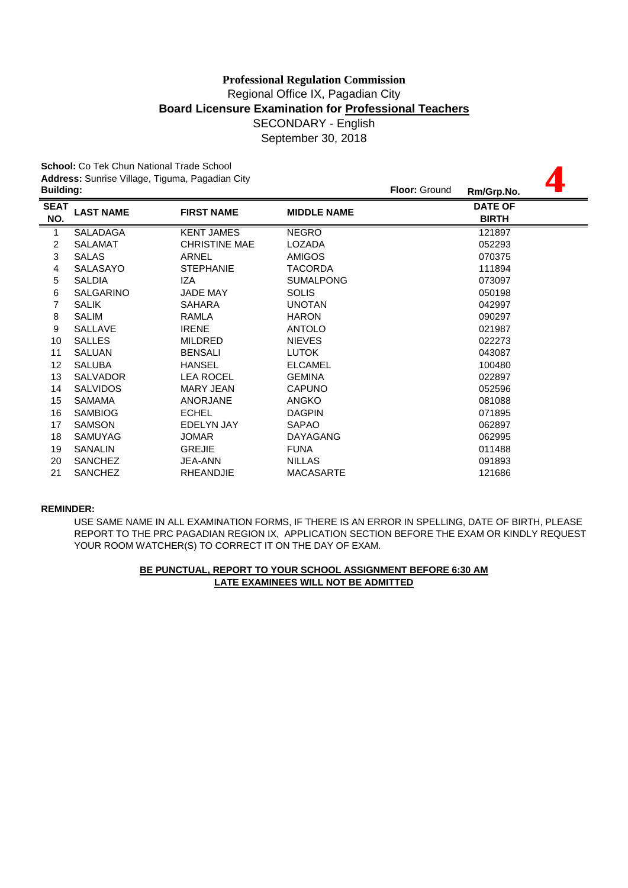**Professional Regulation Commission**
Regional Office IX, Pagadian City
**Board Licensure Examination for Professional Teachers**
SECONDARY - English
September 30, 2018

**School:** Co Tek Chun National Trade School
**Address:** Sunrise Village, Tiguma, Pagadian City
**Building:** **Floor:** Ground **Rm/Grp.No.** **4**

| SEAT NO. | LAST NAME | FIRST NAME | MIDDLE NAME | DATE OF BIRTH |
|---|---|---|---|---|
| 1 | SALADAGA | KENT JAMES | NEGRO | 121897 |
| 2 | SALAMAT | CHRISTINE MAE | LOZADA | 052293 |
| 3 | SALAS | ARNEL | AMIGOS | 070375 |
| 4 | SALASAYO | STEPHANIE | TACORDA | 111894 |
| 5 | SALDIA | IZA | SUMALPONG | 073097 |
| 6 | SALGARINO | JADE MAY | SOLIS | 050198 |
| 7 | SALIK | SAHARA | UNOTAN | 042997 |
| 8 | SALIM | RAMLA | HARON | 090297 |
| 9 | SALLAVE | IRENE | ANTOLO | 021987 |
| 10 | SALLES | MILDRED | NIEVES | 022273 |
| 11 | SALUAN | BENSALI | LUTOK | 043087 |
| 12 | SALUBA | HANSEL | ELCAMEL | 100480 |
| 13 | SALVADOR | LEA ROCEL | GEMINA | 022897 |
| 14 | SALVIDOS | MARY JEAN | CAPUNO | 052596 |
| 15 | SAMAMA | ANORJANE | ANGKO | 081088 |
| 16 | SAMBIOG | ECHEL | DAGPIN | 071895 |
| 17 | SAMSON | EDELYN JAY | SAPAO | 062897 |
| 18 | SAMUYAG | JOMAR | DAYAGANG | 062995 |
| 19 | SANALIN | GREJIE | FUNA | 011488 |
| 20 | SANCHEZ | JEA-ANN | NILLAS | 091893 |
| 21 | SANCHEZ | RHEANDJIE | MACASARTE | 121686 |

**REMINDER:**

USE SAME NAME IN ALL EXAMINATION FORMS, IF THERE IS AN ERROR IN SPELLING, DATE OF BIRTH, PLEASE REPORT TO THE PRC PAGADIAN REGION IX, APPLICATION SECTION BEFORE THE EXAM OR KINDLY REQUEST YOUR ROOM WATCHER(S) TO CORRECT IT ON THE DAY OF EXAM.

**BE PUNCTUAL, REPORT TO YOUR SCHOOL ASSIGNMENT BEFORE 6:30 AM**
**LATE EXAMINEES WILL NOT BE ADMITTED**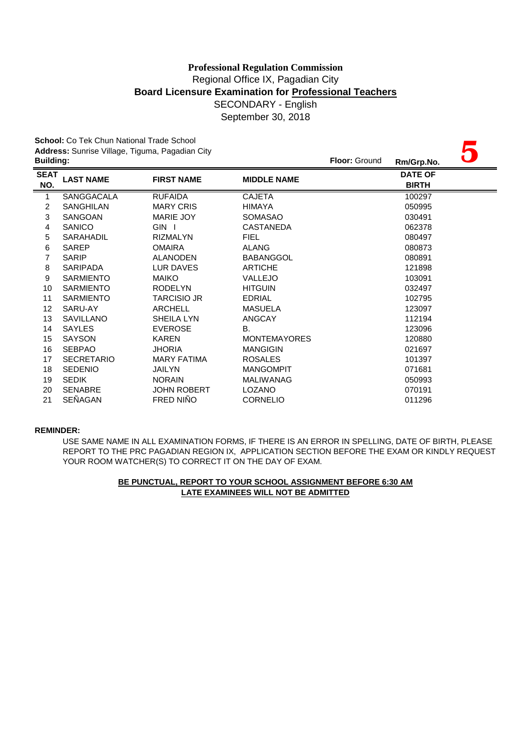**Professional Regulation Commission**
Regional Office IX, Pagadian City
**Board Licensure Examination for Professional Teachers**
SECONDARY - English
September 30, 2018

**School:** Co Tek Chun National Trade School
**Address:** Sunrise Village, Tiguma, Pagadian City
**Building:** **Floor:** Ground **Rm/Grp.No.** **5**

| SEAT NO. | LAST NAME | FIRST NAME | MIDDLE NAME | DATE OF BIRTH |
|---|---|---|---|---|
| 1 | SANGGACALA | RUFAIDA | CAJETA | 100297 |
| 2 | SANGHILAN | MARY CRIS | HIMAYA | 050995 |
| 3 | SANGOAN | MARIE JOY | SOMASAO | 030491 |
| 4 | SANICO | GIN I | CASTANEDA | 062378 |
| 5 | SARAHADIL | RIZMALYN | FIEL | 080497 |
| 6 | SAREP | OMAIRA | ALANG | 080873 |
| 7 | SARIP | ALANODEN | BABANGGOL | 080891 |
| 8 | SARIPADA | LUR DAVES | ARTICHE | 121898 |
| 9 | SARMIENTO | MAIKO | VALLEJO | 103091 |
| 10 | SARMIENTO | RODELYN | HITGUIN | 032497 |
| 11 | SARMIENTO | TARCISIO JR | EDRIAL | 102795 |
| 12 | SARU-AY | ARCHELL | MASUELA | 123097 |
| 13 | SAVILLANO | SHEILA LYN | ANGCAY | 112194 |
| 14 | SAYLES | EVEROSE | B. | 123096 |
| 15 | SAYSON | KAREN | MONTEMAYORES | 120880 |
| 16 | SEBPAO | JHORIA | MANGIGIN | 021697 |
| 17 | SECRETARIO | MARY FATIMA | ROSALES | 101397 |
| 18 | SEDENIO | JAILYN | MANGOMPIT | 071681 |
| 19 | SEDIK | NORAIN | MALIWANAG | 050993 |
| 20 | SENABRE | JOHN ROBERT | LOZANO | 070191 |
| 21 | SEÑAGAN | FRED NIÑO | CORNELIO | 011296 |

**REMINDER:**

USE SAME NAME IN ALL EXAMINATION FORMS, IF THERE IS AN ERROR IN SPELLING, DATE OF BIRTH, PLEASE REPORT TO THE PRC PAGADIAN REGION IX, APPLICATION SECTION BEFORE THE EXAM OR KINDLY REQUEST YOUR ROOM WATCHER(S) TO CORRECT IT ON THE DAY OF EXAM.

**BE PUNCTUAL, REPORT TO YOUR SCHOOL ASSIGNMENT BEFORE 6:30 AM**
**LATE EXAMINEES WILL NOT BE ADMITTED**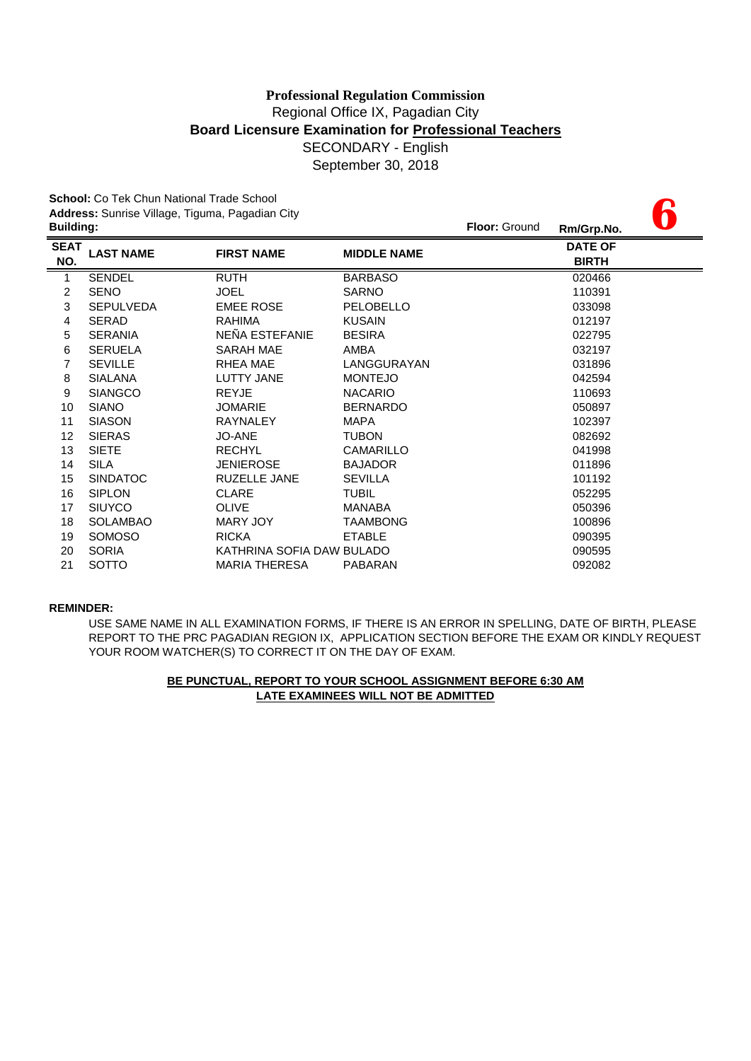**Professional Regulation Commission**
Regional Office IX, Pagadian City
**Board Licensure Examination for Professional Teachers**
SECONDARY - English
September 30, 2018

**School:** Co Tek Chun National Trade School
**Address:** Sunrise Village, Tiguma, Pagadian City
**Building:** **Floor:** Ground **Rm/Grp.No.** **6**

| SEAT NO. | LAST NAME | FIRST NAME | MIDDLE NAME | DATE OF BIRTH |
|---|---|---|---|---|
| 1 | SENDEL | RUTH | BARBASO | 020466 |
| 2 | SENO | JOEL | SARNO | 110391 |
| 3 | SEPULVEDA | EMEE ROSE | PELOBELLO | 033098 |
| 4 | SERAD | RAHIMA | KUSAIN | 012197 |
| 5 | SERANIA | NEÑA ESTEFANIE | BESIRA | 022795 |
| 6 | SERUELA | SARAH MAE | AMBA | 032197 |
| 7 | SEVILLE | RHEA MAE | LANGGURAYAN | 031896 |
| 8 | SIALANA | LUTTY JANE | MONTEJO | 042594 |
| 9 | SIANGCO | REYJE | NACARIO | 110693 |
| 10 | SIANO | JOMARIE | BERNARDO | 050897 |
| 11 | SIASON | RAYNALEY | MAPA | 102397 |
| 12 | SIERAS | JO-ANE | TUBON | 082692 |
| 13 | SIETE | RECHYL | CAMARILLO | 041998 |
| 14 | SILA | JENIEROSE | BAJADOR | 011896 |
| 15 | SINDATOC | RUZELLE JANE | SEVILLA | 101192 |
| 16 | SIPLON | CLARE | TUBIL | 052295 |
| 17 | SIUYCO | OLIVE | MANABA | 050396 |
| 18 | SOLAMBAO | MARY JOY | TAAMBONG | 100896 |
| 19 | SOMOSO | RICKA | ETABLE | 090395 |
| 20 | SORIA | KATHRINA SOFIA DAW | BULADO | 090595 |
| 21 | SOTTO | MARIA THERESA | PABARAN | 092082 |

**REMINDER:**

USE SAME NAME IN ALL EXAMINATION FORMS, IF THERE IS AN ERROR IN SPELLING, DATE OF BIRTH, PLEASE REPORT TO THE PRC PAGADIAN REGION IX, APPLICATION SECTION BEFORE THE EXAM OR KINDLY REQUEST YOUR ROOM WATCHER(S) TO CORRECT IT ON THE DAY OF EXAM.

**BE PUNCTUAL, REPORT TO YOUR SCHOOL ASSIGNMENT BEFORE 6:30 AM**
**LATE EXAMINEES WILL NOT BE ADMITTED**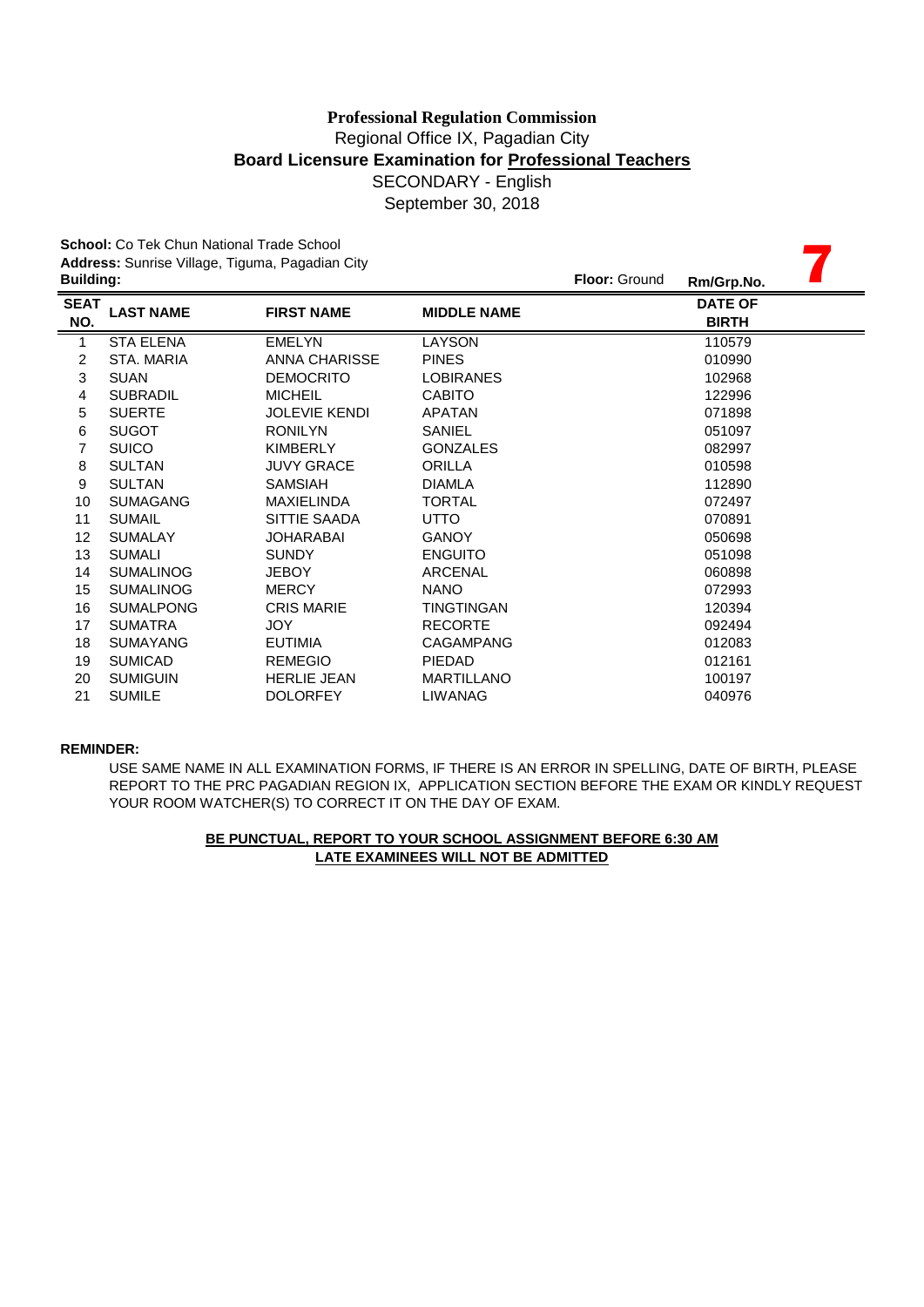**Professional Regulation Commission**
Regional Office IX, Pagadian City
**Board Licensure Examination for Professional Teachers**
SECONDARY - English
September 30, 2018

**School:** Co Tek Chun National Trade School
**Address:** Sunrise Village, Tiguma, Pagadian City
**Building:** **Floor:** Ground **Rm/Grp.No.** 7

| SEAT NO. | LAST NAME | FIRST NAME | MIDDLE NAME | DATE OF BIRTH |
|---|---|---|---|---|
| 1 | STA ELENA | EMELYN | LAYSON | 110579 |
| 2 | STA. MARIA | ANNA CHARISSE | PINES | 010990 |
| 3 | SUAN | DEMOCRITO | LOBIRANES | 102968 |
| 4 | SUBRADIL | MICHEIL | CABITO | 122996 |
| 5 | SUERTE | JOLEVIE KENDI | APATAN | 071898 |
| 6 | SUGOT | RONILYN | SANIEL | 051097 |
| 7 | SUICO | KIMBERLY | GONZALES | 082997 |
| 8 | SULTAN | JUVY GRACE | ORILLA | 010598 |
| 9 | SULTAN | SAMSIAH | DIAMLA | 112890 |
| 10 | SUMAGANG | MAXIELINDA | TORTAL | 072497 |
| 11 | SUMAIL | SITTIE SAADA | UTTO | 070891 |
| 12 | SUMALAY | JOHARABAI | GANOY | 050698 |
| 13 | SUMALI | SUNDY | ENGUITO | 051098 |
| 14 | SUMALINOG | JEBOY | ARCENAL | 060898 |
| 15 | SUMALINOG | MERCY | NANO | 072993 |
| 16 | SUMALPONG | CRIS MARIE | TINGTINGAN | 120394 |
| 17 | SUMATRA | JOY | RECORTE | 092494 |
| 18 | SUMAYANG | EUTIMIA | CAGAMPANG | 012083 |
| 19 | SUMICAD | REMEGIO | PIEDAD | 012161 |
| 20 | SUMIGUIN | HERLIE JEAN | MARTILLANO | 100197 |
| 21 | SUMILE | DOLORFEY | LIWANAG | 040976 |

**REMINDER:**

USE SAME NAME IN ALL EXAMINATION FORMS, IF THERE IS AN ERROR IN SPELLING, DATE OF BIRTH, PLEASE REPORT TO THE PRC PAGADIAN REGION IX, APPLICATION SECTION BEFORE THE EXAM OR KINDLY REQUEST YOUR ROOM WATCHER(S) TO CORRECT IT ON THE DAY OF EXAM.

**BE PUNCTUAL, REPORT TO YOUR SCHOOL ASSIGNMENT BEFORE 6:30 AM**
**LATE EXAMINEES WILL NOT BE ADMITTED**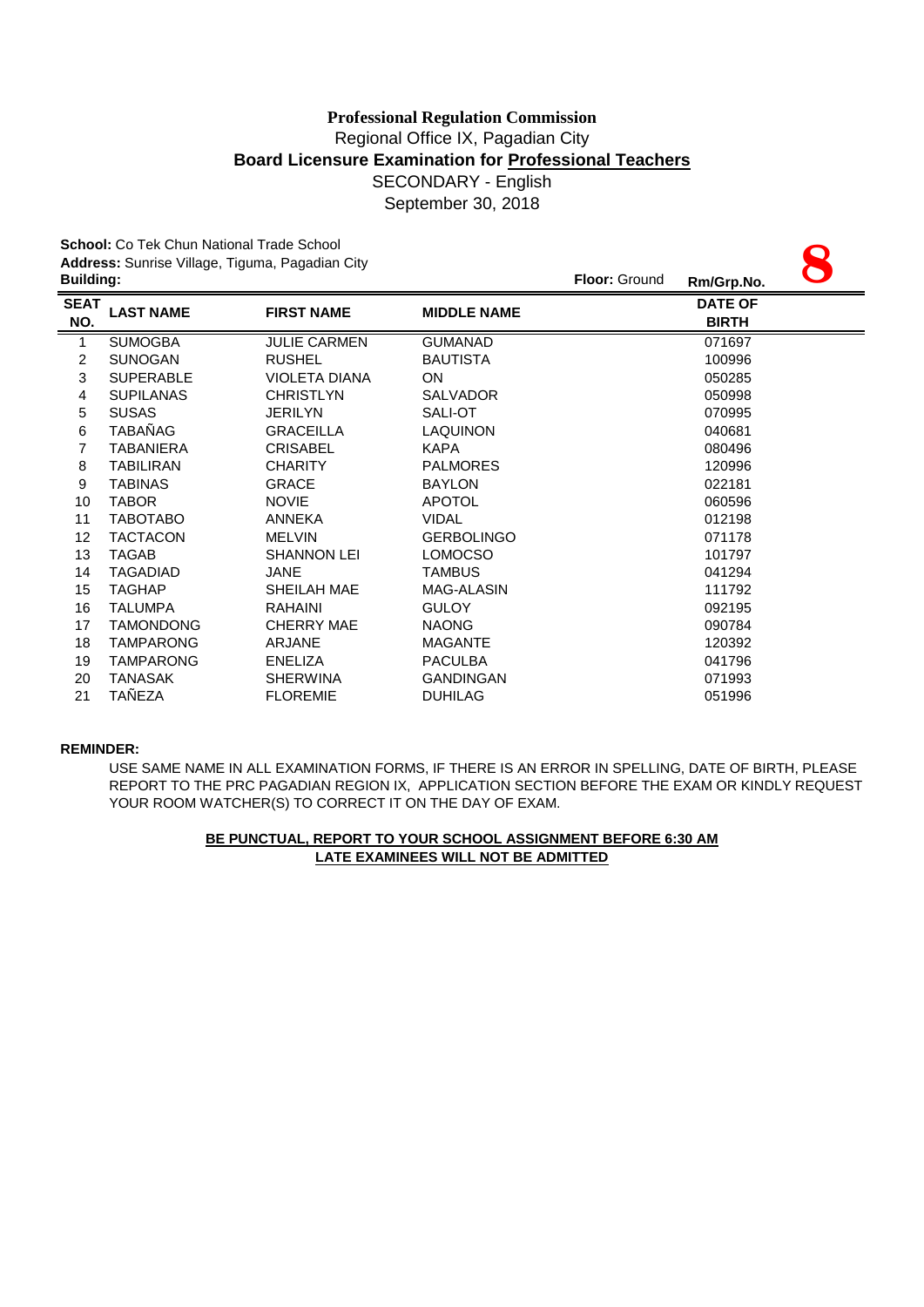**Professional Regulation Commission**
Regional Office IX, Pagadian City
**Board Licensure Examination for Professional Teachers**
SECONDARY - English
September 30, 2018

**School:** Co Tek Chun National Trade School
**Address:** Sunrise Village, Tiguma, Pagadian City
**Building:**
**Floor:** Ground
**Rm/Grp.No.** **8**

| SEAT NO. | LAST NAME | FIRST NAME | MIDDLE NAME | DATE OF BIRTH |
|---|---|---|---|---|
| 1 | SUMOGBA | JULIE CARMEN | GUMANAD | 071697 |
| 2 | SUNOGAN | RUSHEL | BAUTISTA | 100996 |
| 3 | SUPERABLE | VIOLETA DIANA | ON | 050285 |
| 4 | SUPILANAS | CHRISTLYN | SALVADOR | 050998 |
| 5 | SUSAS | JERILYN | SALI-OT | 070995 |
| 6 | TABAÑAG | GRACEILLA | LAQUINON | 040681 |
| 7 | TABANIERA | CRISABEL | KAPA | 080496 |
| 8 | TABILIRAN | CHARITY | PALMORES | 120996 |
| 9 | TABINAS | GRACE | BAYLON | 022181 |
| 10 | TABOR | NOVIE | APOTOL | 060596 |
| 11 | TABOTABO | ANNEKA | VIDAL | 012198 |
| 12 | TACTACON | MELVIN | GERBOLINGO | 071178 |
| 13 | TAGAB | SHANNON LEI | LOMOCSO | 101797 |
| 14 | TAGADIAD | JANE | TAMBUS | 041294 |
| 15 | TAGHAP | SHEILAH MAE | MAG-ALASIN | 111792 |
| 16 | TALUMPA | RAHAINI | GULOY | 092195 |
| 17 | TAMONDONG | CHERRY MAE | NAONG | 090784 |
| 18 | TAMPARONG | ARJANE | MAGANTE | 120392 |
| 19 | TAMPARONG | ENELIZA | PACULBA | 041796 |
| 20 | TANASAK | SHERWINA | GANDINGAN | 071993 |
| 21 | TAÑEZA | FLOREMIE | DUHILAG | 051996 |

**REMINDER:**

USE SAME NAME IN ALL EXAMINATION FORMS, IF THERE IS AN ERROR IN SPELLING, DATE OF BIRTH, PLEASE REPORT TO THE PRC PAGADIAN REGION IX, APPLICATION SECTION BEFORE THE EXAM OR KINDLY REQUEST YOUR ROOM WATCHER(S) TO CORRECT IT ON THE DAY OF EXAM.

**BE PUNCTUAL, REPORT TO YOUR SCHOOL ASSIGNMENT BEFORE 6:30 AM**
**LATE EXAMINEES WILL NOT BE ADMITTED**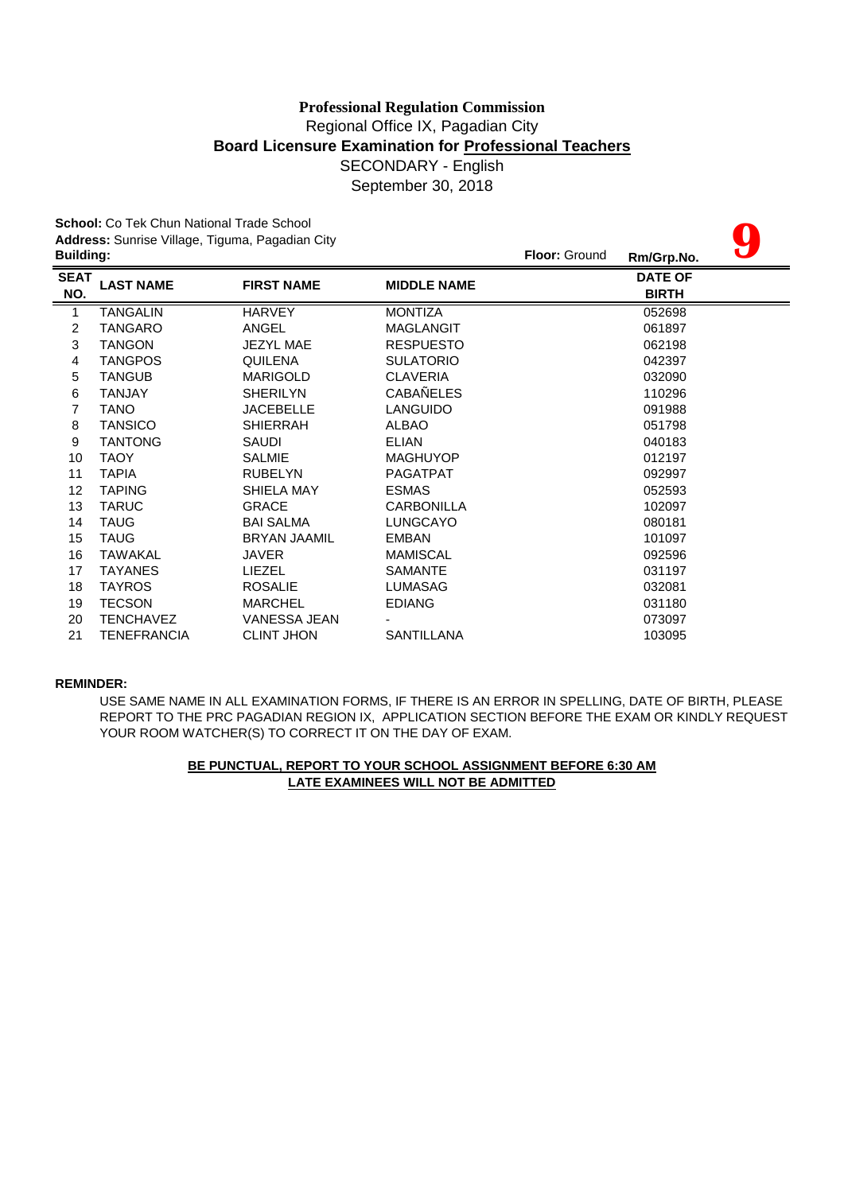**Professional Regulation Commission**
Regional Office IX, Pagadian City
**Board Licensure Examination for Professional Teachers**
SECONDARY - English
September 30, 2018

**School:** Co Tek Chun National Trade School
**Address:** Sunrise Village, Tiguma, Pagadian City
**Building:** **Floor:** Ground **Rm/Grp.No.** **9**

| SEAT NO. | LAST NAME | FIRST NAME | MIDDLE NAME | DATE OF BIRTH |
|---|---|---|---|---|
| 1 | TANGALIN | HARVEY | MONTIZA | 052698 |
| 2 | TANGARO | ANGEL | MAGLANGIT | 061897 |
| 3 | TANGON | JEZYL MAE | RESPUESTO | 062198 |
| 4 | TANGPOS | QUILENA | SULATORIO | 042397 |
| 5 | TANGUB | MARIGOLD | CLAVERIA | 032090 |
| 6 | TANJAY | SHERILYN | CABAÑELES | 110296 |
| 7 | TANO | JACEBELLE | LANGUIDO | 091988 |
| 8 | TANSICO | SHIERRAH | ALBAO | 051798 |
| 9 | TANTONG | SAUDI | ELIAN | 040183 |
| 10 | TAOY | SALMIE | MAGHUYOP | 012197 |
| 11 | TAPIA | RUBELYN | PAGATPAT | 092997 |
| 12 | TAPING | SHIELA MAY | ESMAS | 052593 |
| 13 | TARUC | GRACE | CARBONILLA | 102097 |
| 14 | TAUG | BAI SALMA | LUNGCAYO | 080181 |
| 15 | TAUG | BRYAN JAAMIL | EMBAN | 101097 |
| 16 | TAWAKAL | JAVER | MAMISCAL | 092596 |
| 17 | TAYANES | LIEZEL | SAMANTE | 031197 |
| 18 | TAYROS | ROSALIE | LUMASAG | 032081 |
| 19 | TECSON | MARCHEL | EDIANG | 031180 |
| 20 | TENCHAVEZ | VANESSA JEAN | - | 073097 |
| 21 | TENEFRANCIA | CLINT JHON | SANTILLANA | 103095 |

**REMINDER:**

USE SAME NAME IN ALL EXAMINATION FORMS, IF THERE IS AN ERROR IN SPELLING, DATE OF BIRTH, PLEASE REPORT TO THE PRC PAGADIAN REGION IX, APPLICATION SECTION BEFORE THE EXAM OR KINDLY REQUEST YOUR ROOM WATCHER(S) TO CORRECT IT ON THE DAY OF EXAM.

**BE PUNCTUAL, REPORT TO YOUR SCHOOL ASSIGNMENT BEFORE 6:30 AM**
**LATE EXAMINEES WILL NOT BE ADMITTED**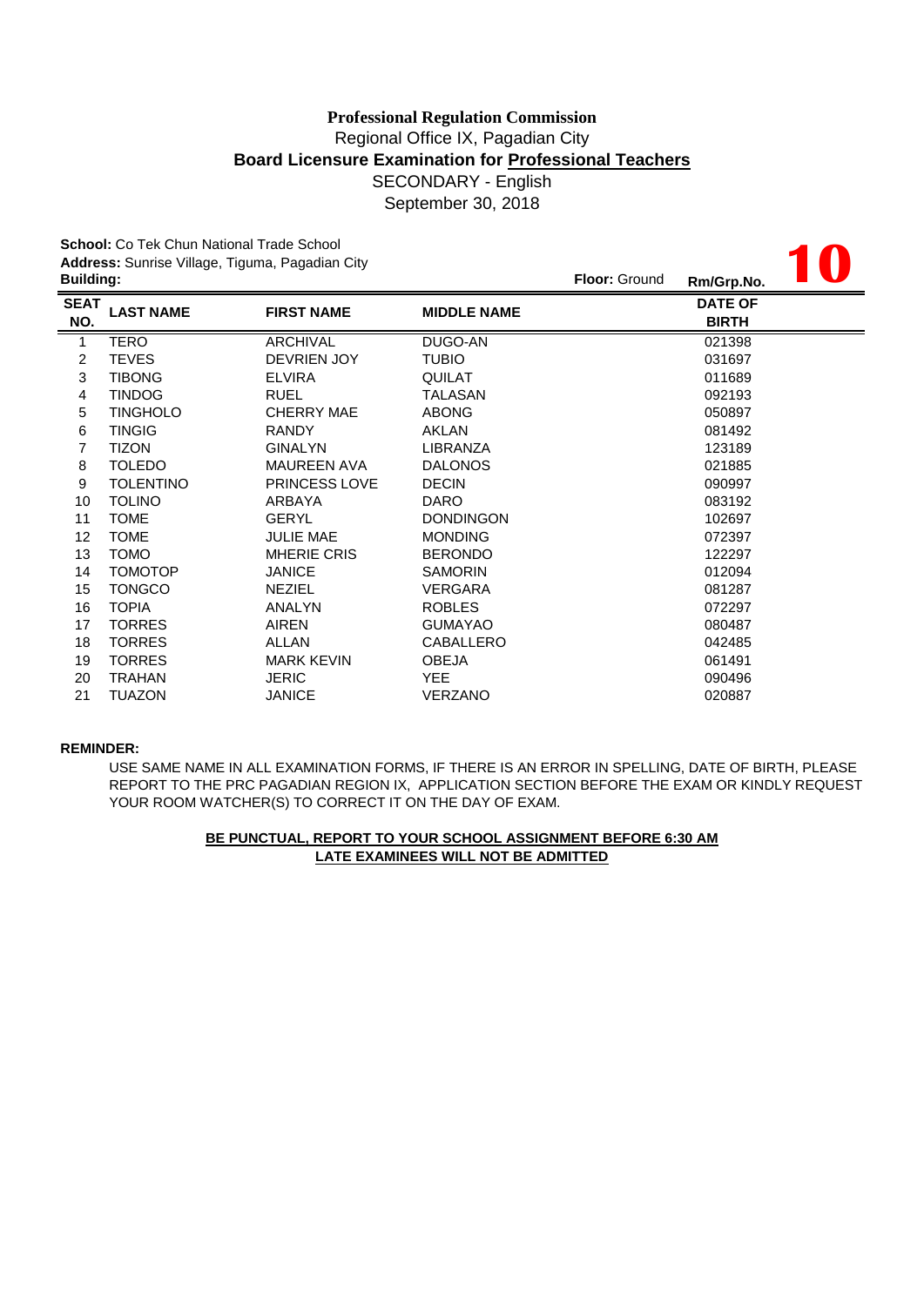**Professional Regulation Commission**
Regional Office IX, Pagadian City
**Board Licensure Examination for Professional Teachers**
SECONDARY - English
September 30, 2018

**School:** Co Tek Chun National Trade School
**Address:** Sunrise Village, Tiguma, Pagadian City
**Building:** **Floor:** Ground **Rm/Grp.No.** **10**

| SEAT NO. | LAST NAME | FIRST NAME | MIDDLE NAME | DATE OF BIRTH |
|---|---|---|---|---|
| 1 | TERO | ARCHIVAL | DUGO-AN | 021398 |
| 2 | TEVES | DEVRIEN JOY | TUBIO | 031697 |
| 3 | TIBONG | ELVIRA | QUILAT | 011689 |
| 4 | TINDOG | RUEL | TALASAN | 092193 |
| 5 | TINGHOLO | CHERRY MAE | ABONG | 050897 |
| 6 | TINGIG | RANDY | AKLAN | 081492 |
| 7 | TIZON | GINALYN | LIBRANZA | 123189 |
| 8 | TOLEDO | MAUREEN AVA | DALONOS | 021885 |
| 9 | TOLENTINO | PRINCESS LOVE | DECIN | 090997 |
| 10 | TOLINO | ARBAYA | DARO | 083192 |
| 11 | TOME | GERYL | DONDINGON | 102697 |
| 12 | TOME | JULIE MAE | MONDING | 072397 |
| 13 | TOMO | MHERIE CRIS | BERONDO | 122297 |
| 14 | TOMOTOP | JANICE | SAMORIN | 012094 |
| 15 | TONGCO | NEZIEL | VERGARA | 081287 |
| 16 | TOPIA | ANALYN | ROBLES | 072297 |
| 17 | TORRES | AIREN | GUMAYAO | 080487 |
| 18 | TORRES | ALLAN | CABALLERO | 042485 |
| 19 | TORRES | MARK KEVIN | OBEJA | 061491 |
| 20 | TRAHAN | JERIC | YEE | 090496 |
| 21 | TUAZON | JANICE | VERZANO | 020887 |

**REMINDER:**

USE SAME NAME IN ALL EXAMINATION FORMS, IF THERE IS AN ERROR IN SPELLING, DATE OF BIRTH, PLEASE REPORT TO THE PRC PAGADIAN REGION IX, APPLICATION SECTION BEFORE THE EXAM OR KINDLY REQUEST YOUR ROOM WATCHER(S) TO CORRECT IT ON THE DAY OF EXAM.

**BE PUNCTUAL, REPORT TO YOUR SCHOOL ASSIGNMENT BEFORE 6:30 AM**
**LATE EXAMINEES WILL NOT BE ADMITTED**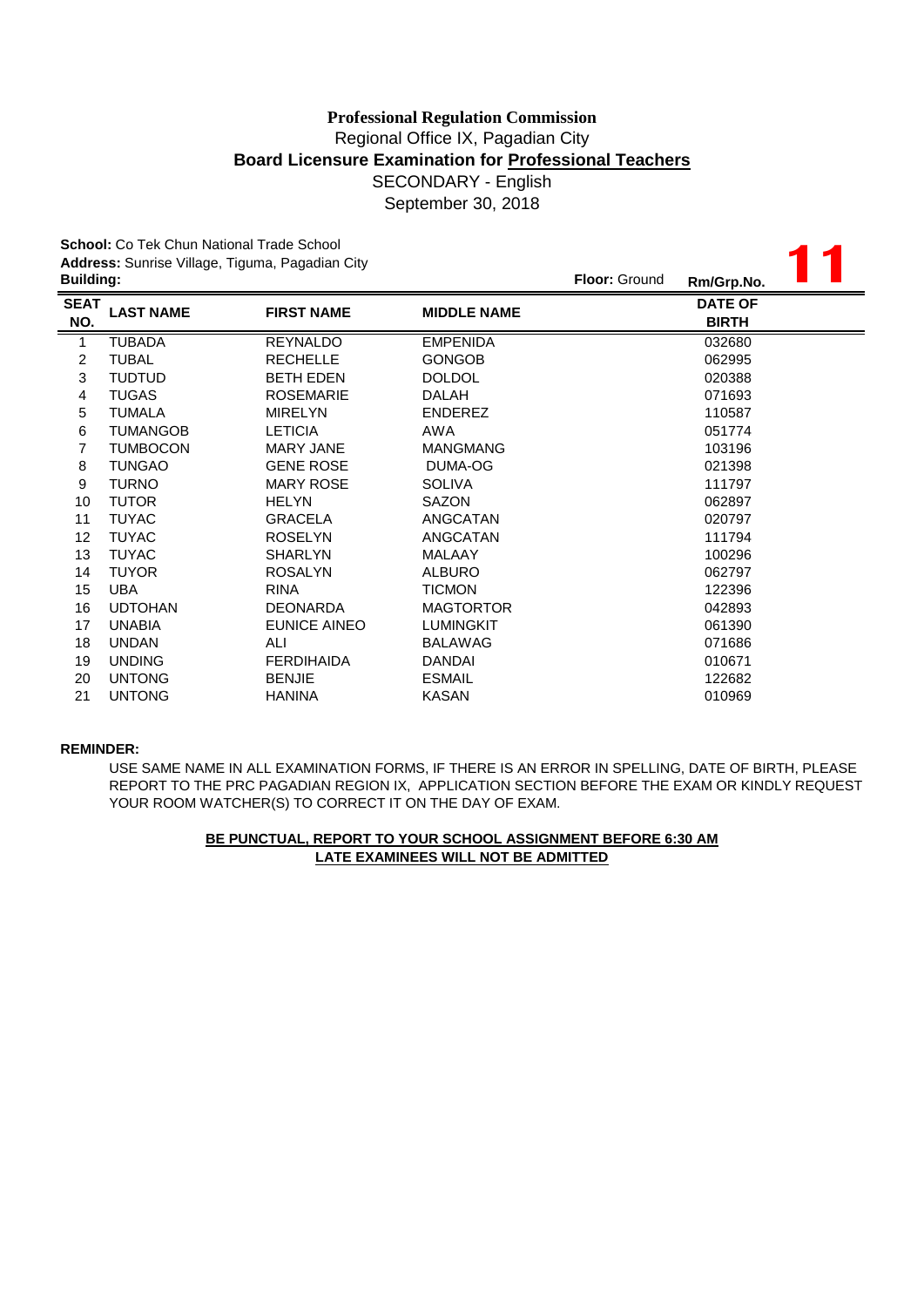**Professional Regulation Commission**
Regional Office IX, Pagadian City
**Board Licensure Examination for Professional Teachers**
SECONDARY - English
September 30, 2018

**School:** Co Tek Chun National Trade School
**Address:** Sunrise Village, Tiguma, Pagadian City
**Building:**
**Floor:** Ground
**Rm/Grp.No.** **11**

| SEAT NO. | LAST NAME | FIRST NAME | MIDDLE NAME | DATE OF BIRTH |
|---|---|---|---|---|
| 1 | TUBADA | REYNALDO | EMPENIDA | 032680 |
| 2 | TUBAL | RECHELLE | GONGOB | 062995 |
| 3 | TUDTUD | BETH EDEN | DOLDOL | 020388 |
| 4 | TUGAS | ROSEMARIE | DALAH | 071693 |
| 5 | TUMALA | MIRELYN | ENDEREZ | 110587 |
| 6 | TUMANGOB | LETICIA | AWA | 051774 |
| 7 | TUMBOCON | MARY JANE | MANGMANG | 103196 |
| 8 | TUNGAO | GENE ROSE | DUMA-OG | 021398 |
| 9 | TURNO | MARY ROSE | SOLIVA | 111797 |
| 10 | TUTOR | HELYN | SAZON | 062897 |
| 11 | TUYAC | GRACELA | ANGCATAN | 020797 |
| 12 | TUYAC | ROSELYN | ANGCATAN | 111794 |
| 13 | TUYAC | SHARLYN | MALAAY | 100296 |
| 14 | TUYOR | ROSALYN | ALBURO | 062797 |
| 15 | UBA | RINA | TICMON | 122396 |
| 16 | UDTOHAN | DEONARDA | MAGTORTOR | 042893 |
| 17 | UNABIA | EUNICE AINEO | LUMINGKIT | 061390 |
| 18 | UNDAN | ALI | BALAWAG | 071686 |
| 19 | UNDING | FERDIHAIDA | DANDAI | 010671 |
| 20 | UNTONG | BENJIE | ESMAIL | 122682 |
| 21 | UNTONG | HANINA | KASAN | 010969 |

**REMINDER:**

USE SAME NAME IN ALL EXAMINATION FORMS, IF THERE IS AN ERROR IN SPELLING, DATE OF BIRTH, PLEASE REPORT TO THE PRC PAGADIAN REGION IX, APPLICATION SECTION BEFORE THE EXAM OR KINDLY REQUEST YOUR ROOM WATCHER(S) TO CORRECT IT ON THE DAY OF EXAM.

**BE PUNCTUAL, REPORT TO YOUR SCHOOL ASSIGNMENT BEFORE 6:30 AM**
**LATE EXAMINEES WILL NOT BE ADMITTED**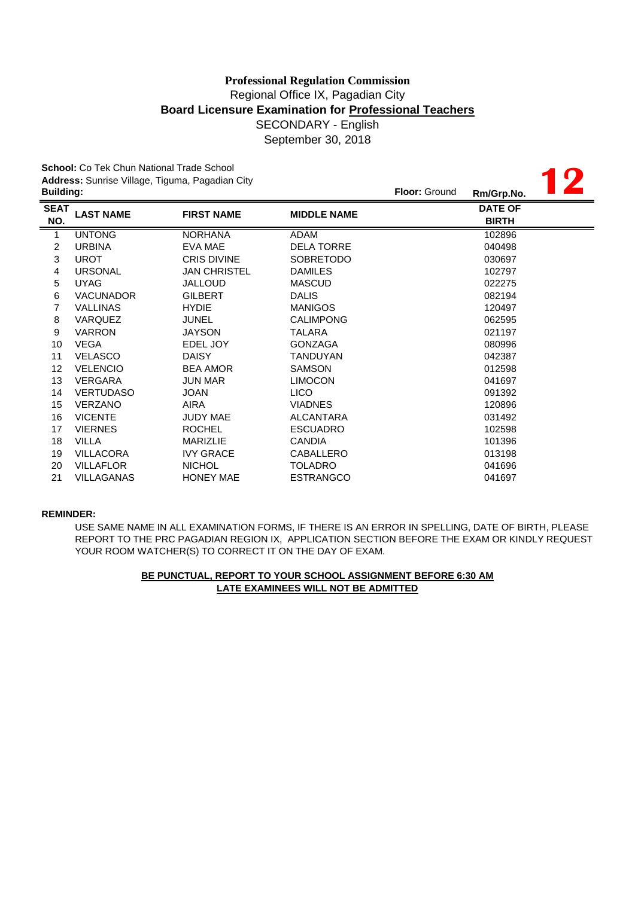**Professional Regulation Commission**
Regional Office IX, Pagadian City
**Board Licensure Examination for Professional Teachers**
SECONDARY - English
September 30, 2018

**School:** Co Tek Chun National Trade School
**Address:** Sunrise Village, Tiguma, Pagadian City
**Building:** **Floor:** Ground **Rm/Grp.No.** **12**

| SEAT NO. | LAST NAME | FIRST NAME | MIDDLE NAME | DATE OF BIRTH |
|---|---|---|---|---|
| 1 | UNTONG | NORHANA | ADAM | 102896 |
| 2 | URBINA | EVA MAE | DELA TORRE | 040498 |
| 3 | UROT | CRIS DIVINE | SOBRETODO | 030697 |
| 4 | URSONAL | JAN CHRISTEL | DAMILES | 102797 |
| 5 | UYAG | JALLOUD | MASCUD | 022275 |
| 6 | VACUNADOR | GILBERT | DALIS | 082194 |
| 7 | VALLINAS | HYDIE | MANIGOS | 120497 |
| 8 | VARQUEZ | JUNEL | CALIMPONG | 062595 |
| 9 | VARRON | JAYSON | TALARA | 021197 |
| 10 | VEGA | EDEL JOY | GONZAGA | 080996 |
| 11 | VELASCO | DAISY | TANDUYAN | 042387 |
| 12 | VELENCIO | BEA AMOR | SAMSON | 012598 |
| 13 | VERGARA | JUN MAR | LIMOCON | 041697 |
| 14 | VERTUDASO | JOAN | LICO | 091392 |
| 15 | VERZANO | AIRA | VIADNES | 120896 |
| 16 | VICENTE | JUDY MAE | ALCANTARA | 031492 |
| 17 | VIERNES | ROCHEL | ESCUADRO | 102598 |
| 18 | VILLA | MARIZLIE | CANDIA | 101396 |
| 19 | VILLACORA | IVY GRACE | CABALLERO | 013198 |
| 20 | VILLAFLOR | NICHOL | TOLADRO | 041696 |
| 21 | VILLAGANAS | HONEY MAE | ESTRANGCO | 041697 |

**REMINDER:**

USE SAME NAME IN ALL EXAMINATION FORMS, IF THERE IS AN ERROR IN SPELLING, DATE OF BIRTH, PLEASE REPORT TO THE PRC PAGADIAN REGION IX, APPLICATION SECTION BEFORE THE EXAM OR KINDLY REQUEST YOUR ROOM WATCHER(S) TO CORRECT IT ON THE DAY OF EXAM.

**BE PUNCTUAL, REPORT TO YOUR SCHOOL ASSIGNMENT BEFORE 6:30 AM**
**LATE EXAMINEES WILL NOT BE ADMITTED**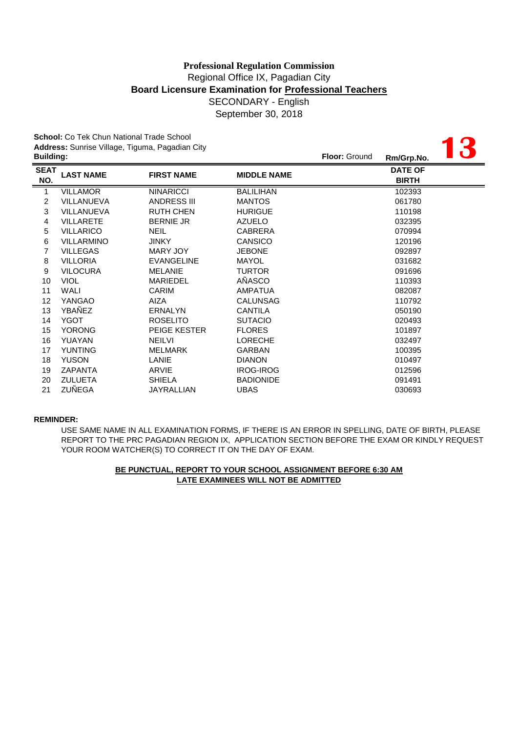**Professional Regulation Commission**

Regional Office IX, Pagadian City

**Board Licensure Examination for Professional Teachers**

SECONDARY - English

September 30, 2018

**School:** Co Tek Chun National Trade School

**Address:** Sunrise Village, Tiguma, Pagadian City

**Building:**

**Floor:** Ground

**Rm/Grp.No.** **13**

| SEAT NO. | LAST NAME | FIRST NAME | MIDDLE NAME | DATE OF BIRTH |
|---|---|---|---|---|
| 1 | VILLAMOR | NINARICCI | BALILIHAN | 102393 |
| 2 | VILLANUEVA | ANDRESS III | MANTOS | 061780 |
| 3 | VILLANUEVA | RUTH CHEN | HURIGUE | 110198 |
| 4 | VILLARETE | BERNIE JR | AZUELO | 032395 |
| 5 | VILLARICO | NEIL | CABRERA | 070994 |
| 6 | VILLARMINO | JINKY | CANSICO | 120196 |
| 7 | VILLEGAS | MARY JOY | JEBONE | 092897 |
| 8 | VILLORIA | EVANGELINE | MAYOL | 031682 |
| 9 | VILOCURA | MELANIE | TURTOR | 091696 |
| 10 | VIOL | MARIEDEL | AÑASCO | 110393 |
| 11 | WALI | CARIM | AMPATUA | 082087 |
| 12 | YANGAO | AIZA | CALUNSAG | 110792 |
| 13 | YBAÑEZ | ERNALYN | CANTILA | 050190 |
| 14 | YGOT | ROSELITO | SUTACIO | 020493 |
| 15 | YORONG | PEIGE KESTER | FLORES | 101897 |
| 16 | YUAYAN | NEILVI | LORECHE | 032497 |
| 17 | YUNTING | MELMARK | GARBAN | 100395 |
| 18 | YUSON | LANIE | DIANON | 010497 |
| 19 | ZAPANTA | ARVIE | IROG-IROG | 012596 |
| 20 | ZULUETA | SHIELA | BADIONIDE | 091491 |
| 21 | ZUÑEGA | JAYRALLIAN | UBAS | 030693 |

**REMINDER:**

USE SAME NAME IN ALL EXAMINATION FORMS, IF THERE IS AN ERROR IN SPELLING, DATE OF BIRTH, PLEASE REPORT TO THE PRC PAGADIAN REGION IX, APPLICATION SECTION BEFORE THE EXAM OR KINDLY REQUEST YOUR ROOM WATCHER(S) TO CORRECT IT ON THE DAY OF EXAM.

**BE PUNCTUAL, REPORT TO YOUR SCHOOL ASSIGNMENT BEFORE 6:30 AM**

**LATE EXAMINEES WILL NOT BE ADMITTED**